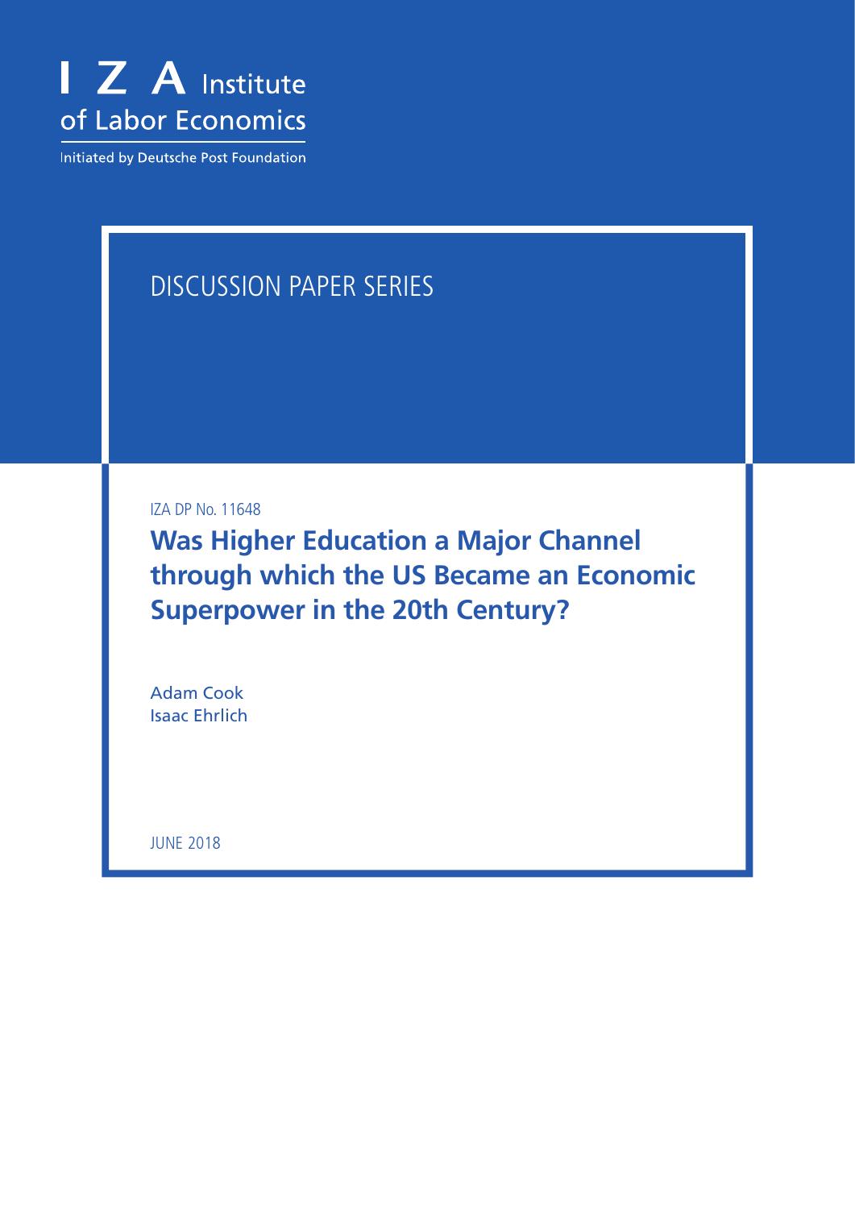I Z A Institute of Labor Economics

Initiated by Deutsche Post Foundation

DISCUSSION PAPER SERIES

IZA DP No. 11648

# Was Higher Education a Major Channel through which the US Became an Economic Superpower in the 20th Century?

Adam Cook
Isaac Ehrlich

JUNE 2018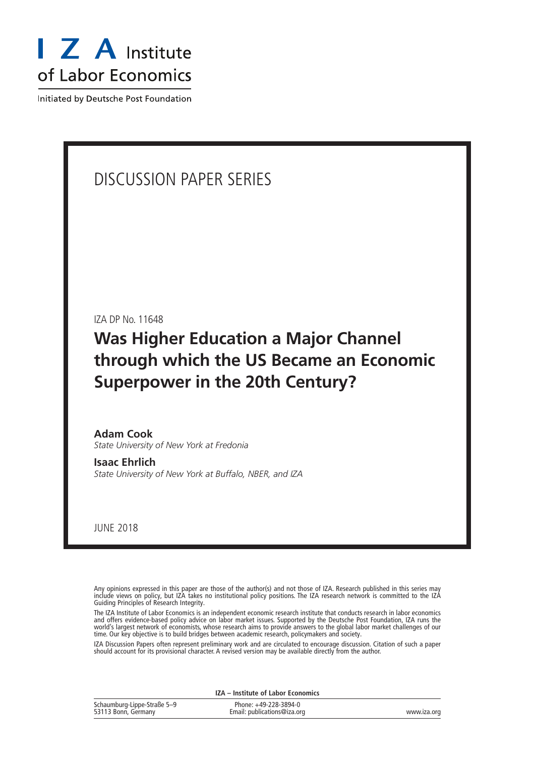# DISCUSSION PAPER SERIES

IZA DP No. 11648

# Was Higher Education a Major Channel through which the US Became an Economic Superpower in the 20th Century?

**Adam Cook**
*State University of New York at Fredonia*

**Isaac Ehrlich**
*State University of New York at Buffalo, NBER, and IZA*

JUNE 2018

Any opinions expressed in this paper are those of the author(s) and not those of IZA. Research published in this series may include views on policy, but IZA takes no institutional policy positions. The IZA research network is committed to the IZA Guiding Principles of Research Integrity.

The IZA Institute of Labor Economics is an independent economic research institute that conducts research in labor economics and offers evidence-based policy advice on labor market issues. Supported by the Deutsche Post Foundation, IZA runs the world's largest network of economists, whose research aims to provide answers to the global labor market challenges of our time. Our key objective is to build bridges between academic research, policymakers and society.

IZA Discussion Papers often represent preliminary work and are circulated to encourage discussion. Citation of such a paper should account for its provisional character. A revised version may be available directly from the author.

**IZA – Institute of Labor Economics**

| | | |
|---|---|---|
| Schaumburg-Lippe-Straße 5–9<br>53113 Bonn, Germany | Phone: +49-228-3894-0<br>Email: publications@iza.org | www.iza.org |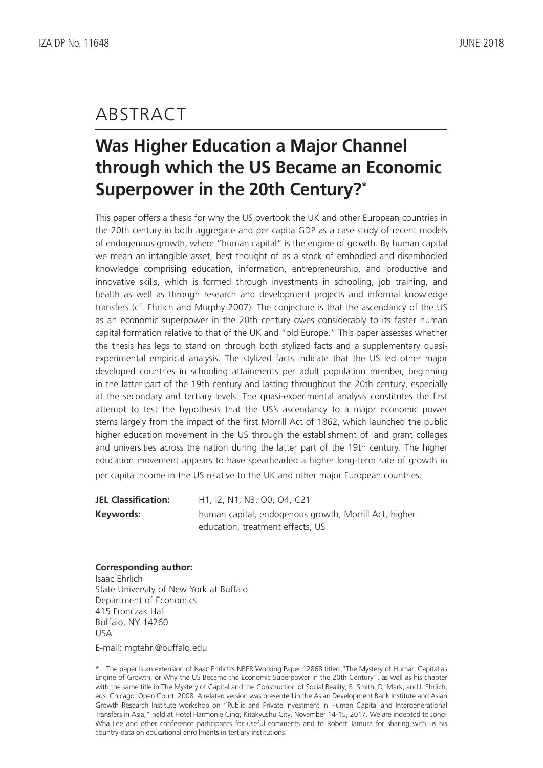# ABSTRACT

## Was Higher Education a Major Channel through which the US Became an Economic Superpower in the 20th Century?*

This paper offers a thesis for why the US overtook the UK and other European countries in the 20th century in both aggregate and per capita GDP as a case study of recent models of endogenous growth, where "human capital" is the engine of growth. By human capital we mean an intangible asset, best thought of as a stock of embodied and disembodied knowledge comprising education, information, entrepreneurship, and productive and innovative skills, which is formed through investments in schooling, job training, and health as well as through research and development projects and informal knowledge transfers (cf. Ehrlich and Murphy 2007). The conjecture is that the ascendancy of the US as an economic superpower in the 20th century owes considerably to its faster human capital formation relative to that of the UK and "old Europe." This paper assesses whether the thesis has legs to stand on through both stylized facts and a supplementary quasi-experimental empirical analysis. The stylized facts indicate that the US led other major developed countries in schooling attainments per adult population member, beginning in the latter part of the 19th century and lasting throughout the 20th century, especially at the secondary and tertiary levels. The quasi-experimental analysis constitutes the first attempt to test the hypothesis that the US's ascendancy to a major economic power stems largely from the impact of the first Morrill Act of 1862, which launched the public higher education movement in the US through the establishment of land grant colleges and universities across the nation during the latter part of the 19th century. The higher education movement appears to have spearheaded a higher long-term rate of growth in per capita income in the US relative to the UK and other major European countries.

**JEL Classification:** H1, I2, N1, N3, O0, O4, C21

**Keywords:** human capital, endogenous growth, Morrill Act, higher education, treatment effects, US

**Corresponding author:**
Isaac Ehrlich
State University of New York at Buffalo
Department of Economics
415 Fronczak Hall
Buffalo, NY 14260
USA

E-mail: mgtehrl@buffalo.edu

---

\* The paper is an extension of Isaac Ehrlich's NBER Working Paper 12868 titled "The Mystery of Human Capital as Engine of Growth, or Why the US Became the Economic Superpower in the 20th Century", as well as his chapter with the same title in The Mystery of Capital and the Construction of Social Reality, B. Smith, D. Mark, and I. Ehrlich, eds. Chicago: Open Court, 2008. A related version was presented in the Asian Development Bank Institute and Asian Growth Research Institute workshop on "Public and Private Investment in Human Capital and Intergenerational Transfers in Asia," held at Hotel Harmonie Cinq, Kitakyushu City, November 14-15, 2017. We are indebted to Jong-Wha Lee and other conference participants for useful comments and to Robert Tamura for sharing with us his country-data on educational enrollments in tertiary institutions.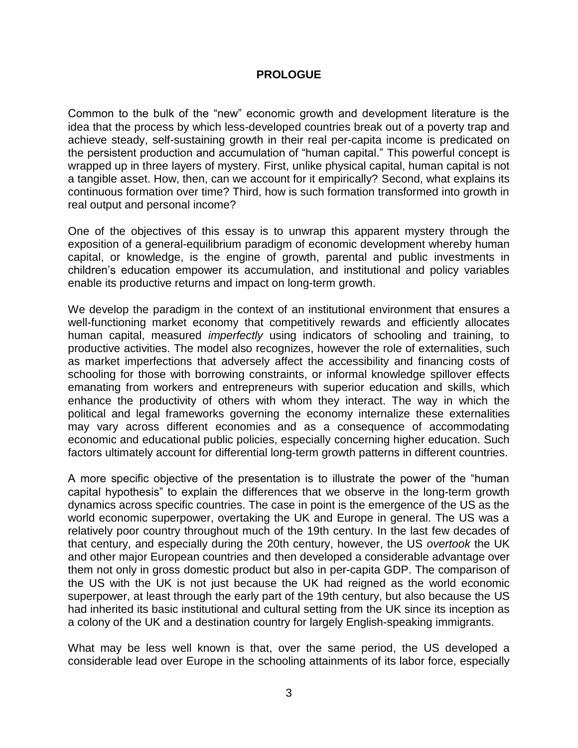# PROLOGUE

Common to the bulk of the "new" economic growth and development literature is the idea that the process by which less-developed countries break out of a poverty trap and achieve steady, self-sustaining growth in their real per-capita income is predicated on the persistent production and accumulation of "human capital." This powerful concept is wrapped up in three layers of mystery. First, unlike physical capital, human capital is not a tangible asset. How, then, can we account for it empirically? Second, what explains its continuous formation over time? Third, how is such formation transformed into growth in real output and personal income?

One of the objectives of this essay is to unwrap this apparent mystery through the exposition of a general-equilibrium paradigm of economic development whereby human capital, or knowledge, is the engine of growth, parental and public investments in children's education empower its accumulation, and institutional and policy variables enable its productive returns and impact on long-term growth.

We develop the paradigm in the context of an institutional environment that ensures a well-functioning market economy that competitively rewards and efficiently allocates human capital, measured *imperfectly* using indicators of schooling and training, to productive activities. The model also recognizes, however the role of externalities, such as market imperfections that adversely affect the accessibility and financing costs of schooling for those with borrowing constraints, or informal knowledge spillover effects emanating from workers and entrepreneurs with superior education and skills, which enhance the productivity of others with whom they interact. The way in which the political and legal frameworks governing the economy internalize these externalities may vary across different economies and as a consequence of accommodating economic and educational public policies, especially concerning higher education. Such factors ultimately account for differential long-term growth patterns in different countries.

A more specific objective of the presentation is to illustrate the power of the "human capital hypothesis" to explain the differences that we observe in the long-term growth dynamics across specific countries. The case in point is the emergence of the US as the world economic superpower, overtaking the UK and Europe in general. The US was a relatively poor country throughout much of the 19th century. In the last few decades of that century, and especially during the 20th century, however, the US *overtook* the UK and other major European countries and then developed a considerable advantage over them not only in gross domestic product but also in per-capita GDP. The comparison of the US with the UK is not just because the UK had reigned as the world economic superpower, at least through the early part of the 19th century, but also because the US had inherited its basic institutional and cultural setting from the UK since its inception as a colony of the UK and a destination country for largely English-speaking immigrants.

What may be less well known is that, over the same period, the US developed a considerable lead over Europe in the schooling attainments of its labor force, especially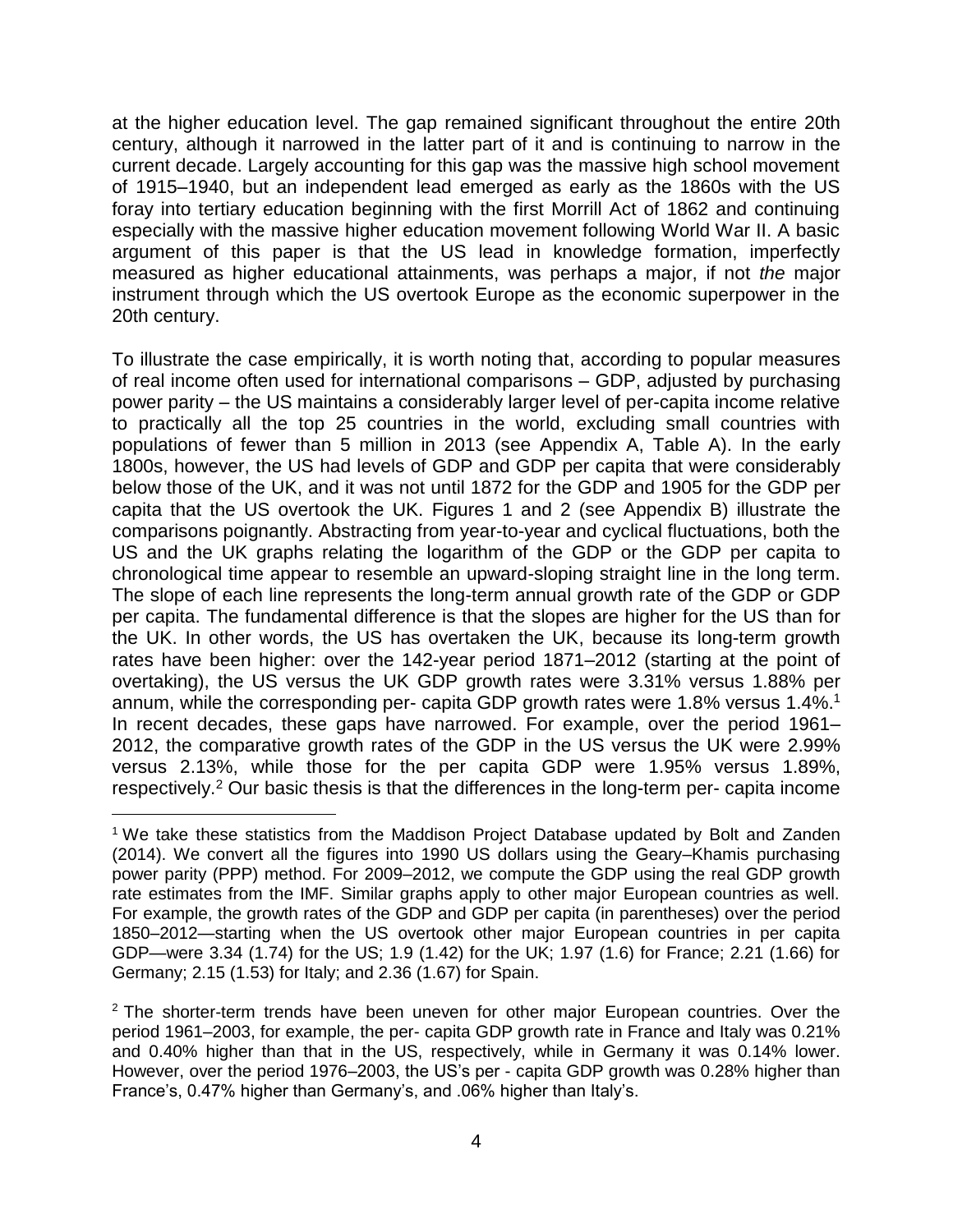at the higher education level. The gap remained significant throughout the entire 20th century, although it narrowed in the latter part of it and is continuing to narrow in the current decade. Largely accounting for this gap was the massive high school movement of 1915–1940, but an independent lead emerged as early as the 1860s with the US foray into tertiary education beginning with the first Morrill Act of 1862 and continuing especially with the massive higher education movement following World War II. A basic argument of this paper is that the US lead in knowledge formation, imperfectly measured as higher educational attainments, was perhaps a major, if not *the* major instrument through which the US overtook Europe as the economic superpower in the 20th century.

To illustrate the case empirically, it is worth noting that, according to popular measures of real income often used for international comparisons – GDP, adjusted by purchasing power parity – the US maintains a considerably larger level of per-capita income relative to practically all the top 25 countries in the world, excluding small countries with populations of fewer than 5 million in 2013 (see Appendix A, Table A). In the early 1800s, however, the US had levels of GDP and GDP per capita that were considerably below those of the UK, and it was not until 1872 for the GDP and 1905 for the GDP per capita that the US overtook the UK. Figures 1 and 2 (see Appendix B) illustrate the comparisons poignantly. Abstracting from year-to-year and cyclical fluctuations, both the US and the UK graphs relating the logarithm of the GDP or the GDP per capita to chronological time appear to resemble an upward-sloping straight line in the long term. The slope of each line represents the long-term annual growth rate of the GDP or GDP per capita. The fundamental difference is that the slopes are higher for the US than for the UK. In other words, the US has overtaken the UK, because its long-term growth rates have been higher: over the 142-year period 1871–2012 (starting at the point of overtaking), the US versus the UK GDP growth rates were 3.31% versus 1.88% per annum, while the corresponding per- capita GDP growth rates were 1.8% versus 1.4%.[1] In recent decades, these gaps have narrowed. For example, over the period 1961–2012, the comparative growth rates of the GDP in the US versus the UK were 2.99% versus 2.13%, while those for the per capita GDP were 1.95% versus 1.89%, respectively.[2] Our basic thesis is that the differences in the long-term per- capita income

[1] We take these statistics from the Maddison Project Database updated by Bolt and Zanden (2014). We convert all the figures into 1990 US dollars using the Geary–Khamis purchasing power parity (PPP) method. For 2009–2012, we compute the GDP using the real GDP growth rate estimates from the IMF. Similar graphs apply to other major European countries as well. For example, the growth rates of the GDP and GDP per capita (in parentheses) over the period 1850–2012—starting when the US overtook other major European countries in per capita GDP—were 3.34 (1.74) for the US; 1.9 (1.42) for the UK; 1.97 (1.6) for France; 2.21 (1.66) for Germany; 2.15 (1.53) for Italy; and 2.36 (1.67) for Spain.

[2] The shorter-term trends have been uneven for other major European countries. Over the period 1961–2003, for example, the per- capita GDP growth rate in France and Italy was 0.21% and 0.40% higher than that in the US, respectively, while in Germany it was 0.14% lower. However, over the period 1976–2003, the US's per - capita GDP growth was 0.28% higher than France's, 0.47% higher than Germany's, and .06% higher than Italy's.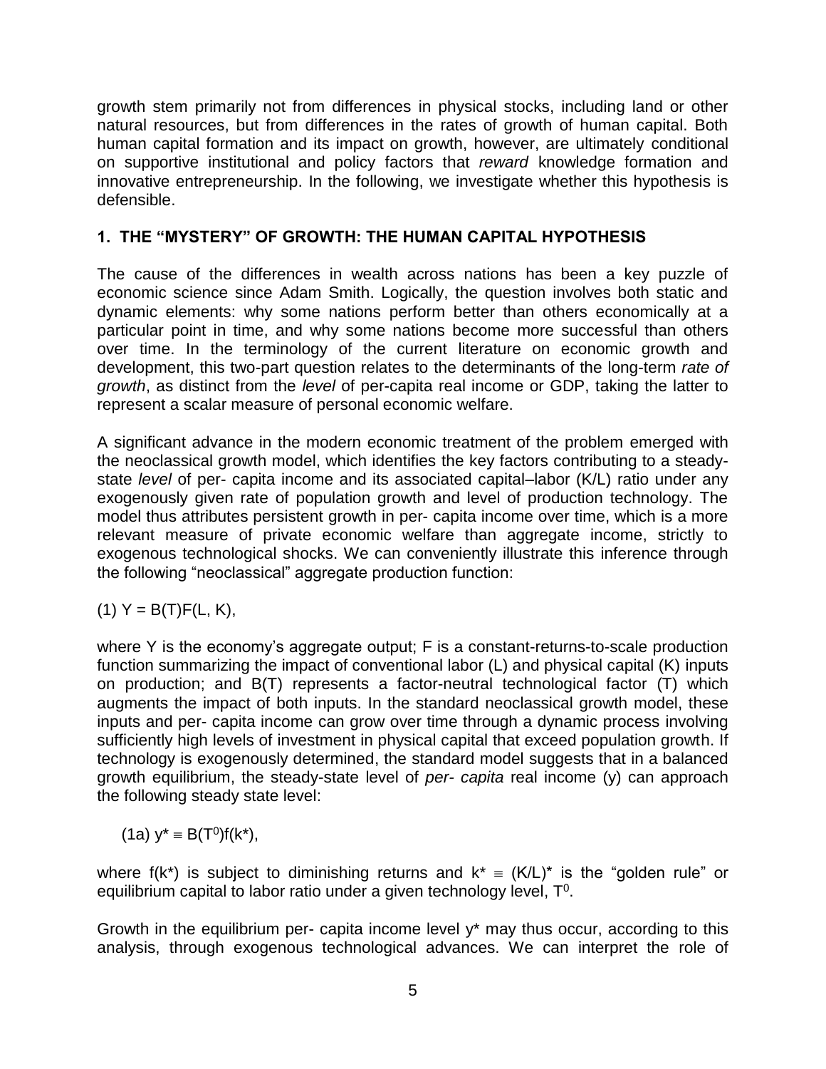growth stem primarily not from differences in physical stocks, including land or other natural resources, but from differences in the rates of growth of human capital. Both human capital formation and its impact on growth, however, are ultimately conditional on supportive institutional and policy factors that *reward* knowledge formation and innovative entrepreneurship. In the following, we investigate whether this hypothesis is defensible.

## 1. THE "MYSTERY" OF GROWTH: THE HUMAN CAPITAL HYPOTHESIS

The cause of the differences in wealth across nations has been a key puzzle of economic science since Adam Smith. Logically, the question involves both static and dynamic elements: why some nations perform better than others economically at a particular point in time, and why some nations become more successful than others over time. In the terminology of the current literature on economic growth and development, this two-part question relates to the determinants of the long-term *rate of growth*, as distinct from the *level* of per-capita real income or GDP, taking the latter to represent a scalar measure of personal economic welfare.

A significant advance in the modern economic treatment of the problem emerged with the neoclassical growth model, which identifies the key factors contributing to a steady-state *level* of per- capita income and its associated capital–labor (K/L) ratio under any exogenously given rate of population growth and level of production technology. The model thus attributes persistent growth in per- capita income over time, which is a more relevant measure of private economic welfare than aggregate income, strictly to exogenous technological shocks. We can conveniently illustrate this inference through the following "neoclassical" aggregate production function:

(1) $Y = B(T)F(L, K)$,

where Y is the economy's aggregate output; F is a constant-returns-to-scale production function summarizing the impact of conventional labor (L) and physical capital (K) inputs on production; and B(T) represents a factor-neutral technological factor (T) which augments the impact of both inputs. In the standard neoclassical growth model, these inputs and per- capita income can grow over time through a dynamic process involving sufficiently high levels of investment in physical capital that exceed population growth. If technology is exogenously determined, the standard model suggests that in a balanced growth equilibrium, the steady-state level of *per- capita* real income (y) can approach the following steady state level:

(1a) $y^* \equiv B(T^0)f(k^*)$,

where $f(k^*)$ is subject to diminishing returns and $k^* \equiv (K/L)^*$ is the "golden rule" or equilibrium capital to labor ratio under a given technology level, $T^0$.

Growth in the equilibrium per- capita income level $y^*$ may thus occur, according to this analysis, through exogenous technological advances. We can interpret the role of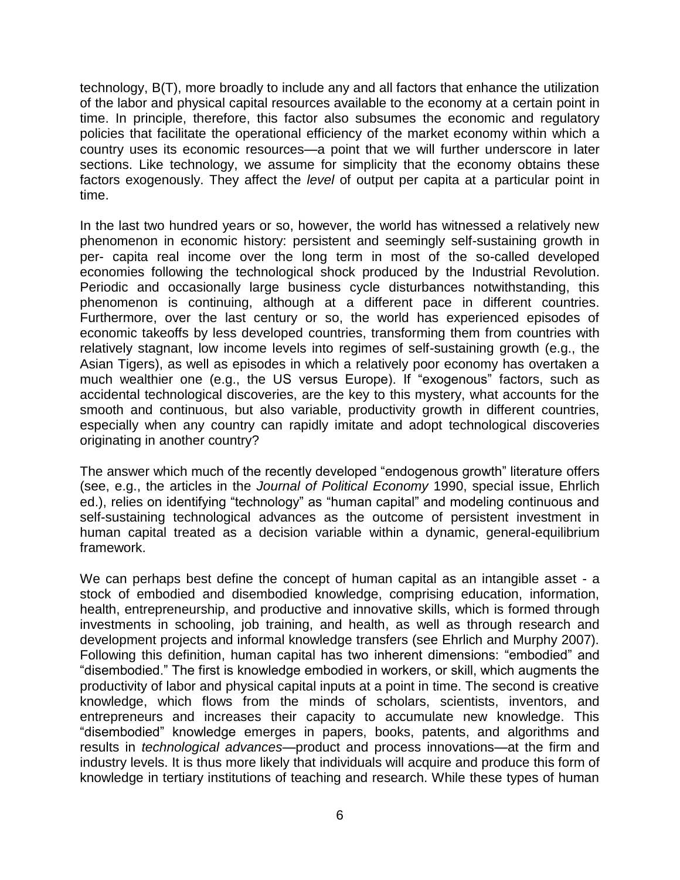technology, B(T), more broadly to include any and all factors that enhance the utilization of the labor and physical capital resources available to the economy at a certain point in time. In principle, therefore, this factor also subsumes the economic and regulatory policies that facilitate the operational efficiency of the market economy within which a country uses its economic resources—a point that we will further underscore in later sections. Like technology, we assume for simplicity that the economy obtains these factors exogenously. They affect the *level* of output per capita at a particular point in time.

In the last two hundred years or so, however, the world has witnessed a relatively new phenomenon in economic history: persistent and seemingly self-sustaining growth in per- capita real income over the long term in most of the so-called developed economies following the technological shock produced by the Industrial Revolution. Periodic and occasionally large business cycle disturbances notwithstanding, this phenomenon is continuing, although at a different pace in different countries. Furthermore, over the last century or so, the world has experienced episodes of economic takeoffs by less developed countries, transforming them from countries with relatively stagnant, low income levels into regimes of self-sustaining growth (e.g., the Asian Tigers), as well as episodes in which a relatively poor economy has overtaken a much wealthier one (e.g., the US versus Europe). If "exogenous" factors, such as accidental technological discoveries, are the key to this mystery, what accounts for the smooth and continuous, but also variable, productivity growth in different countries, especially when any country can rapidly imitate and adopt technological discoveries originating in another country?

The answer which much of the recently developed "endogenous growth" literature offers (see, e.g., the articles in the *Journal of Political Economy* 1990, special issue, Ehrlich ed.), relies on identifying "technology" as "human capital" and modeling continuous and self-sustaining technological advances as the outcome of persistent investment in human capital treated as a decision variable within a dynamic, general-equilibrium framework.

We can perhaps best define the concept of human capital as an intangible asset - a stock of embodied and disembodied knowledge, comprising education, information, health, entrepreneurship, and productive and innovative skills, which is formed through investments in schooling, job training, and health, as well as through research and development projects and informal knowledge transfers (see Ehrlich and Murphy 2007). Following this definition, human capital has two inherent dimensions: "embodied" and "disembodied." The first is knowledge embodied in workers, or skill, which augments the productivity of labor and physical capital inputs at a point in time. The second is creative knowledge, which flows from the minds of scholars, scientists, inventors, and entrepreneurs and increases their capacity to accumulate new knowledge. This "disembodied" knowledge emerges in papers, books, patents, and algorithms and results in *technological advances*—product and process innovations—at the firm and industry levels. It is thus more likely that individuals will acquire and produce this form of knowledge in tertiary institutions of teaching and research. While these types of human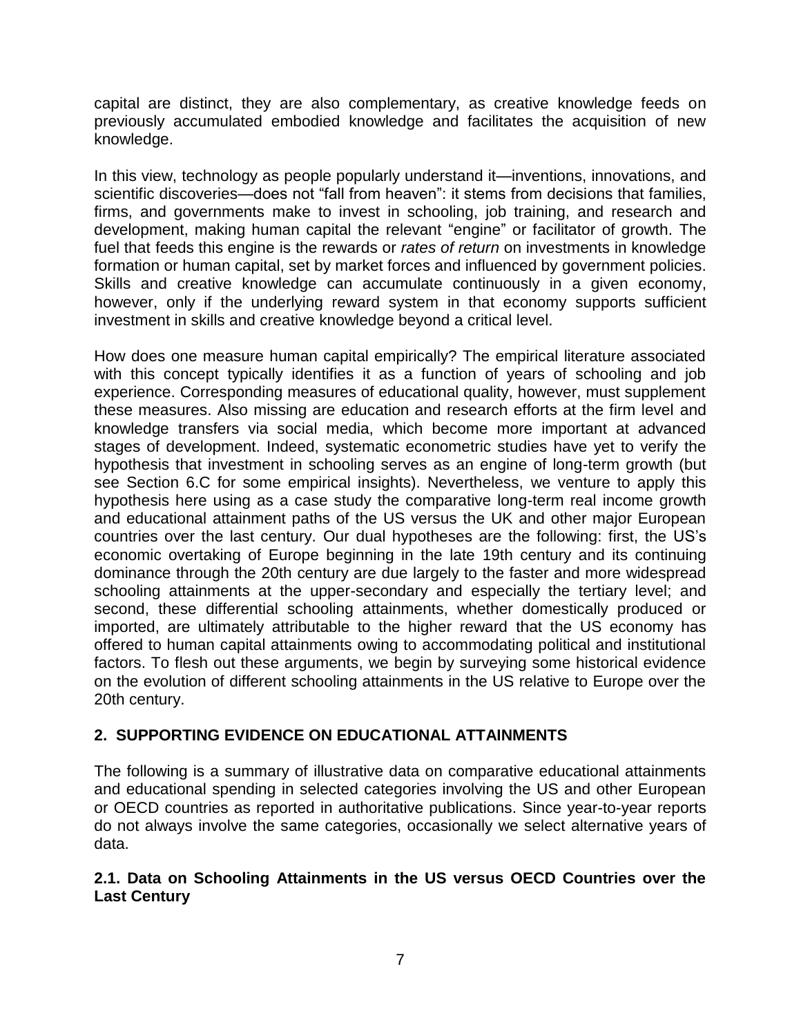capital are distinct, they are also complementary, as creative knowledge feeds on previously accumulated embodied knowledge and facilitates the acquisition of new knowledge.

In this view, technology as people popularly understand it—inventions, innovations, and scientific discoveries—does not "fall from heaven": it stems from decisions that families, firms, and governments make to invest in schooling, job training, and research and development, making human capital the relevant "engine" or facilitator of growth. The fuel that feeds this engine is the rewards or *rates of return* on investments in knowledge formation or human capital, set by market forces and influenced by government policies. Skills and creative knowledge can accumulate continuously in a given economy, however, only if the underlying reward system in that economy supports sufficient investment in skills and creative knowledge beyond a critical level.

How does one measure human capital empirically? The empirical literature associated with this concept typically identifies it as a function of years of schooling and job experience. Corresponding measures of educational quality, however, must supplement these measures. Also missing are education and research efforts at the firm level and knowledge transfers via social media, which become more important at advanced stages of development. Indeed, systematic econometric studies have yet to verify the hypothesis that investment in schooling serves as an engine of long-term growth (but see Section 6.C for some empirical insights). Nevertheless, we venture to apply this hypothesis here using as a case study the comparative long-term real income growth and educational attainment paths of the US versus the UK and other major European countries over the last century. Our dual hypotheses are the following: first, the US's economic overtaking of Europe beginning in the late 19th century and its continuing dominance through the 20th century are due largely to the faster and more widespread schooling attainments at the upper-secondary and especially the tertiary level; and second, these differential schooling attainments, whether domestically produced or imported, are ultimately attributable to the higher reward that the US economy has offered to human capital attainments owing to accommodating political and institutional factors. To flesh out these arguments, we begin by surveying some historical evidence on the evolution of different schooling attainments in the US relative to Europe over the 20th century.

## 2. SUPPORTING EVIDENCE ON EDUCATIONAL ATTAINMENTS

The following is a summary of illustrative data on comparative educational attainments and educational spending in selected categories involving the US and other European or OECD countries as reported in authoritative publications. Since year-to-year reports do not always involve the same categories, occasionally we select alternative years of data.

### 2.1. Data on Schooling Attainments in the US versus OECD Countries over the Last Century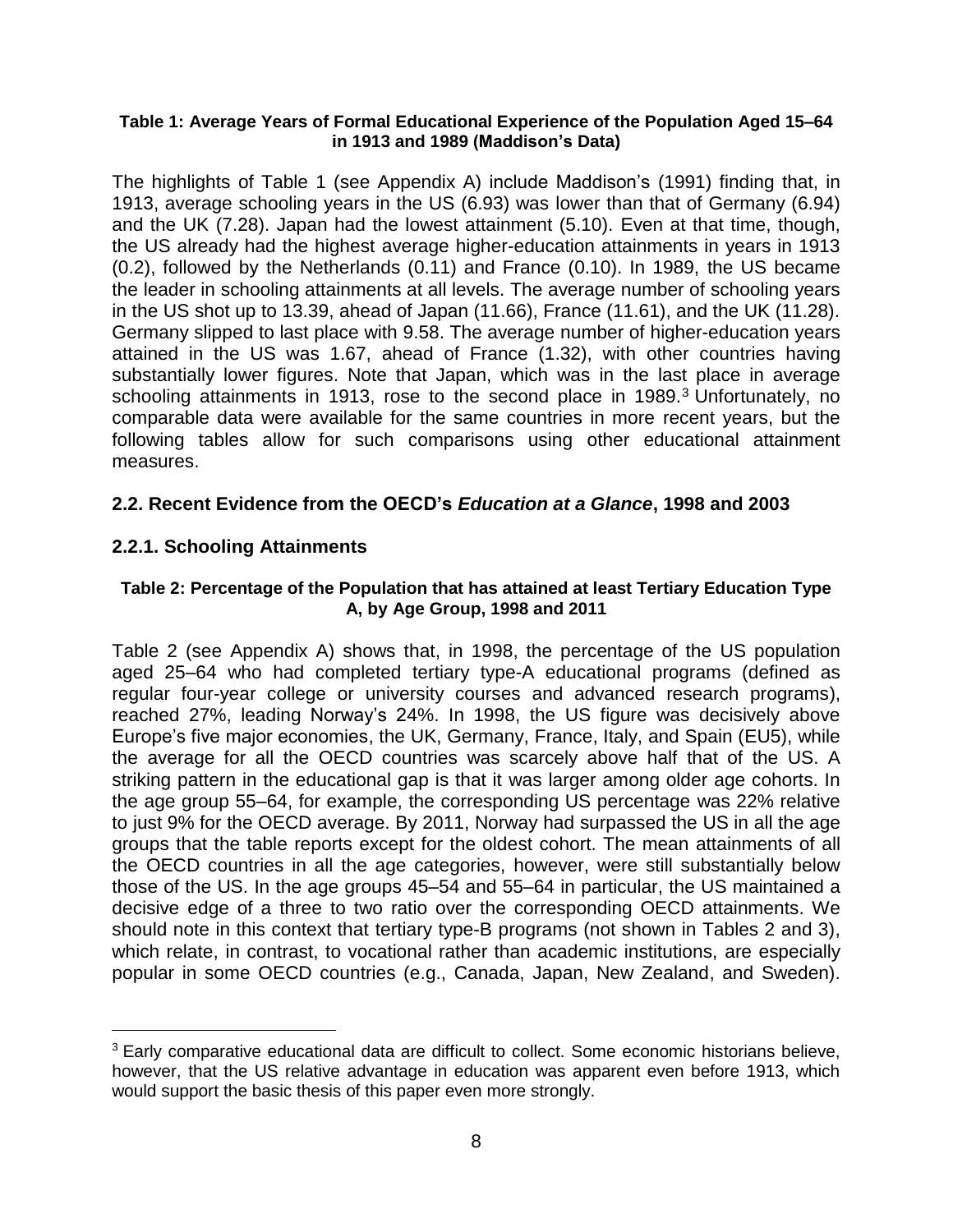**Table 1: Average Years of Formal Educational Experience of the Population Aged 15–64 in 1913 and 1989 (Maddison's Data)**

The highlights of Table 1 (see Appendix A) include Maddison's (1991) finding that, in 1913, average schooling years in the US (6.93) was lower than that of Germany (6.94) and the UK (7.28). Japan had the lowest attainment (5.10). Even at that time, though, the US already had the highest average higher-education attainments in years in 1913 (0.2), followed by the Netherlands (0.11) and France (0.10). In 1989, the US became the leader in schooling attainments at all levels. The average number of schooling years in the US shot up to 13.39, ahead of Japan (11.66), France (11.61), and the UK (11.28). Germany slipped to last place with 9.58. The average number of higher-education years attained in the US was 1.67, ahead of France (1.32), with other countries having substantially lower figures. Note that Japan, which was in the last place in average schooling attainments in 1913, rose to the second place in 1989.[3] Unfortunately, no comparable data were available for the same countries in more recent years, but the following tables allow for such comparisons using other educational attainment measures.

## 2.2. Recent Evidence from the OECD's *Education at a Glance*, 1998 and 2003

### 2.2.1. Schooling Attainments

**Table 2: Percentage of the Population that has attained at least Tertiary Education Type A, by Age Group, 1998 and 2011**

Table 2 (see Appendix A) shows that, in 1998, the percentage of the US population aged 25–64 who had completed tertiary type-A educational programs (defined as regular four-year college or university courses and advanced research programs), reached 27%, leading Norway's 24%. In 1998, the US figure was decisively above Europe's five major economies, the UK, Germany, France, Italy, and Spain (EU5), while the average for all the OECD countries was scarcely above half that of the US. A striking pattern in the educational gap is that it was larger among older age cohorts. In the age group 55–64, for example, the corresponding US percentage was 22% relative to just 9% for the OECD average. By 2011, Norway had surpassed the US in all the age groups that the table reports except for the oldest cohort. The mean attainments of all the OECD countries in all the age categories, however, were still substantially below those of the US. In the age groups 45–54 and 55–64 in particular, the US maintained a decisive edge of a three to two ratio over the corresponding OECD attainments. We should note in this context that tertiary type-B programs (not shown in Tables 2 and 3), which relate, in contrast, to vocational rather than academic institutions, are especially popular in some OECD countries (e.g., Canada, Japan, New Zealand, and Sweden).

[3] Early comparative educational data are difficult to collect. Some economic historians believe, however, that the US relative advantage in education was apparent even before 1913, which would support the basic thesis of this paper even more strongly.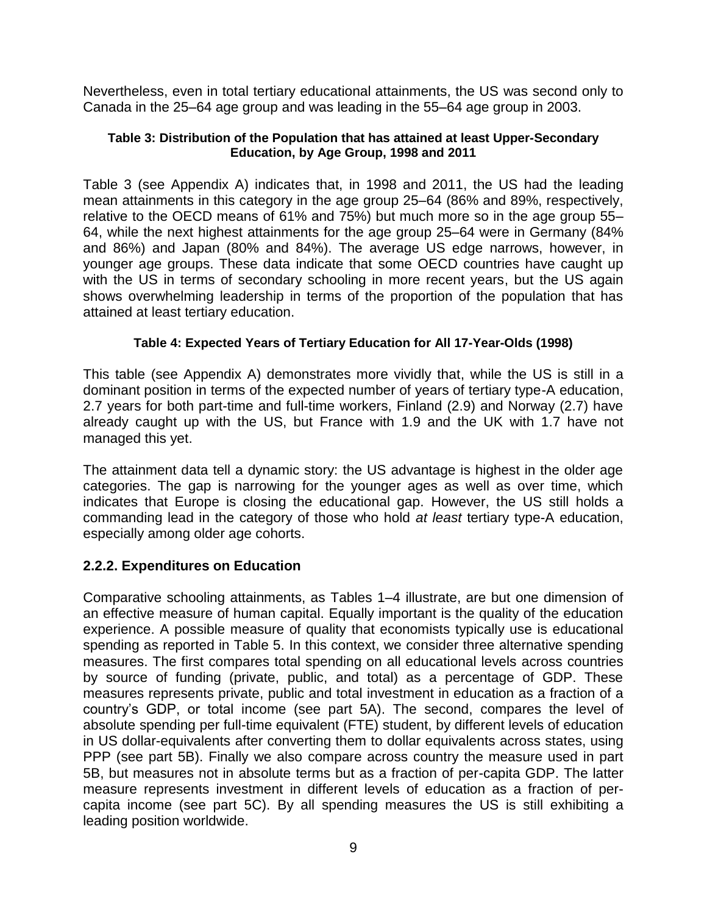Nevertheless, even in total tertiary educational attainments, the US was second only to Canada in the 25–64 age group and was leading in the 55–64 age group in 2003.

**Table 3: Distribution of the Population that has attained at least Upper-Secondary Education, by Age Group, 1998 and 2011**

Table 3 (see Appendix A) indicates that, in 1998 and 2011, the US had the leading mean attainments in this category in the age group 25–64 (86% and 89%, respectively, relative to the OECD means of 61% and 75%) but much more so in the age group 55–64, while the next highest attainments for the age group 25–64 were in Germany (84% and 86%) and Japan (80% and 84%). The average US edge narrows, however, in younger age groups. These data indicate that some OECD countries have caught up with the US in terms of secondary schooling in more recent years, but the US again shows overwhelming leadership in terms of the proportion of the population that has attained at least tertiary education.

**Table 4: Expected Years of Tertiary Education for All 17-Year-Olds (1998)**

This table (see Appendix A) demonstrates more vividly that, while the US is still in a dominant position in terms of the expected number of years of tertiary type-A education, 2.7 years for both part-time and full-time workers, Finland (2.9) and Norway (2.7) have already caught up with the US, but France with 1.9 and the UK with 1.7 have not managed this yet.

The attainment data tell a dynamic story: the US advantage is highest in the older age categories. The gap is narrowing for the younger ages as well as over time, which indicates that Europe is closing the educational gap. However, the US still holds a commanding lead in the category of those who hold *at least* tertiary type-A education, especially among older age cohorts.

### 2.2.2. Expenditures on Education

Comparative schooling attainments, as Tables 1–4 illustrate, are but one dimension of an effective measure of human capital. Equally important is the quality of the education experience. A possible measure of quality that economists typically use is educational spending as reported in Table 5. In this context, we consider three alternative spending measures. The first compares total spending on all educational levels across countries by source of funding (private, public, and total) as a percentage of GDP. These measures represents private, public and total investment in education as a fraction of a country's GDP, or total income (see part 5A). The second, compares the level of absolute spending per full-time equivalent (FTE) student, by different levels of education in US dollar-equivalents after converting them to dollar equivalents across states, using PPP (see part 5B). Finally we also compare across country the measure used in part 5B, but measures not in absolute terms but as a fraction of per-capita GDP. The latter measure represents investment in different levels of education as a fraction of per-capita income (see part 5C). By all spending measures the US is still exhibiting a leading position worldwide.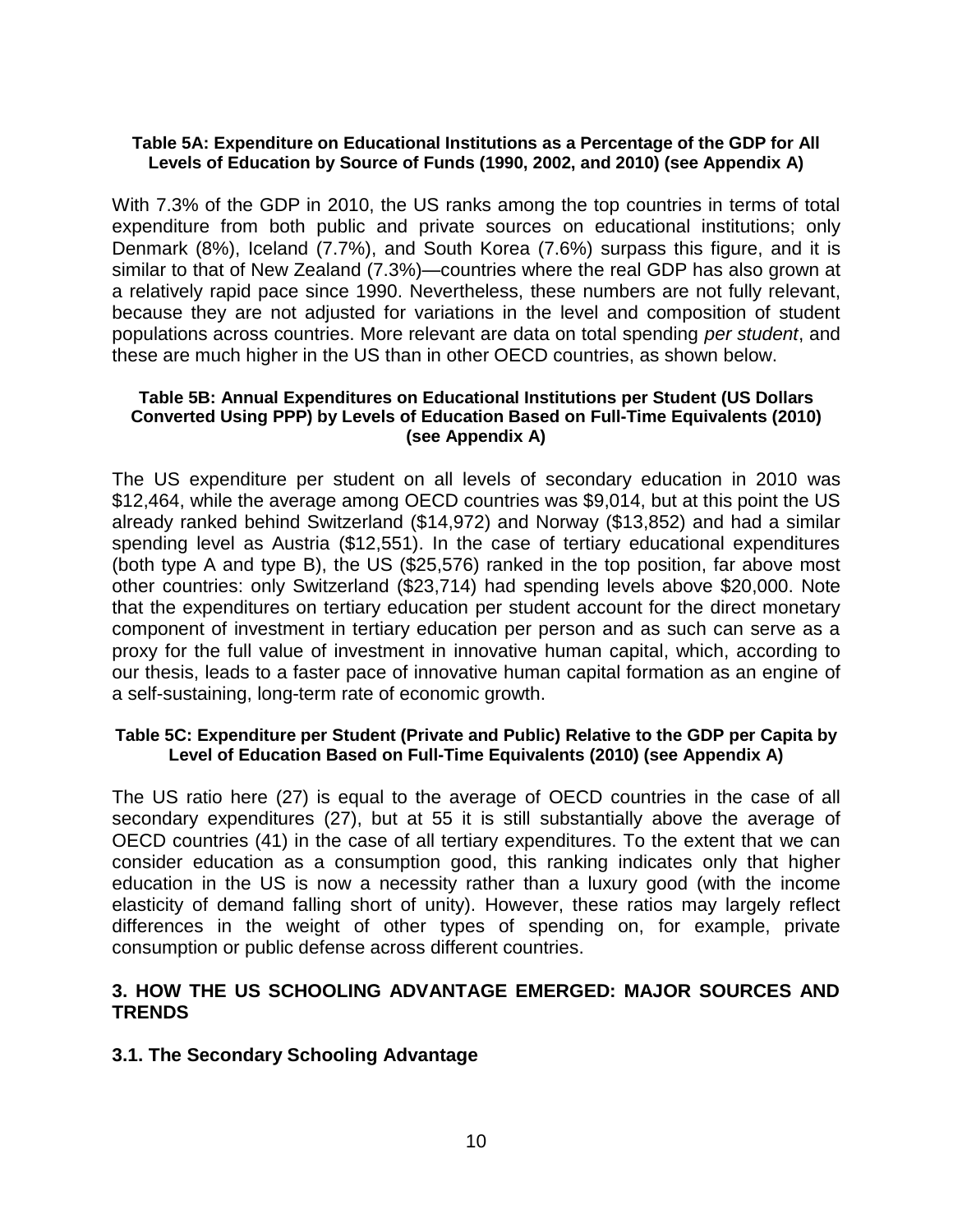**Table 5A: Expenditure on Educational Institutions as a Percentage of the GDP for All Levels of Education by Source of Funds (1990, 2002, and 2010) (see Appendix A)**

With 7.3% of the GDP in 2010, the US ranks among the top countries in terms of total expenditure from both public and private sources on educational institutions; only Denmark (8%), Iceland (7.7%), and South Korea (7.6%) surpass this figure, and it is similar to that of New Zealand (7.3%)—countries where the real GDP has also grown at a relatively rapid pace since 1990. Nevertheless, these numbers are not fully relevant, because they are not adjusted for variations in the level and composition of student populations across countries. More relevant are data on total spending *per student*, and these are much higher in the US than in other OECD countries, as shown below.

**Table 5B: Annual Expenditures on Educational Institutions per Student (US Dollars Converted Using PPP) by Levels of Education Based on Full-Time Equivalents (2010) (see Appendix A)**

The US expenditure per student on all levels of secondary education in 2010 was $12,464, while the average among OECD countries was $9,014, but at this point the US already ranked behind Switzerland ($14,972) and Norway ($13,852) and had a similar spending level as Austria ($12,551). In the case of tertiary educational expenditures (both type A and type B), the US ($25,576) ranked in the top position, far above most other countries: only Switzerland ($23,714) had spending levels above $20,000. Note that the expenditures on tertiary education per student account for the direct monetary component of investment in tertiary education per person and as such can serve as a proxy for the full value of investment in innovative human capital, which, according to our thesis, leads to a faster pace of innovative human capital formation as an engine of a self-sustaining, long-term rate of economic growth.

**Table 5C: Expenditure per Student (Private and Public) Relative to the GDP per Capita by Level of Education Based on Full-Time Equivalents (2010) (see Appendix A)**

The US ratio here (27) is equal to the average of OECD countries in the case of all secondary expenditures (27), but at 55 it is still substantially above the average of OECD countries (41) in the case of all tertiary expenditures. To the extent that we can consider education as a consumption good, this ranking indicates only that higher education in the US is now a necessity rather than a luxury good (with the income elasticity of demand falling short of unity). However, these ratios may largely reflect differences in the weight of other types of spending on, for example, private consumption or public defense across different countries.

## 3. HOW THE US SCHOOLING ADVANTAGE EMERGED: MAJOR SOURCES AND TRENDS

### 3.1. The Secondary Schooling Advantage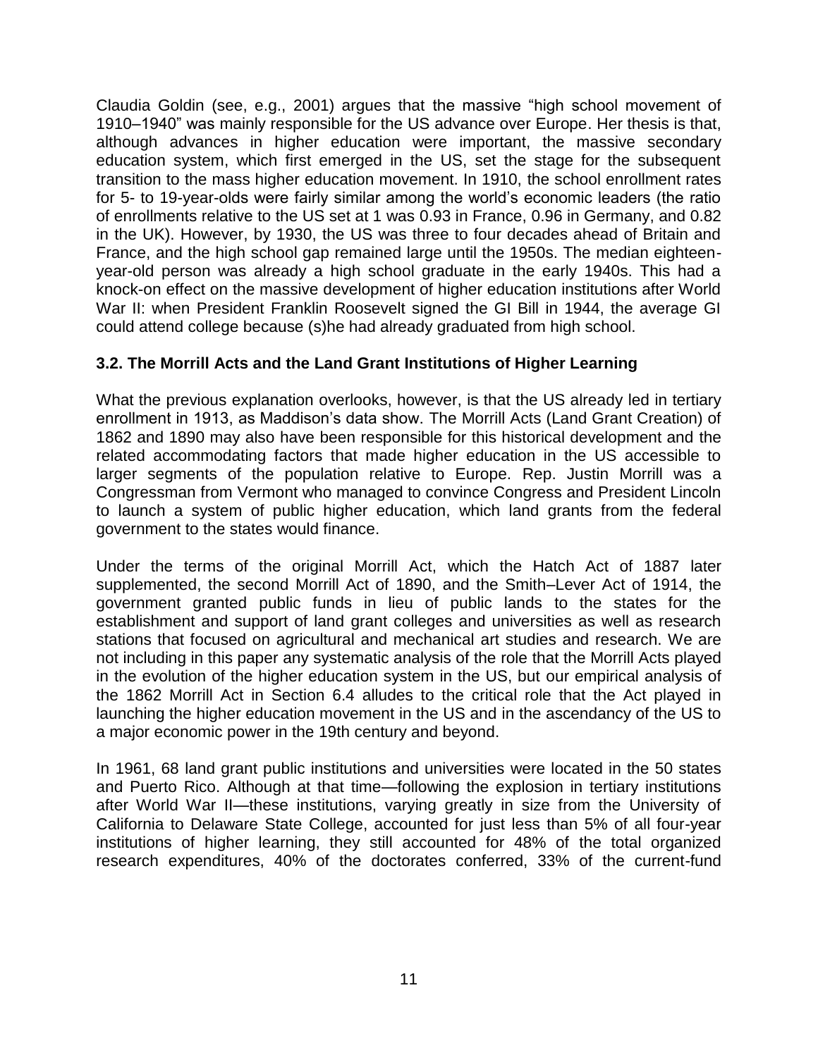Claudia Goldin (see, e.g., 2001) argues that the massive "high school movement of 1910–1940" was mainly responsible for the US advance over Europe. Her thesis is that, although advances in higher education were important, the massive secondary education system, which first emerged in the US, set the stage for the subsequent transition to the mass higher education movement. In 1910, the school enrollment rates for 5- to 19-year-olds were fairly similar among the world's economic leaders (the ratio of enrollments relative to the US set at 1 was 0.93 in France, 0.96 in Germany, and 0.82 in the UK). However, by 1930, the US was three to four decades ahead of Britain and France, and the high school gap remained large until the 1950s. The median eighteen-year-old person was already a high school graduate in the early 1940s. This had a knock-on effect on the massive development of higher education institutions after World War II: when President Franklin Roosevelt signed the GI Bill in 1944, the average GI could attend college because (s)he had already graduated from high school.

### 3.2. The Morrill Acts and the Land Grant Institutions of Higher Learning

What the previous explanation overlooks, however, is that the US already led in tertiary enrollment in 1913, as Maddison's data show. The Morrill Acts (Land Grant Creation) of 1862 and 1890 may also have been responsible for this historical development and the related accommodating factors that made higher education in the US accessible to larger segments of the population relative to Europe. Rep. Justin Morrill was a Congressman from Vermont who managed to convince Congress and President Lincoln to launch a system of public higher education, which land grants from the federal government to the states would finance.

Under the terms of the original Morrill Act, which the Hatch Act of 1887 later supplemented, the second Morrill Act of 1890, and the Smith–Lever Act of 1914, the government granted public funds in lieu of public lands to the states for the establishment and support of land grant colleges and universities as well as research stations that focused on agricultural and mechanical art studies and research. We are not including in this paper any systematic analysis of the role that the Morrill Acts played in the evolution of the higher education system in the US, but our empirical analysis of the 1862 Morrill Act in Section 6.4 alludes to the critical role that the Act played in launching the higher education movement in the US and in the ascendancy of the US to a major economic power in the 19th century and beyond.

In 1961, 68 land grant public institutions and universities were located in the 50 states and Puerto Rico. Although at that time—following the explosion in tertiary institutions after World War II—these institutions, varying greatly in size from the University of California to Delaware State College, accounted for just less than 5% of all four-year institutions of higher learning, they still accounted for 48% of the total organized research expenditures, 40% of the doctorates conferred, 33% of the current-fund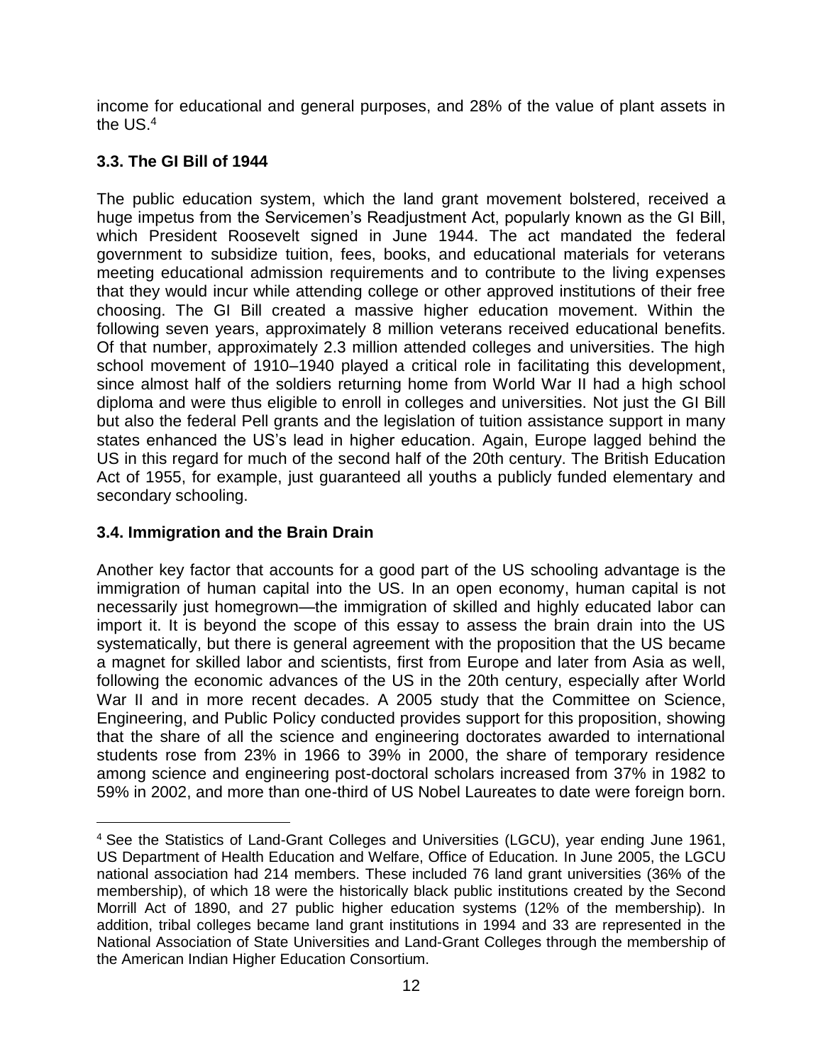income for educational and general purposes, and 28% of the value of plant assets in the US.[4]

### 3.3. The GI Bill of 1944

The public education system, which the land grant movement bolstered, received a huge impetus from the Servicemen's Readjustment Act, popularly known as the GI Bill, which President Roosevelt signed in June 1944. The act mandated the federal government to subsidize tuition, fees, books, and educational materials for veterans meeting educational admission requirements and to contribute to the living expenses that they would incur while attending college or other approved institutions of their free choosing. The GI Bill created a massive higher education movement. Within the following seven years, approximately 8 million veterans received educational benefits. Of that number, approximately 2.3 million attended colleges and universities. The high school movement of 1910–1940 played a critical role in facilitating this development, since almost half of the soldiers returning home from World War II had a high school diploma and were thus eligible to enroll in colleges and universities. Not just the GI Bill but also the federal Pell grants and the legislation of tuition assistance support in many states enhanced the US's lead in higher education. Again, Europe lagged behind the US in this regard for much of the second half of the 20th century. The British Education Act of 1955, for example, just guaranteed all youths a publicly funded elementary and secondary schooling.

### 3.4. Immigration and the Brain Drain

Another key factor that accounts for a good part of the US schooling advantage is the immigration of human capital into the US. In an open economy, human capital is not necessarily just homegrown—the immigration of skilled and highly educated labor can import it. It is beyond the scope of this essay to assess the brain drain into the US systematically, but there is general agreement with the proposition that the US became a magnet for skilled labor and scientists, first from Europe and later from Asia as well, following the economic advances of the US in the 20th century, especially after World War II and in more recent decades. A 2005 study that the Committee on Science, Engineering, and Public Policy conducted provides support for this proposition, showing that the share of all the science and engineering doctorates awarded to international students rose from 23% in 1966 to 39% in 2000, the share of temporary residence among science and engineering post-doctoral scholars increased from 37% in 1982 to 59% in 2002, and more than one-third of US Nobel Laureates to date were foreign born.

---

[4] See the Statistics of Land-Grant Colleges and Universities (LGCU), year ending June 1961, US Department of Health Education and Welfare, Office of Education. In June 2005, the LGCU national association had 214 members. These included 76 land grant universities (36% of the membership), of which 18 were the historically black public institutions created by the Second Morrill Act of 1890, and 27 public higher education systems (12% of the membership). In addition, tribal colleges became land grant institutions in 1994 and 33 are represented in the National Association of State Universities and Land-Grant Colleges through the membership of the American Indian Higher Education Consortium.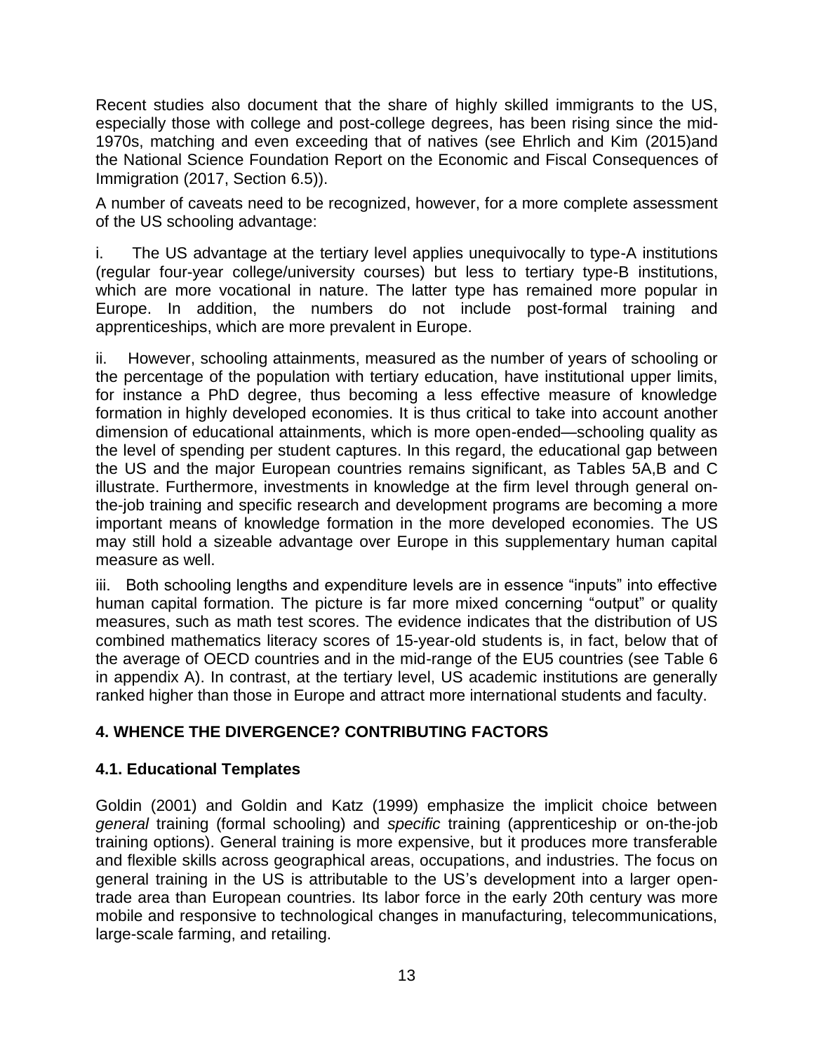Recent studies also document that the share of highly skilled immigrants to the US, especially those with college and post-college degrees, has been rising since the mid-1970s, matching and even exceeding that of natives (see Ehrlich and Kim (2015)and the National Science Foundation Report on the Economic and Fiscal Consequences of Immigration (2017, Section 6.5)).

A number of caveats need to be recognized, however, for a more complete assessment of the US schooling advantage:

i. The US advantage at the tertiary level applies unequivocally to type-A institutions (regular four-year college/university courses) but less to tertiary type-B institutions, which are more vocational in nature. The latter type has remained more popular in Europe. In addition, the numbers do not include post-formal training and apprenticeships, which are more prevalent in Europe.

ii. However, schooling attainments, measured as the number of years of schooling or the percentage of the population with tertiary education, have institutional upper limits, for instance a PhD degree, thus becoming a less effective measure of knowledge formation in highly developed economies. It is thus critical to take into account another dimension of educational attainments, which is more open-ended—schooling quality as the level of spending per student captures. In this regard, the educational gap between the US and the major European countries remains significant, as Tables 5A,B and C illustrate. Furthermore, investments in knowledge at the firm level through general on-the-job training and specific research and development programs are becoming a more important means of knowledge formation in the more developed economies. The US may still hold a sizeable advantage over Europe in this supplementary human capital measure as well.

iii. Both schooling lengths and expenditure levels are in essence "inputs" into effective human capital formation. The picture is far more mixed concerning "output" or quality measures, such as math test scores. The evidence indicates that the distribution of US combined mathematics literacy scores of 15-year-old students is, in fact, below that of the average of OECD countries and in the mid-range of the EU5 countries (see Table 6 in appendix A). In contrast, at the tertiary level, US academic institutions are generally ranked higher than those in Europe and attract more international students and faculty.

## 4. WHENCE THE DIVERGENCE? CONTRIBUTING FACTORS

### 4.1. Educational Templates

Goldin (2001) and Goldin and Katz (1999) emphasize the implicit choice between *general* training (formal schooling) and *specific* training (apprenticeship or on-the-job training options). General training is more expensive, but it produces more transferable and flexible skills across geographical areas, occupations, and industries. The focus on general training in the US is attributable to the US's development into a larger open-trade area than European countries. Its labor force in the early 20th century was more mobile and responsive to technological changes in manufacturing, telecommunications, large-scale farming, and retailing.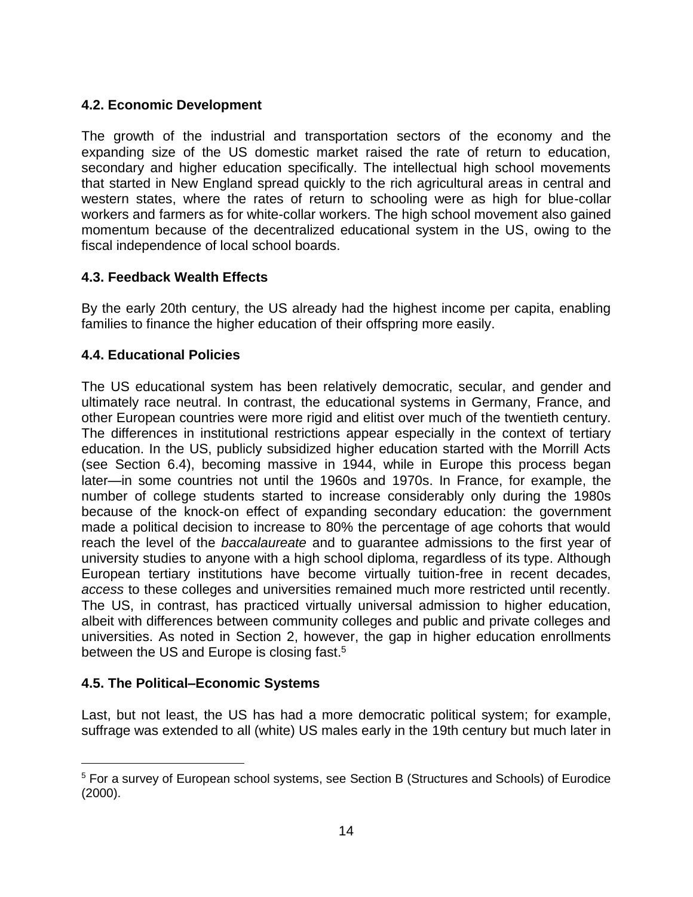### 4.2. Economic Development

The growth of the industrial and transportation sectors of the economy and the expanding size of the US domestic market raised the rate of return to education, secondary and higher education specifically. The intellectual high school movements that started in New England spread quickly to the rich agricultural areas in central and western states, where the rates of return to schooling were as high for blue-collar workers and farmers as for white-collar workers. The high school movement also gained momentum because of the decentralized educational system in the US, owing to the fiscal independence of local school boards.

### 4.3. Feedback Wealth Effects

By the early 20th century, the US already had the highest income per capita, enabling families to finance the higher education of their offspring more easily.

### 4.4. Educational Policies

The US educational system has been relatively democratic, secular, and gender and ultimately race neutral. In contrast, the educational systems in Germany, France, and other European countries were more rigid and elitist over much of the twentieth century. The differences in institutional restrictions appear especially in the context of tertiary education. In the US, publicly subsidized higher education started with the Morrill Acts (see Section 6.4), becoming massive in 1944, while in Europe this process began later—in some countries not until the 1960s and 1970s. In France, for example, the number of college students started to increase considerably only during the 1980s because of the knock-on effect of expanding secondary education: the government made a political decision to increase to 80% the percentage of age cohorts that would reach the level of the *baccalaureate* and to guarantee admissions to the first year of university studies to anyone with a high school diploma, regardless of its type. Although European tertiary institutions have become virtually tuition-free in recent decades, *access* to these colleges and universities remained much more restricted until recently. The US, in contrast, has practiced virtually universal admission to higher education, albeit with differences between community colleges and public and private colleges and universities. As noted in Section 2, however, the gap in higher education enrollments between the US and Europe is closing fast.[5]

### 4.5. The Political–Economic Systems

Last, but not least, the US has had a more democratic political system; for example, suffrage was extended to all (white) US males early in the 19th century but much later in

[5] For a survey of European school systems, see Section B (Structures and Schools) of Eurodice (2000).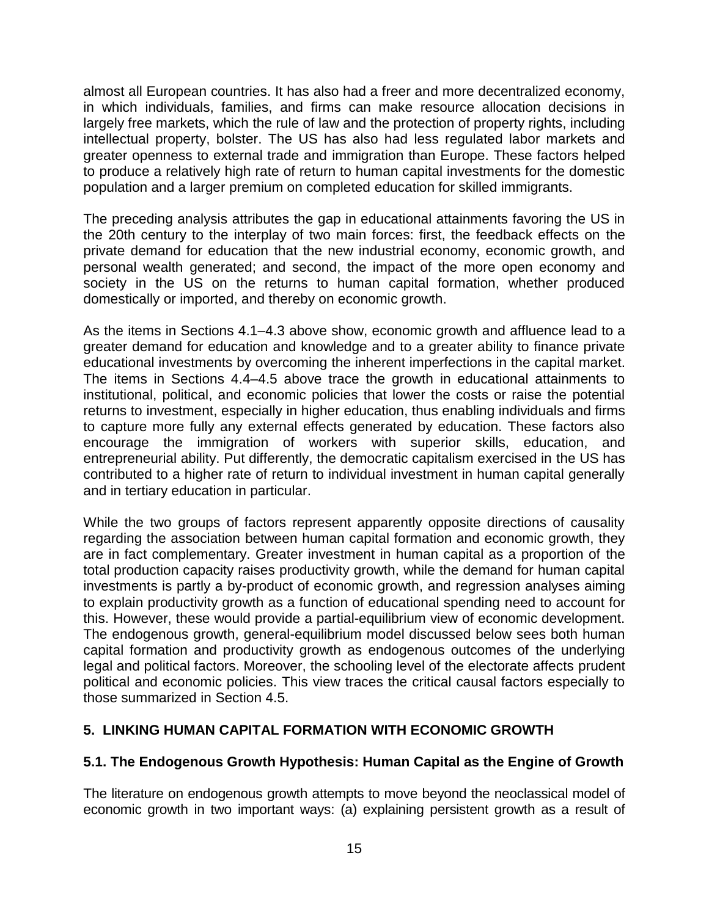almost all European countries. It has also had a freer and more decentralized economy, in which individuals, families, and firms can make resource allocation decisions in largely free markets, which the rule of law and the protection of property rights, including intellectual property, bolster. The US has also had less regulated labor markets and greater openness to external trade and immigration than Europe. These factors helped to produce a relatively high rate of return to human capital investments for the domestic population and a larger premium on completed education for skilled immigrants.

The preceding analysis attributes the gap in educational attainments favoring the US in the 20th century to the interplay of two main forces: first, the feedback effects on the private demand for education that the new industrial economy, economic growth, and personal wealth generated; and second, the impact of the more open economy and society in the US on the returns to human capital formation, whether produced domestically or imported, and thereby on economic growth.

As the items in Sections 4.1–4.3 above show, economic growth and affluence lead to a greater demand for education and knowledge and to a greater ability to finance private educational investments by overcoming the inherent imperfections in the capital market. The items in Sections 4.4–4.5 above trace the growth in educational attainments to institutional, political, and economic policies that lower the costs or raise the potential returns to investment, especially in higher education, thus enabling individuals and firms to capture more fully any external effects generated by education. These factors also encourage the immigration of workers with superior skills, education, and entrepreneurial ability. Put differently, the democratic capitalism exercised in the US has contributed to a higher rate of return to individual investment in human capital generally and in tertiary education in particular.

While the two groups of factors represent apparently opposite directions of causality regarding the association between human capital formation and economic growth, they are in fact complementary. Greater investment in human capital as a proportion of the total production capacity raises productivity growth, while the demand for human capital investments is partly a by-product of economic growth, and regression analyses aiming to explain productivity growth as a function of educational spending need to account for this. However, these would provide a partial-equilibrium view of economic development. The endogenous growth, general-equilibrium model discussed below sees both human capital formation and productivity growth as endogenous outcomes of the underlying legal and political factors. Moreover, the schooling level of the electorate affects prudent political and economic policies. This view traces the critical causal factors especially to those summarized in Section 4.5.

## 5. LINKING HUMAN CAPITAL FORMATION WITH ECONOMIC GROWTH

### 5.1. The Endogenous Growth Hypothesis: Human Capital as the Engine of Growth

The literature on endogenous growth attempts to move beyond the neoclassical model of economic growth in two important ways: (a) explaining persistent growth as a result of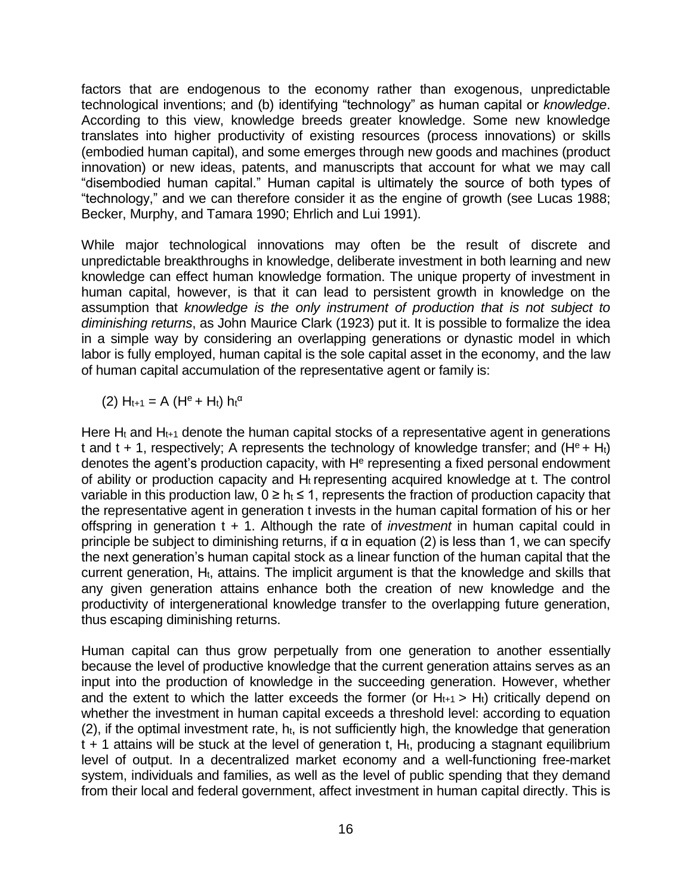factors that are endogenous to the economy rather than exogenous, unpredictable technological inventions; and (b) identifying "technology" as human capital or *knowledge*. According to this view, knowledge breeds greater knowledge. Some new knowledge translates into higher productivity of existing resources (process innovations) or skills (embodied human capital), and some emerges through new goods and machines (product innovation) or new ideas, patents, and manuscripts that account for what we may call "disembodied human capital." Human capital is ultimately the source of both types of "technology," and we can therefore consider it as the engine of growth (see Lucas 1988; Becker, Murphy, and Tamara 1990; Ehrlich and Lui 1991).

While major technological innovations may often be the result of discrete and unpredictable breakthroughs in knowledge, deliberate investment in both learning and new knowledge can effect human knowledge formation. The unique property of investment in human capital, however, is that it can lead to persistent growth in knowledge on the assumption that *knowledge is the only instrument of production that is not subject to diminishing returns*, as John Maurice Clark (1923) put it. It is possible to formalize the idea in a simple way by considering an overlapping generations or dynastic model in which labor is fully employed, human capital is the sole capital asset in the economy, and the law of human capital accumulation of the representative agent or family is:

(2) $H_{t+1} = A\,(H^e + H_t)\,h_t^{\alpha}$

Here $H_t$ and $H_{t+1}$ denote the human capital stocks of a representative agent in generations t and t + 1, respectively; A represents the technology of knowledge transfer; and $(H^e + H_t)$ denotes the agent's production capacity, with $H^e$ representing a fixed personal endowment of ability or production capacity and $H_t$ representing acquired knowledge at t. The control variable in this production law, $0 \geq h_t \leq 1$, represents the fraction of production capacity that the representative agent in generation t invests in the human capital formation of his or her offspring in generation t + 1. Although the rate of *investment* in human capital could in principle be subject to diminishing returns, if α in equation (2) is less than 1, we can specify the next generation's human capital stock as a linear function of the human capital that the current generation, $H_t$, attains. The implicit argument is that the knowledge and skills that any given generation attains enhance both the creation of new knowledge and the productivity of intergenerational knowledge transfer to the overlapping future generation, thus escaping diminishing returns.

Human capital can thus grow perpetually from one generation to another essentially because the level of productive knowledge that the current generation attains serves as an input into the production of knowledge in the succeeding generation. However, whether and the extent to which the latter exceeds the former (or $H_{t+1} > H_t$) critically depend on whether the investment in human capital exceeds a threshold level: according to equation (2), if the optimal investment rate, $h_t$, is not sufficiently high, the knowledge that generation t + 1 attains will be stuck at the level of generation t, $H_t$, producing a stagnant equilibrium level of output. In a decentralized market economy and a well-functioning free-market system, individuals and families, as well as the level of public spending that they demand from their local and federal government, affect investment in human capital directly. This is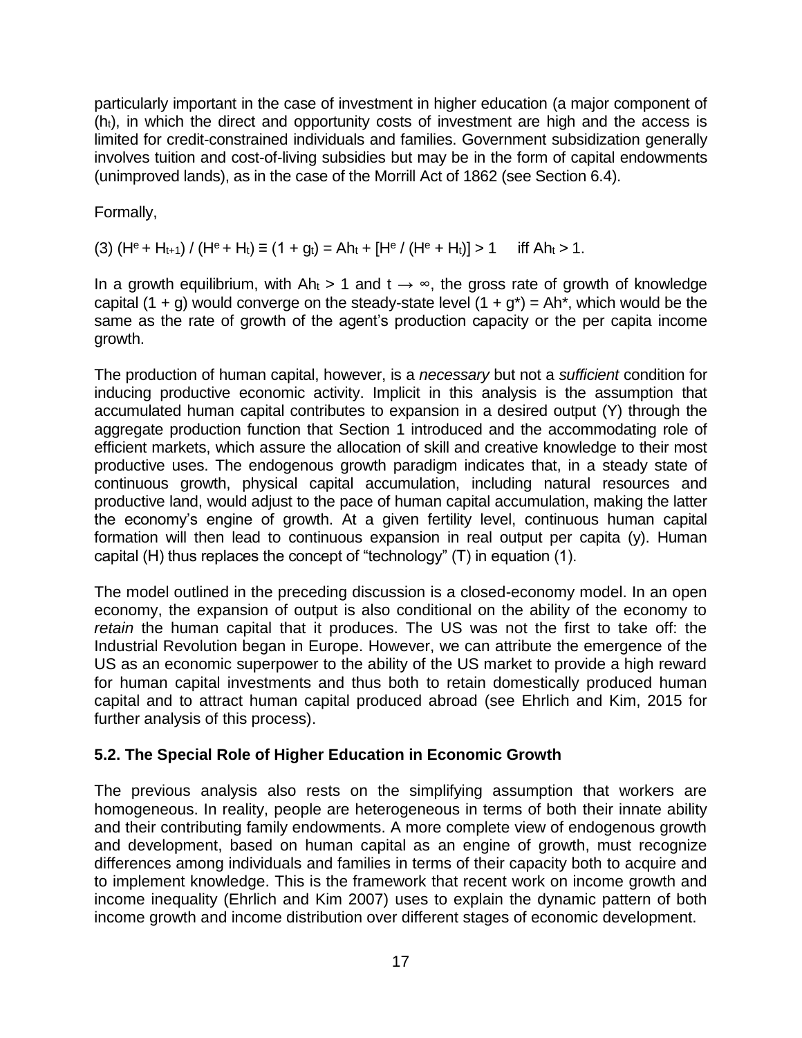particularly important in the case of investment in higher education (a major component of ($h_t$), in which the direct and opportunity costs of investment are high and the access is limited for credit-constrained individuals and families. Government subsidization generally involves tuition and cost-of-living subsidies but may be in the form of capital endowments (unimproved lands), as in the case of the Morrill Act of 1862 (see Section 6.4).

Formally,

$$(3)\ (H^e + H_{t+1}) / (H^e + H_t) \equiv (1 + g_t) = Ah_t + [H^e / (H^e + H_t)] > 1 \quad \text{iff } Ah_t > 1.$$

In a growth equilibrium, with $Ah_t > 1$ and $t \rightarrow \infty$, the gross rate of growth of knowledge capital $(1 + g)$ would converge on the steady-state level $(1 + g^*) = Ah^*$, which would be the same as the rate of growth of the agent's production capacity or the per capita income growth.

The production of human capital, however, is a *necessary* but not a *sufficient* condition for inducing productive economic activity. Implicit in this analysis is the assumption that accumulated human capital contributes to expansion in a desired output (Y) through the aggregate production function that Section 1 introduced and the accommodating role of efficient markets, which assure the allocation of skill and creative knowledge to their most productive uses. The endogenous growth paradigm indicates that, in a steady state of continuous growth, physical capital accumulation, including natural resources and productive land, would adjust to the pace of human capital accumulation, making the latter the economy's engine of growth. At a given fertility level, continuous human capital formation will then lead to continuous expansion in real output per capita (y). Human capital (H) thus replaces the concept of "technology" (T) in equation (1).

The model outlined in the preceding discussion is a closed-economy model. In an open economy, the expansion of output is also conditional on the ability of the economy to *retain* the human capital that it produces. The US was not the first to take off: the Industrial Revolution began in Europe. However, we can attribute the emergence of the US as an economic superpower to the ability of the US market to provide a high reward for human capital investments and thus both to retain domestically produced human capital and to attract human capital produced abroad (see Ehrlich and Kim, 2015 for further analysis of this process).

## 5.2. The Special Role of Higher Education in Economic Growth

The previous analysis also rests on the simplifying assumption that workers are homogeneous. In reality, people are heterogeneous in terms of both their innate ability and their contributing family endowments. A more complete view of endogenous growth and development, based on human capital as an engine of growth, must recognize differences among individuals and families in terms of their capacity both to acquire and to implement knowledge. This is the framework that recent work on income growth and income inequality (Ehrlich and Kim 2007) uses to explain the dynamic pattern of both income growth and income distribution over different stages of economic development.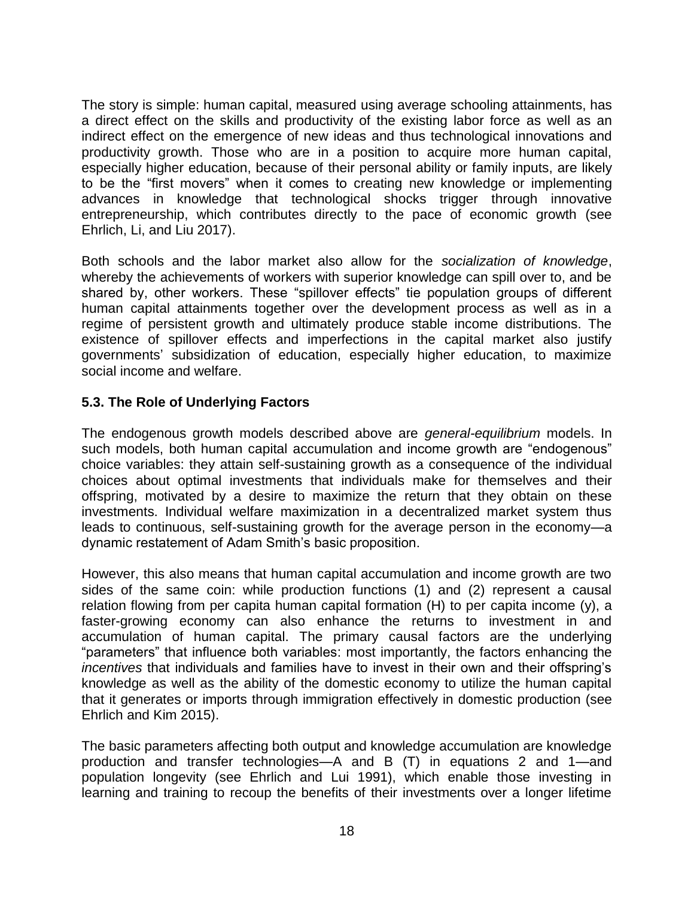The story is simple: human capital, measured using average schooling attainments, has a direct effect on the skills and productivity of the existing labor force as well as an indirect effect on the emergence of new ideas and thus technological innovations and productivity growth. Those who are in a position to acquire more human capital, especially higher education, because of their personal ability or family inputs, are likely to be the "first movers" when it comes to creating new knowledge or implementing advances in knowledge that technological shocks trigger through innovative entrepreneurship, which contributes directly to the pace of economic growth (see Ehrlich, Li, and Liu 2017).

Both schools and the labor market also allow for the *socialization of knowledge*, whereby the achievements of workers with superior knowledge can spill over to, and be shared by, other workers. These "spillover effects" tie population groups of different human capital attainments together over the development process as well as in a regime of persistent growth and ultimately produce stable income distributions. The existence of spillover effects and imperfections in the capital market also justify governments' subsidization of education, especially higher education, to maximize social income and welfare.

### 5.3. The Role of Underlying Factors

The endogenous growth models described above are *general-equilibrium* models. In such models, both human capital accumulation and income growth are "endogenous" choice variables: they attain self-sustaining growth as a consequence of the individual choices about optimal investments that individuals make for themselves and their offspring, motivated by a desire to maximize the return that they obtain on these investments. Individual welfare maximization in a decentralized market system thus leads to continuous, self-sustaining growth for the average person in the economy—a dynamic restatement of Adam Smith's basic proposition.

However, this also means that human capital accumulation and income growth are two sides of the same coin: while production functions (1) and (2) represent a causal relation flowing from per capita human capital formation (H) to per capita income (y), a faster-growing economy can also enhance the returns to investment in and accumulation of human capital. The primary causal factors are the underlying "parameters" that influence both variables: most importantly, the factors enhancing the *incentives* that individuals and families have to invest in their own and their offspring's knowledge as well as the ability of the domestic economy to utilize the human capital that it generates or imports through immigration effectively in domestic production (see Ehrlich and Kim 2015).

The basic parameters affecting both output and knowledge accumulation are knowledge production and transfer technologies—A and B (T) in equations 2 and 1—and population longevity (see Ehrlich and Lui 1991), which enable those investing in learning and training to recoup the benefits of their investments over a longer lifetime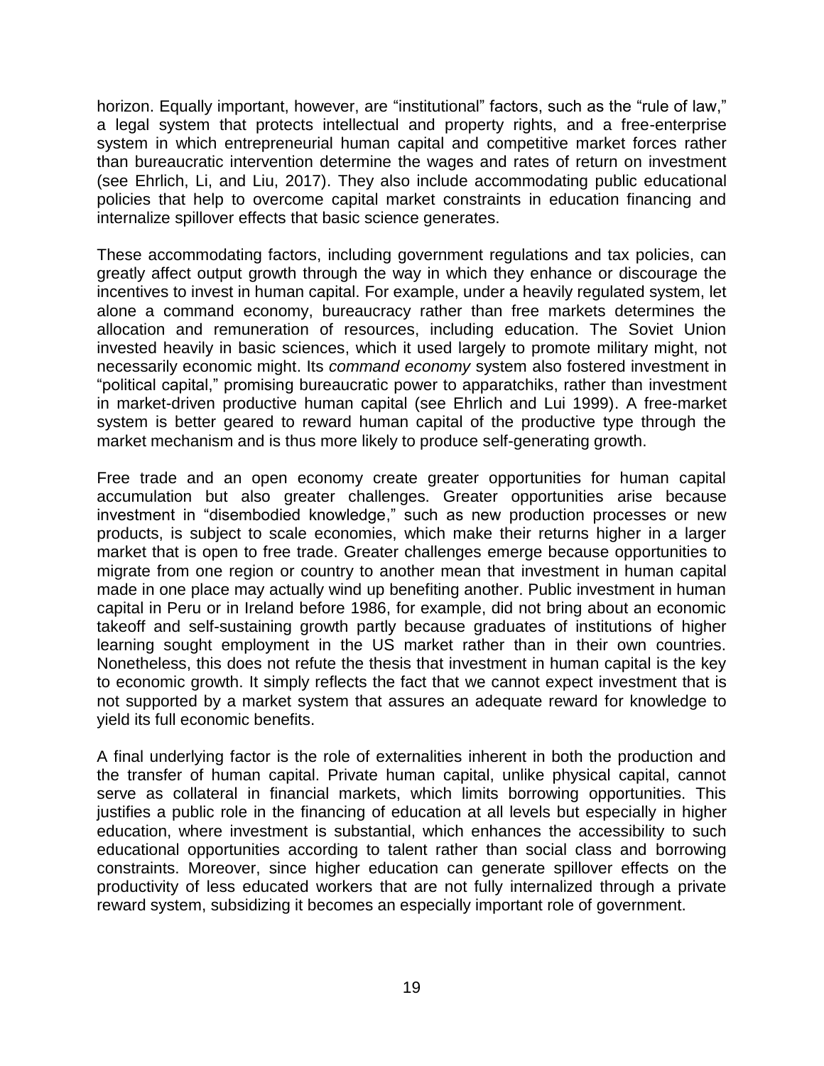horizon. Equally important, however, are "institutional" factors, such as the "rule of law," a legal system that protects intellectual and property rights, and a free-enterprise system in which entrepreneurial human capital and competitive market forces rather than bureaucratic intervention determine the wages and rates of return on investment (see Ehrlich, Li, and Liu, 2017). They also include accommodating public educational policies that help to overcome capital market constraints in education financing and internalize spillover effects that basic science generates.

These accommodating factors, including government regulations and tax policies, can greatly affect output growth through the way in which they enhance or discourage the incentives to invest in human capital. For example, under a heavily regulated system, let alone a command economy, bureaucracy rather than free markets determines the allocation and remuneration of resources, including education. The Soviet Union invested heavily in basic sciences, which it used largely to promote military might, not necessarily economic might. Its *command economy* system also fostered investment in "political capital," promising bureaucratic power to apparatchiks, rather than investment in market-driven productive human capital (see Ehrlich and Lui 1999). A free-market system is better geared to reward human capital of the productive type through the market mechanism and is thus more likely to produce self-generating growth.

Free trade and an open economy create greater opportunities for human capital accumulation but also greater challenges. Greater opportunities arise because investment in "disembodied knowledge," such as new production processes or new products, is subject to scale economies, which make their returns higher in a larger market that is open to free trade. Greater challenges emerge because opportunities to migrate from one region or country to another mean that investment in human capital made in one place may actually wind up benefiting another. Public investment in human capital in Peru or in Ireland before 1986, for example, did not bring about an economic takeoff and self-sustaining growth partly because graduates of institutions of higher learning sought employment in the US market rather than in their own countries. Nonetheless, this does not refute the thesis that investment in human capital is the key to economic growth. It simply reflects the fact that we cannot expect investment that is not supported by a market system that assures an adequate reward for knowledge to yield its full economic benefits.

A final underlying factor is the role of externalities inherent in both the production and the transfer of human capital. Private human capital, unlike physical capital, cannot serve as collateral in financial markets, which limits borrowing opportunities. This justifies a public role in the financing of education at all levels but especially in higher education, where investment is substantial, which enhances the accessibility to such educational opportunities according to talent rather than social class and borrowing constraints. Moreover, since higher education can generate spillover effects on the productivity of less educated workers that are not fully internalized through a private reward system, subsidizing it becomes an especially important role of government.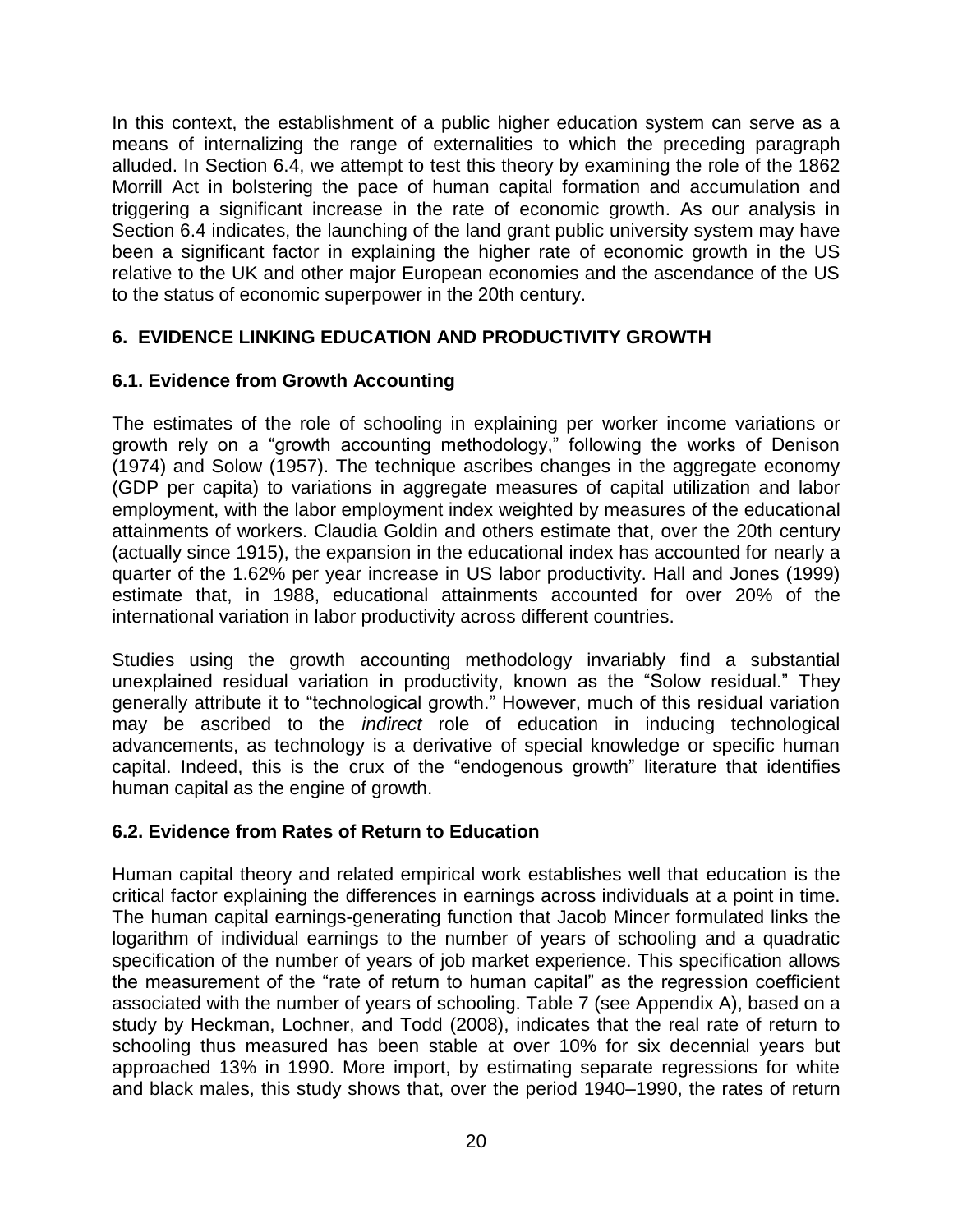In this context, the establishment of a public higher education system can serve as a means of internalizing the range of externalities to which the preceding paragraph alluded. In Section 6.4, we attempt to test this theory by examining the role of the 1862 Morrill Act in bolstering the pace of human capital formation and accumulation and triggering a significant increase in the rate of economic growth. As our analysis in Section 6.4 indicates, the launching of the land grant public university system may have been a significant factor in explaining the higher rate of economic growth in the US relative to the UK and other major European economies and the ascendance of the US to the status of economic superpower in the 20th century.

## 6. EVIDENCE LINKING EDUCATION AND PRODUCTIVITY GROWTH

### 6.1. Evidence from Growth Accounting

The estimates of the role of schooling in explaining per worker income variations or growth rely on a "growth accounting methodology," following the works of Denison (1974) and Solow (1957). The technique ascribes changes in the aggregate economy (GDP per capita) to variations in aggregate measures of capital utilization and labor employment, with the labor employment index weighted by measures of the educational attainments of workers. Claudia Goldin and others estimate that, over the 20th century (actually since 1915), the expansion in the educational index has accounted for nearly a quarter of the 1.62% per year increase in US labor productivity. Hall and Jones (1999) estimate that, in 1988, educational attainments accounted for over 20% of the international variation in labor productivity across different countries.

Studies using the growth accounting methodology invariably find a substantial unexplained residual variation in productivity, known as the "Solow residual." They generally attribute it to "technological growth." However, much of this residual variation may be ascribed to the *indirect* role of education in inducing technological advancements, as technology is a derivative of special knowledge or specific human capital. Indeed, this is the crux of the "endogenous growth" literature that identifies human capital as the engine of growth.

### 6.2. Evidence from Rates of Return to Education

Human capital theory and related empirical work establishes well that education is the critical factor explaining the differences in earnings across individuals at a point in time. The human capital earnings-generating function that Jacob Mincer formulated links the logarithm of individual earnings to the number of years of schooling and a quadratic specification of the number of years of job market experience. This specification allows the measurement of the "rate of return to human capital" as the regression coefficient associated with the number of years of schooling. Table 7 (see Appendix A), based on a study by Heckman, Lochner, and Todd (2008), indicates that the real rate of return to schooling thus measured has been stable at over 10% for six decennial years but approached 13% in 1990. More import, by estimating separate regressions for white and black males, this study shows that, over the period 1940–1990, the rates of return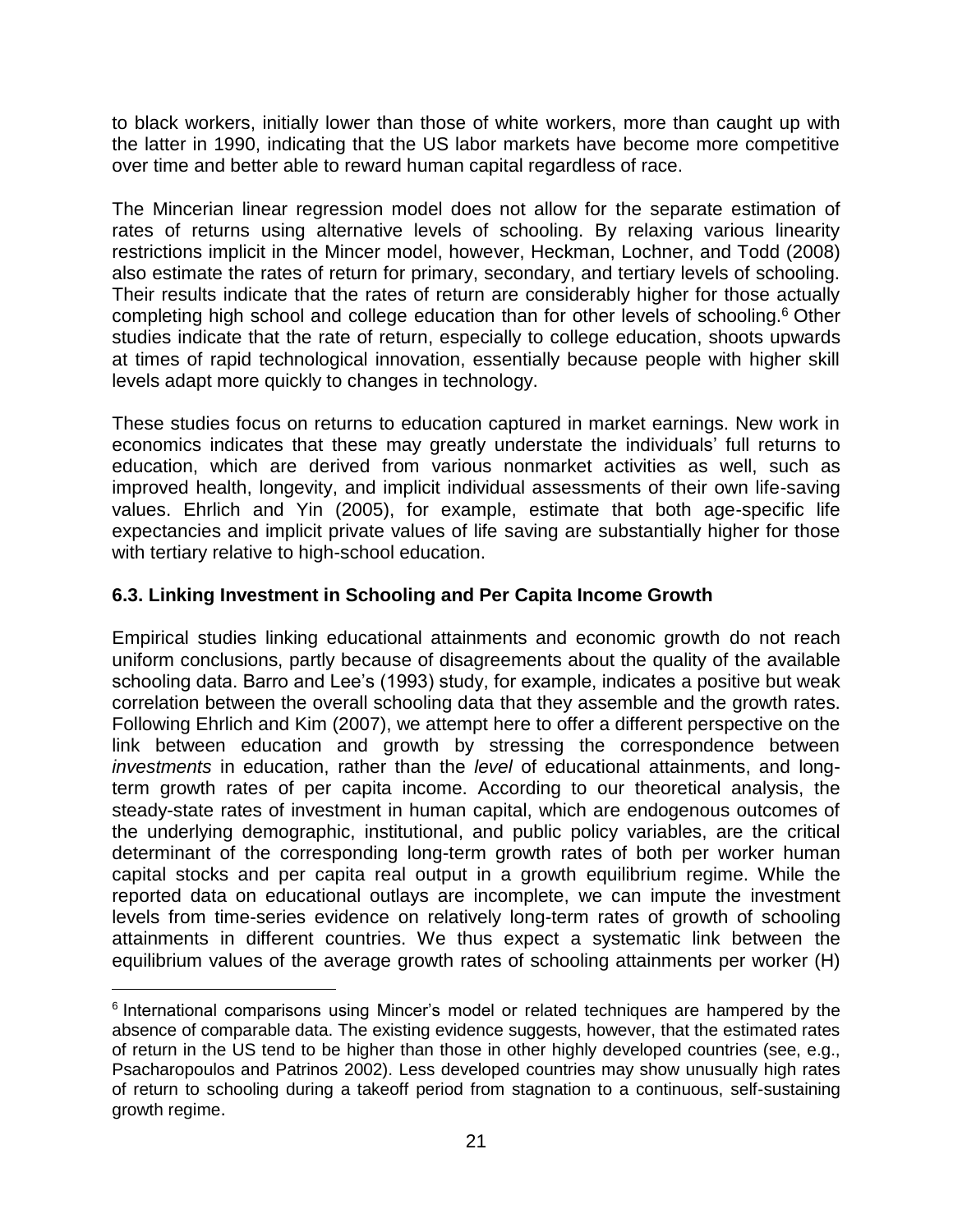to black workers, initially lower than those of white workers, more than caught up with the latter in 1990, indicating that the US labor markets have become more competitive over time and better able to reward human capital regardless of race.

The Mincerian linear regression model does not allow for the separate estimation of rates of returns using alternative levels of schooling. By relaxing various linearity restrictions implicit in the Mincer model, however, Heckman, Lochner, and Todd (2008) also estimate the rates of return for primary, secondary, and tertiary levels of schooling. Their results indicate that the rates of return are considerably higher for those actually completing high school and college education than for other levels of schooling.[6] Other studies indicate that the rate of return, especially to college education, shoots upwards at times of rapid technological innovation, essentially because people with higher skill levels adapt more quickly to changes in technology.

These studies focus on returns to education captured in market earnings. New work in economics indicates that these may greatly understate the individuals' full returns to education, which are derived from various nonmarket activities as well, such as improved health, longevity, and implicit individual assessments of their own life-saving values. Ehrlich and Yin (2005), for example, estimate that both age-specific life expectancies and implicit private values of life saving are substantially higher for those with tertiary relative to high-school education.

### 6.3. Linking Investment in Schooling and Per Capita Income Growth

Empirical studies linking educational attainments and economic growth do not reach uniform conclusions, partly because of disagreements about the quality of the available schooling data. Barro and Lee's (1993) study, for example, indicates a positive but weak correlation between the overall schooling data that they assemble and the growth rates. Following Ehrlich and Kim (2007), we attempt here to offer a different perspective on the link between education and growth by stressing the correspondence between *investments* in education, rather than the *level* of educational attainments, and long-term growth rates of per capita income. According to our theoretical analysis, the steady-state rates of investment in human capital, which are endogenous outcomes of the underlying demographic, institutional, and public policy variables, are the critical determinant of the corresponding long-term growth rates of both per worker human capital stocks and per capita real output in a growth equilibrium regime. While the reported data on educational outlays are incomplete, we can impute the investment levels from time-series evidence on relatively long-term rates of growth of schooling attainments in different countries. We thus expect a systematic link between the equilibrium values of the average growth rates of schooling attainments per worker (H)

[6] International comparisons using Mincer's model or related techniques are hampered by the absence of comparable data. The existing evidence suggests, however, that the estimated rates of return in the US tend to be higher than those in other highly developed countries (see, e.g., Psacharopoulos and Patrinos 2002). Less developed countries may show unusually high rates of return to schooling during a takeoff period from stagnation to a continuous, self-sustaining growth regime.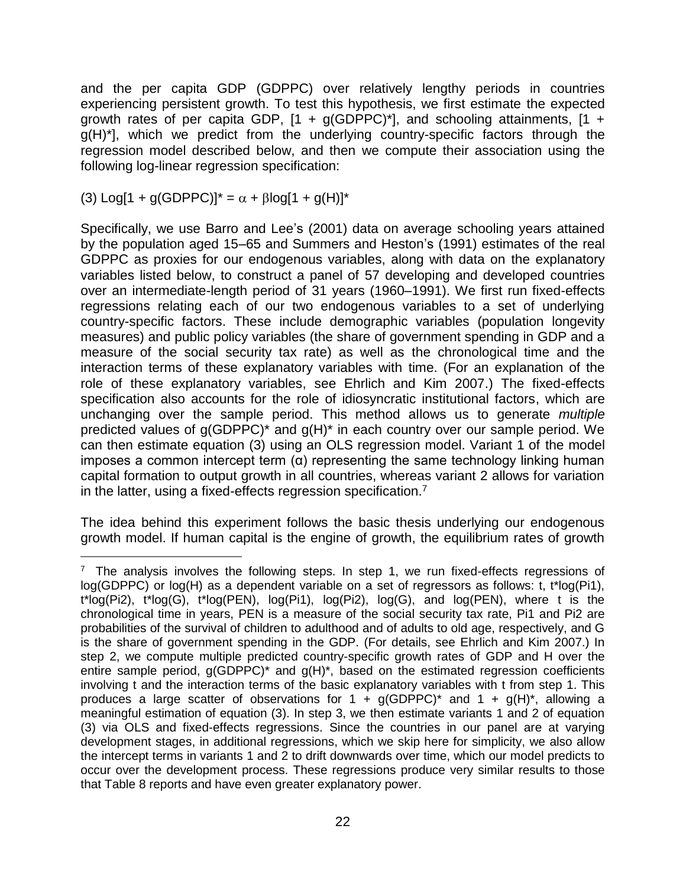and the per capita GDP (GDPPC) over relatively lengthy periods in countries experiencing persistent growth. To test this hypothesis, we first estimate the expected growth rates of per capita GDP, $[1 + g(GDPPC)^*]$, and schooling attainments, $[1 + g(H)^*]$, which we predict from the underlying country-specific factors through the regression model described below, and then we compute their association using the following log-linear regression specification:

$$(3)\ \text{Log}[1 + g(GDPPC)]^* = \alpha + \beta \log[1 + g(H)]^*$$

Specifically, we use Barro and Lee's (2001) data on average schooling years attained by the population aged 15–65 and Summers and Heston's (1991) estimates of the real GDPPC as proxies for our endogenous variables, along with data on the explanatory variables listed below, to construct a panel of 57 developing and developed countries over an intermediate-length period of 31 years (1960–1991). We first run fixed-effects regressions relating each of our two endogenous variables to a set of underlying country-specific factors. These include demographic variables (population longevity measures) and public policy variables (the share of government spending in GDP and a measure of the social security tax rate) as well as the chronological time and the interaction terms of these explanatory variables with time. (For an explanation of the role of these explanatory variables, see Ehrlich and Kim 2007.) The fixed-effects specification also accounts for the role of idiosyncratic institutional factors, which are unchanging over the sample period. This method allows us to generate *multiple* predicted values of $g(GDPPC)^*$ and $g(H)^*$ in each country over our sample period. We can then estimate equation (3) using an OLS regression model. Variant 1 of the model imposes a common intercept term ($\alpha$) representing the same technology linking human capital formation to output growth in all countries, whereas variant 2 allows for variation in the latter, using a fixed-effects regression specification.[7]

The idea behind this experiment follows the basic thesis underlying our endogenous growth model. If human capital is the engine of growth, the equilibrium rates of growth

---

[7] The analysis involves the following steps. In step 1, we run fixed-effects regressions of log(GDPPC) or log(H) as a dependent variable on a set of regressors as follows: t, t*log(Pi1), t*log(Pi2), t*log(G), t*log(PEN), log(Pi1), log(Pi2), log(G), and log(PEN), where t is the chronological time in years, PEN is a measure of the social security tax rate, Pi1 and Pi2 are probabilities of the survival of children to adulthood and of adults to old age, respectively, and G is the share of government spending in the GDP. (For details, see Ehrlich and Kim 2007.) In step 2, we compute multiple predicted country-specific growth rates of GDP and H over the entire sample period, $g(GDPPC)^*$ and $g(H)^*$, based on the estimated regression coefficients involving t and the interaction terms of the basic explanatory variables with t from step 1. This produces a large scatter of observations for $1 + g(GDPPC)^*$ and $1 + g(H)^*$, allowing a meaningful estimation of equation (3). In step 3, we then estimate variants 1 and 2 of equation (3) via OLS and fixed-effects regressions. Since the countries in our panel are at varying development stages, in additional regressions, which we skip here for simplicity, we also allow the intercept terms in variants 1 and 2 to drift downwards over time, which our model predicts to occur over the development process. These regressions produce very similar results to those that Table 8 reports and have even greater explanatory power.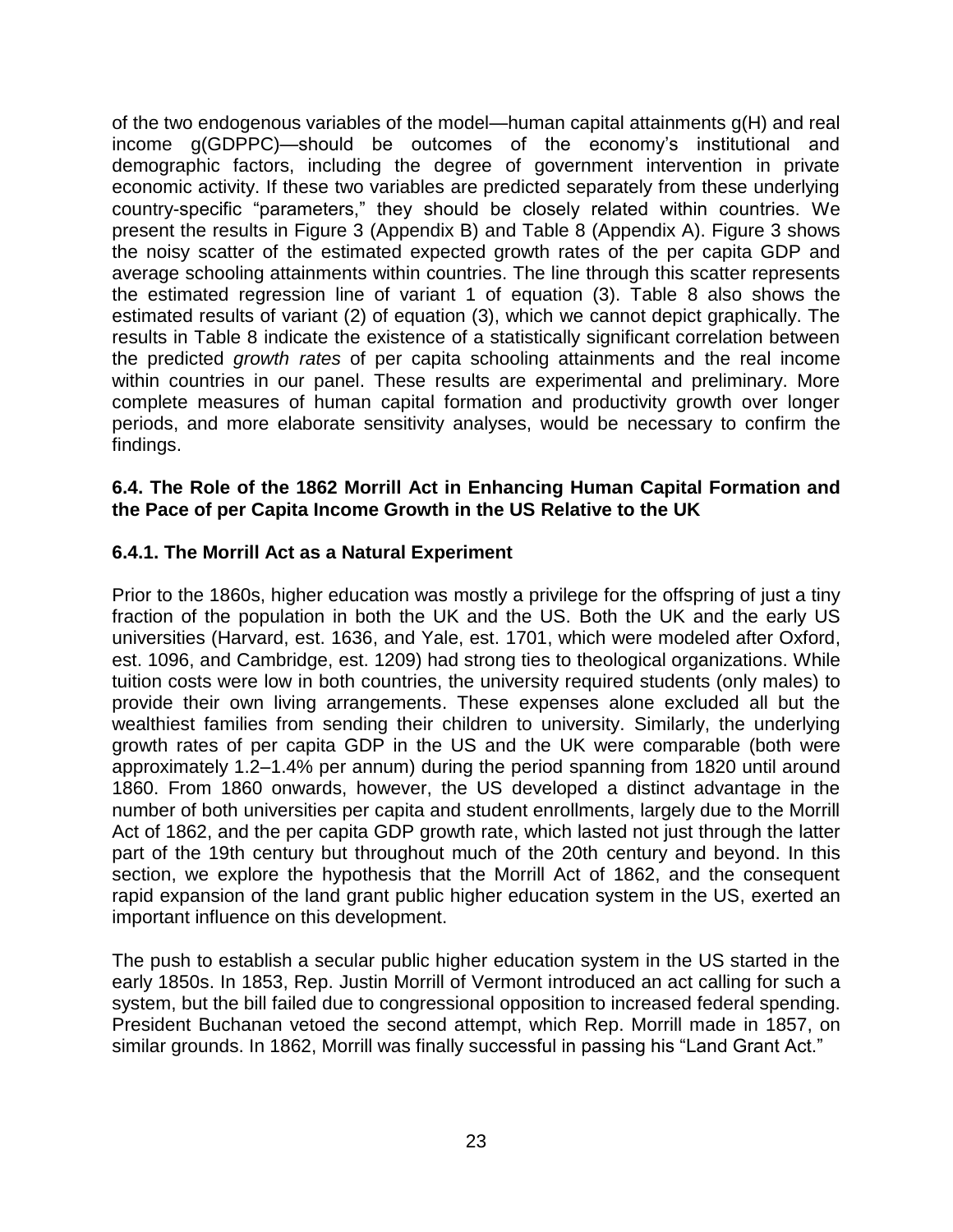of the two endogenous variables of the model—human capital attainments g(H) and real income g(GDPPC)—should be outcomes of the economy's institutional and demographic factors, including the degree of government intervention in private economic activity. If these two variables are predicted separately from these underlying country-specific "parameters," they should be closely related within countries. We present the results in Figure 3 (Appendix B) and Table 8 (Appendix A). Figure 3 shows the noisy scatter of the estimated expected growth rates of the per capita GDP and average schooling attainments within countries. The line through this scatter represents the estimated regression line of variant 1 of equation (3). Table 8 also shows the estimated results of variant (2) of equation (3), which we cannot depict graphically. The results in Table 8 indicate the existence of a statistically significant correlation between the predicted *growth rates* of per capita schooling attainments and the real income within countries in our panel. These results are experimental and preliminary. More complete measures of human capital formation and productivity growth over longer periods, and more elaborate sensitivity analyses, would be necessary to confirm the findings.

### 6.4. The Role of the 1862 Morrill Act in Enhancing Human Capital Formation and the Pace of per Capita Income Growth in the US Relative to the UK

#### 6.4.1. The Morrill Act as a Natural Experiment

Prior to the 1860s, higher education was mostly a privilege for the offspring of just a tiny fraction of the population in both the UK and the US. Both the UK and the early US universities (Harvard, est. 1636, and Yale, est. 1701, which were modeled after Oxford, est. 1096, and Cambridge, est. 1209) had strong ties to theological organizations. While tuition costs were low in both countries, the university required students (only males) to provide their own living arrangements. These expenses alone excluded all but the wealthiest families from sending their children to university. Similarly, the underlying growth rates of per capita GDP in the US and the UK were comparable (both were approximately 1.2–1.4% per annum) during the period spanning from 1820 until around 1860. From 1860 onwards, however, the US developed a distinct advantage in the number of both universities per capita and student enrollments, largely due to the Morrill Act of 1862, and the per capita GDP growth rate, which lasted not just through the latter part of the 19th century but throughout much of the 20th century and beyond. In this section, we explore the hypothesis that the Morrill Act of 1862, and the consequent rapid expansion of the land grant public higher education system in the US, exerted an important influence on this development.

The push to establish a secular public higher education system in the US started in the early 1850s. In 1853, Rep. Justin Morrill of Vermont introduced an act calling for such a system, but the bill failed due to congressional opposition to increased federal spending. President Buchanan vetoed the second attempt, which Rep. Morrill made in 1857, on similar grounds. In 1862, Morrill was finally successful in passing his "Land Grant Act."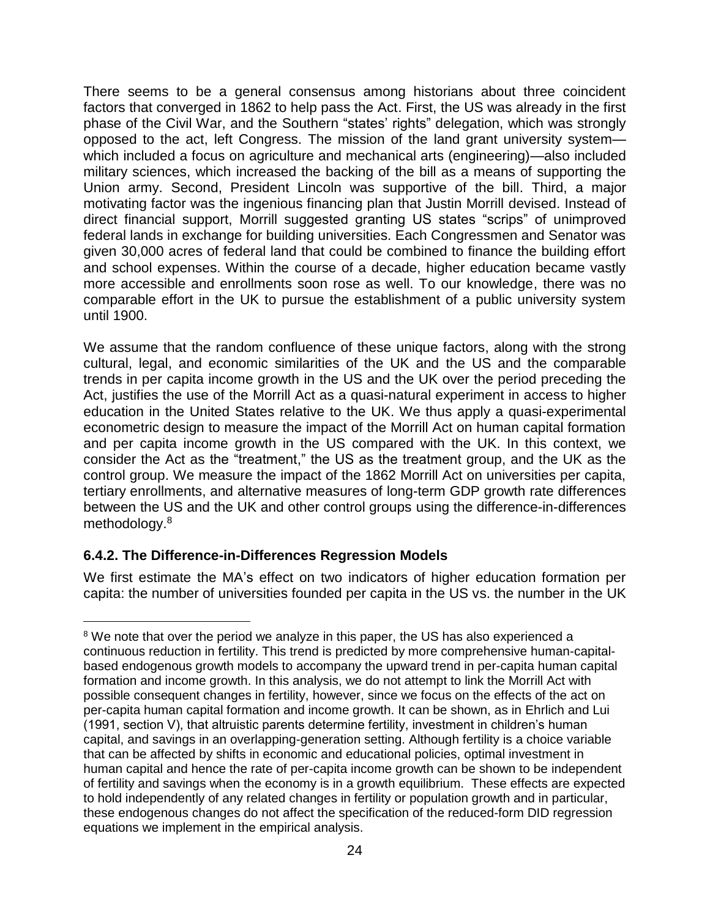There seems to be a general consensus among historians about three coincident factors that converged in 1862 to help pass the Act. First, the US was already in the first phase of the Civil War, and the Southern "states' rights" delegation, which was strongly opposed to the act, left Congress. The mission of the land grant university system—which included a focus on agriculture and mechanical arts (engineering)—also included military sciences, which increased the backing of the bill as a means of supporting the Union army. Second, President Lincoln was supportive of the bill. Third, a major motivating factor was the ingenious financing plan that Justin Morrill devised. Instead of direct financial support, Morrill suggested granting US states "scrips" of unimproved federal lands in exchange for building universities. Each Congressmen and Senator was given 30,000 acres of federal land that could be combined to finance the building effort and school expenses. Within the course of a decade, higher education became vastly more accessible and enrollments soon rose as well. To our knowledge, there was no comparable effort in the UK to pursue the establishment of a public university system until 1900.

We assume that the random confluence of these unique factors, along with the strong cultural, legal, and economic similarities of the UK and the US and the comparable trends in per capita income growth in the US and the UK over the period preceding the Act, justifies the use of the Morrill Act as a quasi-natural experiment in access to higher education in the United States relative to the UK. We thus apply a quasi-experimental econometric design to measure the impact of the Morrill Act on human capital formation and per capita income growth in the US compared with the UK. In this context, we consider the Act as the "treatment," the US as the treatment group, and the UK as the control group. We measure the impact of the 1862 Morrill Act on universities per capita, tertiary enrollments, and alternative measures of long-term GDP growth rate differences between the US and the UK and other control groups using the difference-in-differences methodology.[8]

### 6.4.2. The Difference-in-Differences Regression Models

We first estimate the MA's effect on two indicators of higher education formation per capita: the number of universities founded per capita in the US vs. the number in the UK

[8] We note that over the period we analyze in this paper, the US has also experienced a continuous reduction in fertility. This trend is predicted by more comprehensive human-capital-based endogenous growth models to accompany the upward trend in per-capita human capital formation and income growth. In this analysis, we do not attempt to link the Morrill Act with possible consequent changes in fertility, however, since we focus on the effects of the act on per-capita human capital formation and income growth. It can be shown, as in Ehrlich and Lui (1991, section V), that altruistic parents determine fertility, investment in children's human capital, and savings in an overlapping-generation setting. Although fertility is a choice variable that can be affected by shifts in economic and educational policies, optimal investment in human capital and hence the rate of per-capita income growth can be shown to be independent of fertility and savings when the economy is in a growth equilibrium. These effects are expected to hold independently of any related changes in fertility or population growth and in particular, these endogenous changes do not affect the specification of the reduced-form DID regression equations we implement in the empirical analysis.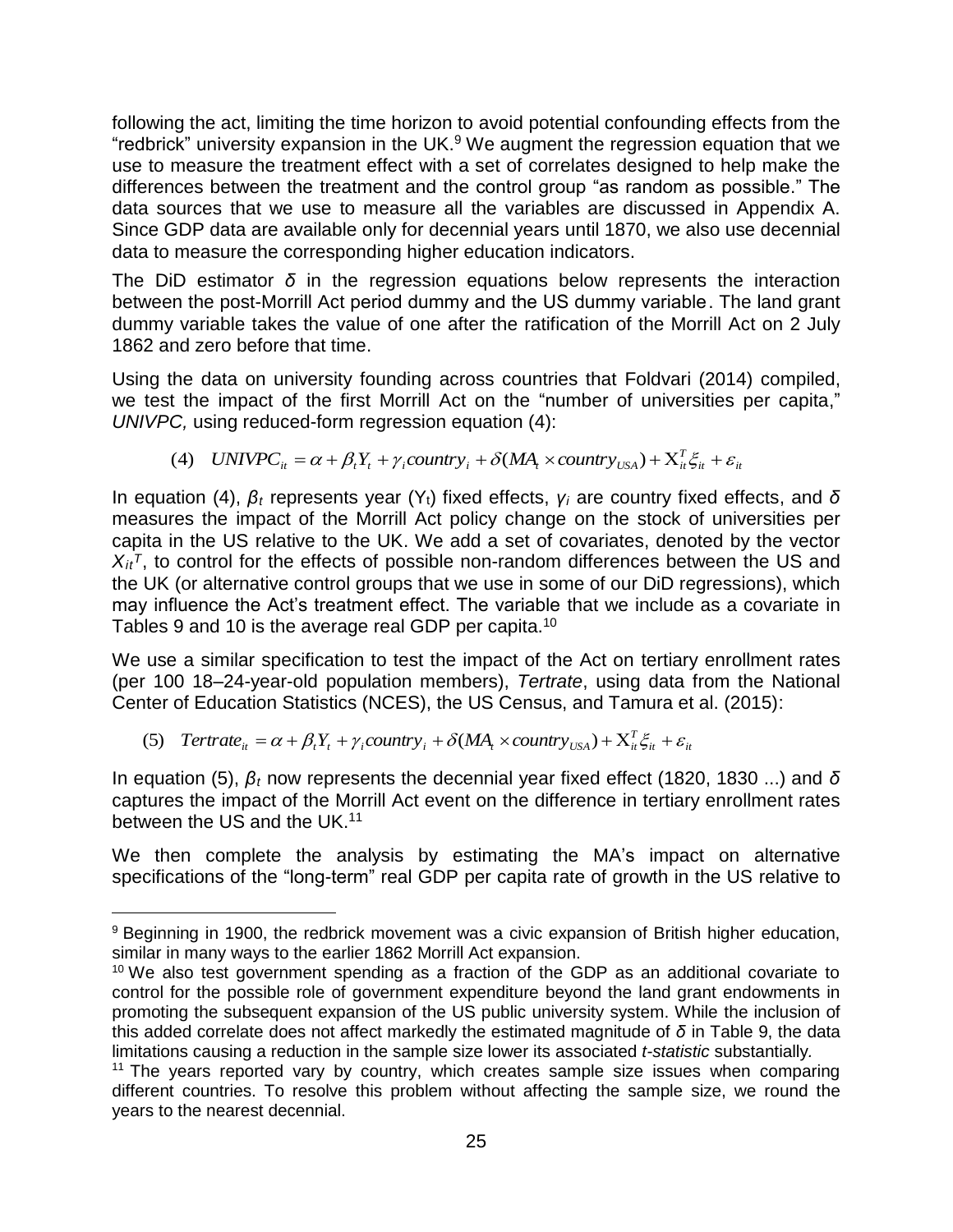following the act, limiting the time horizon to avoid potential confounding effects from the "redbrick" university expansion in the UK.[9] We augment the regression equation that we use to measure the treatment effect with a set of correlates designed to help make the differences between the treatment and the control group "as random as possible." The data sources that we use to measure all the variables are discussed in Appendix A. Since GDP data are available only for decennial years until 1870, we also use decennial data to measure the corresponding higher education indicators.

The DiD estimator $\delta$ in the regression equations below represents the interaction between the post-Morrill Act period dummy and the US dummy variable. The land grant dummy variable takes the value of one after the ratification of the Morrill Act on 2 July 1862 and zero before that time.

Using the data on university founding across countries that Foldvari (2014) compiled, we test the impact of the first Morrill Act on the "number of universities per capita," *UNIVPC,* using reduced-form regression equation (4):

$$(4) \quad UNIVPC_{it} = \alpha + \beta_t Y_t + \gamma_i country_i + \delta(MA_t \times country_{USA}) + \mathrm{X}_{it}^T \xi_{it} + \varepsilon_{it}$$

In equation (4), $\beta_t$ represents year ($Y_t$) fixed effects, $\gamma_i$ are country fixed effects, and $\delta$ measures the impact of the Morrill Act policy change on the stock of universities per capita in the US relative to the UK. We add a set of covariates, denoted by the vector $X_{it}^T$, to control for the effects of possible non-random differences between the US and the UK (or alternative control groups that we use in some of our DiD regressions), which may influence the Act's treatment effect. The variable that we include as a covariate in Tables 9 and 10 is the average real GDP per capita.[10]

We use a similar specification to test the impact of the Act on tertiary enrollment rates (per 100 18–24-year-old population members), *Tertrate*, using data from the National Center of Education Statistics (NCES), the US Census, and Tamura et al. (2015):

$$(5) \quad Tertrate_{it} = \alpha + \beta_t Y_t + \gamma_i country_i + \delta(MA_t \times country_{USA}) + \mathrm{X}_{it}^T \xi_{it} + \varepsilon_{it}$$

In equation (5), $\beta_t$ now represents the decennial year fixed effect (1820, 1830 ...) and $\delta$ captures the impact of the Morrill Act event on the difference in tertiary enrollment rates between the US and the UK.[11]

We then complete the analysis by estimating the MA's impact on alternative specifications of the "long-term" real GDP per capita rate of growth in the US relative to

---

[9] Beginning in 1900, the redbrick movement was a civic expansion of British higher education, similar in many ways to the earlier 1862 Morrill Act expansion.

[10] We also test government spending as a fraction of the GDP as an additional covariate to control for the possible role of government expenditure beyond the land grant endowments in promoting the subsequent expansion of the US public university system. While the inclusion of this added correlate does not affect markedly the estimated magnitude of $\delta$ in Table 9, the data limitations causing a reduction in the sample size lower its associated *t-statistic* substantially.

[11] The years reported vary by country, which creates sample size issues when comparing different countries. To resolve this problem without affecting the sample size, we round the years to the nearest decennial.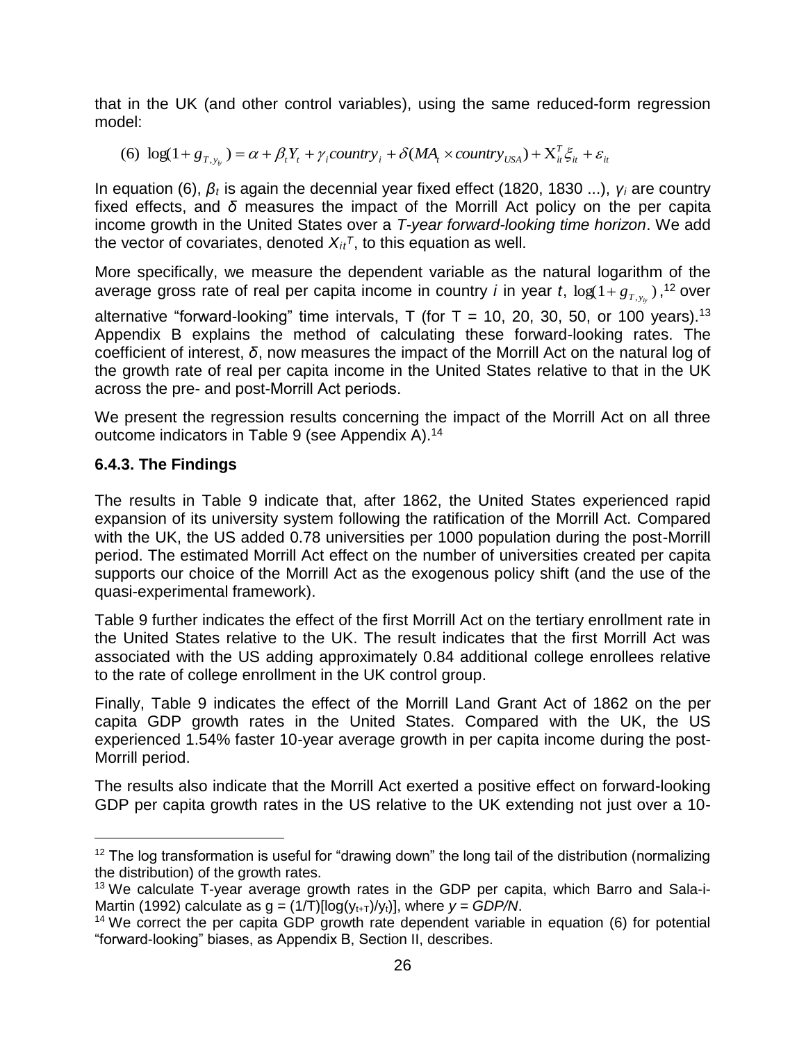that in the UK (and other control variables), using the same reduced-form regression model:

$$(6)\ \log(1+g_{T,y_{it}}) = \alpha + \beta_t Y_t + \gamma_i country_i + \delta(MA_t \times country_{USA}) + X_{it}^T \xi_{it} + \varepsilon_{it}$$

In equation (6), $\beta_t$ is again the decennial year fixed effect (1820, 1830 ...), $\gamma_i$ are country fixed effects, and $\delta$ measures the impact of the Morrill Act policy on the per capita income growth in the United States over a *T-year forward-looking time horizon*. We add the vector of covariates, denoted $X_{it}^T$, to this equation as well.

More specifically, we measure the dependent variable as the natural logarithm of the average gross rate of real per capita income in country *i* in year *t*, $\log(1+g_{T,y_{it}})$,[12] over alternative "forward-looking" time intervals, T (for T = 10, 20, 30, 50, or 100 years).[13] Appendix B explains the method of calculating these forward-looking rates. The coefficient of interest, $\delta$, now measures the impact of the Morrill Act on the natural log of the growth rate of real per capita income in the United States relative to that in the UK across the pre- and post-Morrill Act periods.

We present the regression results concerning the impact of the Morrill Act on all three outcome indicators in Table 9 (see Appendix A).[14]

### 6.4.3. The Findings

The results in Table 9 indicate that, after 1862, the United States experienced rapid expansion of its university system following the ratification of the Morrill Act. Compared with the UK, the US added 0.78 universities per 1000 population during the post-Morrill period. The estimated Morrill Act effect on the number of universities created per capita supports our choice of the Morrill Act as the exogenous policy shift (and the use of the quasi-experimental framework).

Table 9 further indicates the effect of the first Morrill Act on the tertiary enrollment rate in the United States relative to the UK. The result indicates that the first Morrill Act was associated with the US adding approximately 0.84 additional college enrollees relative to the rate of college enrollment in the UK control group.

Finally, Table 9 indicates the effect of the Morrill Land Grant Act of 1862 on the per capita GDP growth rates in the United States. Compared with the UK, the US experienced 1.54% faster 10-year average growth in per capita income during the post-Morrill period.

The results also indicate that the Morrill Act exerted a positive effect on forward-looking GDP per capita growth rates in the US relative to the UK extending not just over a 10-

---

[12] The log transformation is useful for "drawing down" the long tail of the distribution (normalizing the distribution) of the growth rates.

[13] We calculate T-year average growth rates in the GDP per capita, which Barro and Sala-i-Martin (1992) calculate as $g = (1/T)[\log(y_{t+T})/y_t)]$, where $y = GDP/N$.

[14] We correct the per capita GDP growth rate dependent variable in equation (6) for potential "forward-looking" biases, as Appendix B, Section II, describes.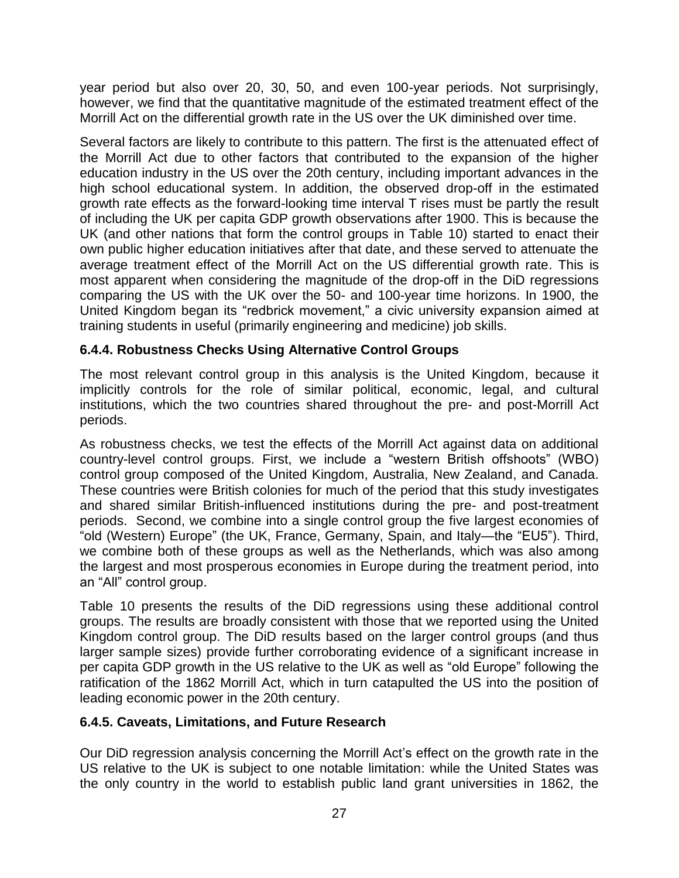year period but also over 20, 30, 50, and even 100-year periods. Not surprisingly, however, we find that the quantitative magnitude of the estimated treatment effect of the Morrill Act on the differential growth rate in the US over the UK diminished over time.

Several factors are likely to contribute to this pattern. The first is the attenuated effect of the Morrill Act due to other factors that contributed to the expansion of the higher education industry in the US over the 20th century, including important advances in the high school educational system. In addition, the observed drop-off in the estimated growth rate effects as the forward-looking time interval T rises must be partly the result of including the UK per capita GDP growth observations after 1900. This is because the UK (and other nations that form the control groups in Table 10) started to enact their own public higher education initiatives after that date, and these served to attenuate the average treatment effect of the Morrill Act on the US differential growth rate. This is most apparent when considering the magnitude of the drop-off in the DiD regressions comparing the US with the UK over the 50- and 100-year time horizons. In 1900, the United Kingdom began its "redbrick movement," a civic university expansion aimed at training students in useful (primarily engineering and medicine) job skills.

### 6.4.4. Robustness Checks Using Alternative Control Groups

The most relevant control group in this analysis is the United Kingdom, because it implicitly controls for the role of similar political, economic, legal, and cultural institutions, which the two countries shared throughout the pre- and post-Morrill Act periods.

As robustness checks, we test the effects of the Morrill Act against data on additional country-level control groups. First, we include a "western British offshoots" (WBO) control group composed of the United Kingdom, Australia, New Zealand, and Canada. These countries were British colonies for much of the period that this study investigates and shared similar British-influenced institutions during the pre- and post-treatment periods. Second, we combine into a single control group the five largest economies of "old (Western) Europe" (the UK, France, Germany, Spain, and Italy—the "EU5"). Third, we combine both of these groups as well as the Netherlands, which was also among the largest and most prosperous economies in Europe during the treatment period, into an "All" control group.

Table 10 presents the results of the DiD regressions using these additional control groups. The results are broadly consistent with those that we reported using the United Kingdom control group. The DiD results based on the larger control groups (and thus larger sample sizes) provide further corroborating evidence of a significant increase in per capita GDP growth in the US relative to the UK as well as "old Europe" following the ratification of the 1862 Morrill Act, which in turn catapulted the US into the position of leading economic power in the 20th century.

### 6.4.5. Caveats, Limitations, and Future Research

Our DiD regression analysis concerning the Morrill Act's effect on the growth rate in the US relative to the UK is subject to one notable limitation: while the United States was the only country in the world to establish public land grant universities in 1862, the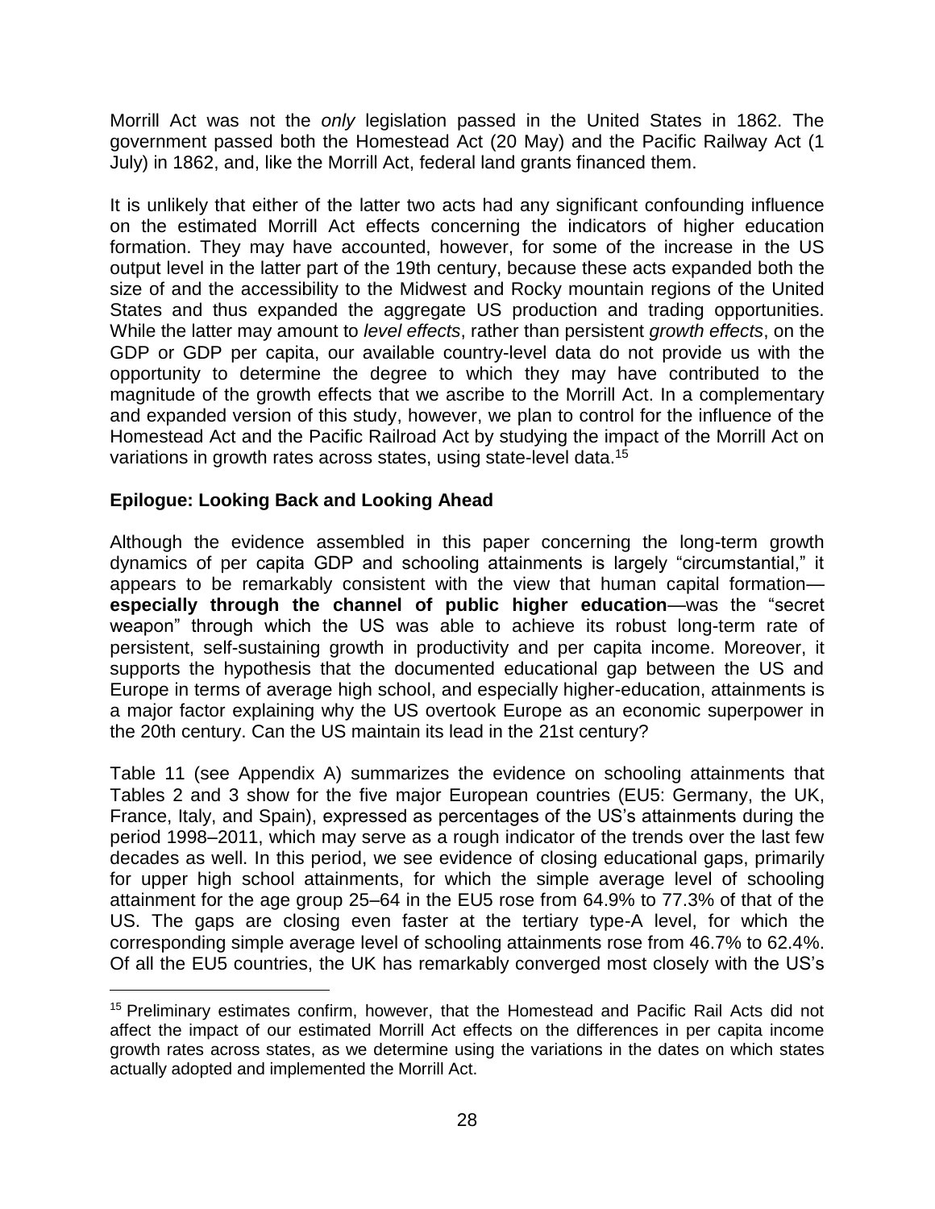Morrill Act was not the *only* legislation passed in the United States in 1862. The government passed both the Homestead Act (20 May) and the Pacific Railway Act (1 July) in 1862, and, like the Morrill Act, federal land grants financed them.

It is unlikely that either of the latter two acts had any significant confounding influence on the estimated Morrill Act effects concerning the indicators of higher education formation. They may have accounted, however, for some of the increase in the US output level in the latter part of the 19th century, because these acts expanded both the size of and the accessibility to the Midwest and Rocky mountain regions of the United States and thus expanded the aggregate US production and trading opportunities. While the latter may amount to *level effects*, rather than persistent *growth effects*, on the GDP or GDP per capita, our available country-level data do not provide us with the opportunity to determine the degree to which they may have contributed to the magnitude of the growth effects that we ascribe to the Morrill Act. In a complementary and expanded version of this study, however, we plan to control for the influence of the Homestead Act and the Pacific Railroad Act by studying the impact of the Morrill Act on variations in growth rates across states, using state-level data.[15]

## Epilogue: Looking Back and Looking Ahead

Although the evidence assembled in this paper concerning the long-term growth dynamics of per capita GDP and schooling attainments is largely "circumstantial," it appears to be remarkably consistent with the view that human capital formation—**especially through the channel of public higher education**—was the "secret weapon" through which the US was able to achieve its robust long-term rate of persistent, self-sustaining growth in productivity and per capita income. Moreover, it supports the hypothesis that the documented educational gap between the US and Europe in terms of average high school, and especially higher-education, attainments is a major factor explaining why the US overtook Europe as an economic superpower in the 20th century. Can the US maintain its lead in the 21st century?

Table 11 (see Appendix A) summarizes the evidence on schooling attainments that Tables 2 and 3 show for the five major European countries (EU5: Germany, the UK, France, Italy, and Spain), expressed as percentages of the US's attainments during the period 1998–2011, which may serve as a rough indicator of the trends over the last few decades as well. In this period, we see evidence of closing educational gaps, primarily for upper high school attainments, for which the simple average level of schooling attainment for the age group 25–64 in the EU5 rose from 64.9% to 77.3% of that of the US. The gaps are closing even faster at the tertiary type-A level, for which the corresponding simple average level of schooling attainments rose from 46.7% to 62.4%. Of all the EU5 countries, the UK has remarkably converged most closely with the US's

[15] Preliminary estimates confirm, however, that the Homestead and Pacific Rail Acts did not affect the impact of our estimated Morrill Act effects on the differences in per capita income growth rates across states, as we determine using the variations in the dates on which states actually adopted and implemented the Morrill Act.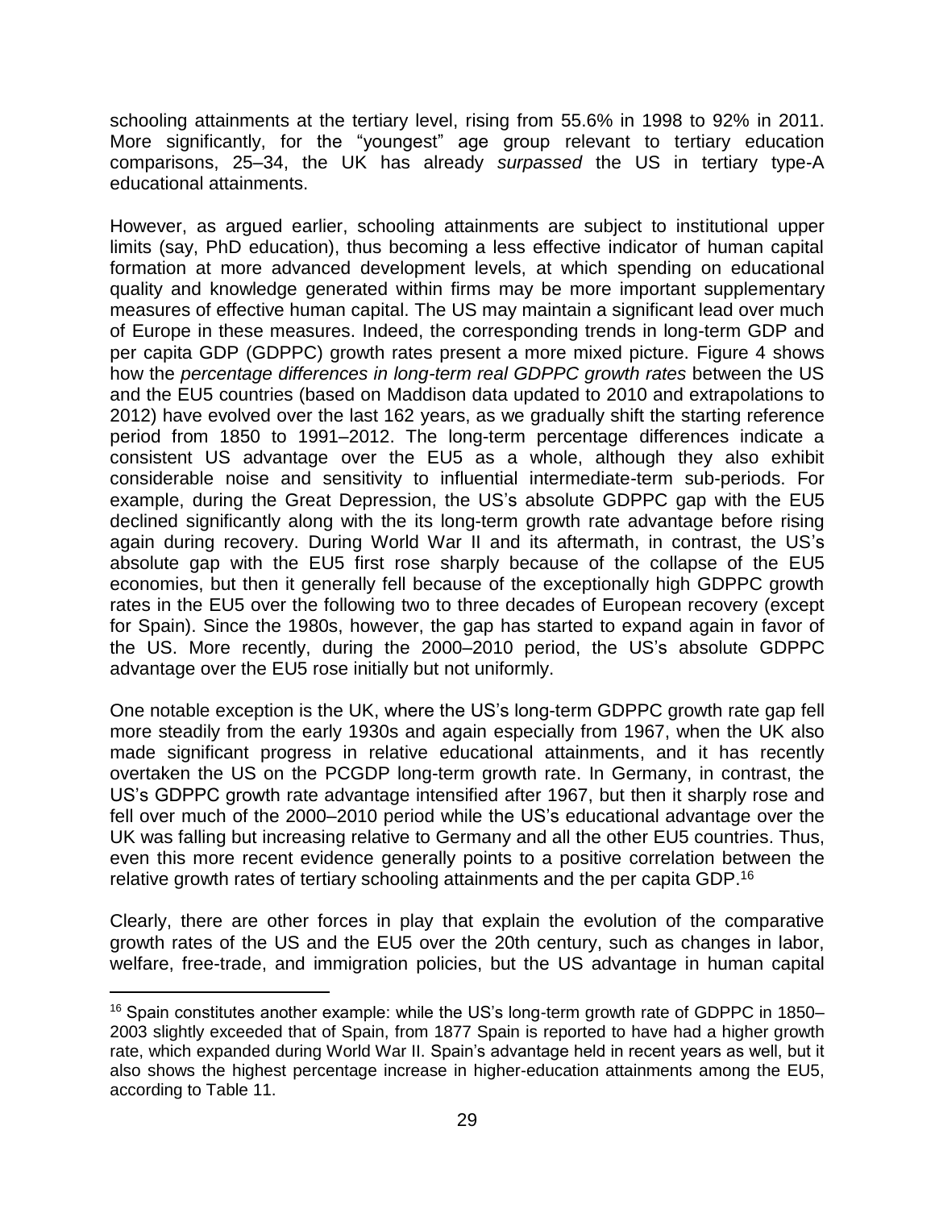schooling attainments at the tertiary level, rising from 55.6% in 1998 to 92% in 2011. More significantly, for the "youngest" age group relevant to tertiary education comparisons, 25–34, the UK has already *surpassed* the US in tertiary type-A educational attainments.

However, as argued earlier, schooling attainments are subject to institutional upper limits (say, PhD education), thus becoming a less effective indicator of human capital formation at more advanced development levels, at which spending on educational quality and knowledge generated within firms may be more important supplementary measures of effective human capital. The US may maintain a significant lead over much of Europe in these measures. Indeed, the corresponding trends in long-term GDP and per capita GDP (GDPPC) growth rates present a more mixed picture. Figure 4 shows how the *percentage differences in long-term real GDPPC growth rates* between the US and the EU5 countries (based on Maddison data updated to 2010 and extrapolations to 2012) have evolved over the last 162 years, as we gradually shift the starting reference period from 1850 to 1991–2012. The long-term percentage differences indicate a consistent US advantage over the EU5 as a whole, although they also exhibit considerable noise and sensitivity to influential intermediate-term sub-periods. For example, during the Great Depression, the US's absolute GDPPC gap with the EU5 declined significantly along with the its long-term growth rate advantage before rising again during recovery. During World War II and its aftermath, in contrast, the US's absolute gap with the EU5 first rose sharply because of the collapse of the EU5 economies, but then it generally fell because of the exceptionally high GDPPC growth rates in the EU5 over the following two to three decades of European recovery (except for Spain). Since the 1980s, however, the gap has started to expand again in favor of the US. More recently, during the 2000–2010 period, the US's absolute GDPPC advantage over the EU5 rose initially but not uniformly.

One notable exception is the UK, where the US's long-term GDPPC growth rate gap fell more steadily from the early 1930s and again especially from 1967, when the UK also made significant progress in relative educational attainments, and it has recently overtaken the US on the PCGDP long-term growth rate. In Germany, in contrast, the US's GDPPC growth rate advantage intensified after 1967, but then it sharply rose and fell over much of the 2000–2010 period while the US's educational advantage over the UK was falling but increasing relative to Germany and all the other EU5 countries. Thus, even this more recent evidence generally points to a positive correlation between the relative growth rates of tertiary schooling attainments and the per capita GDP.[16]

Clearly, there are other forces in play that explain the evolution of the comparative growth rates of the US and the EU5 over the 20th century, such as changes in labor, welfare, free-trade, and immigration policies, but the US advantage in human capital

[16] Spain constitutes another example: while the US's long-term growth rate of GDPPC in 1850–2003 slightly exceeded that of Spain, from 1877 Spain is reported to have had a higher growth rate, which expanded during World War II. Spain's advantage held in recent years as well, but it also shows the highest percentage increase in higher-education attainments among the EU5, according to Table 11.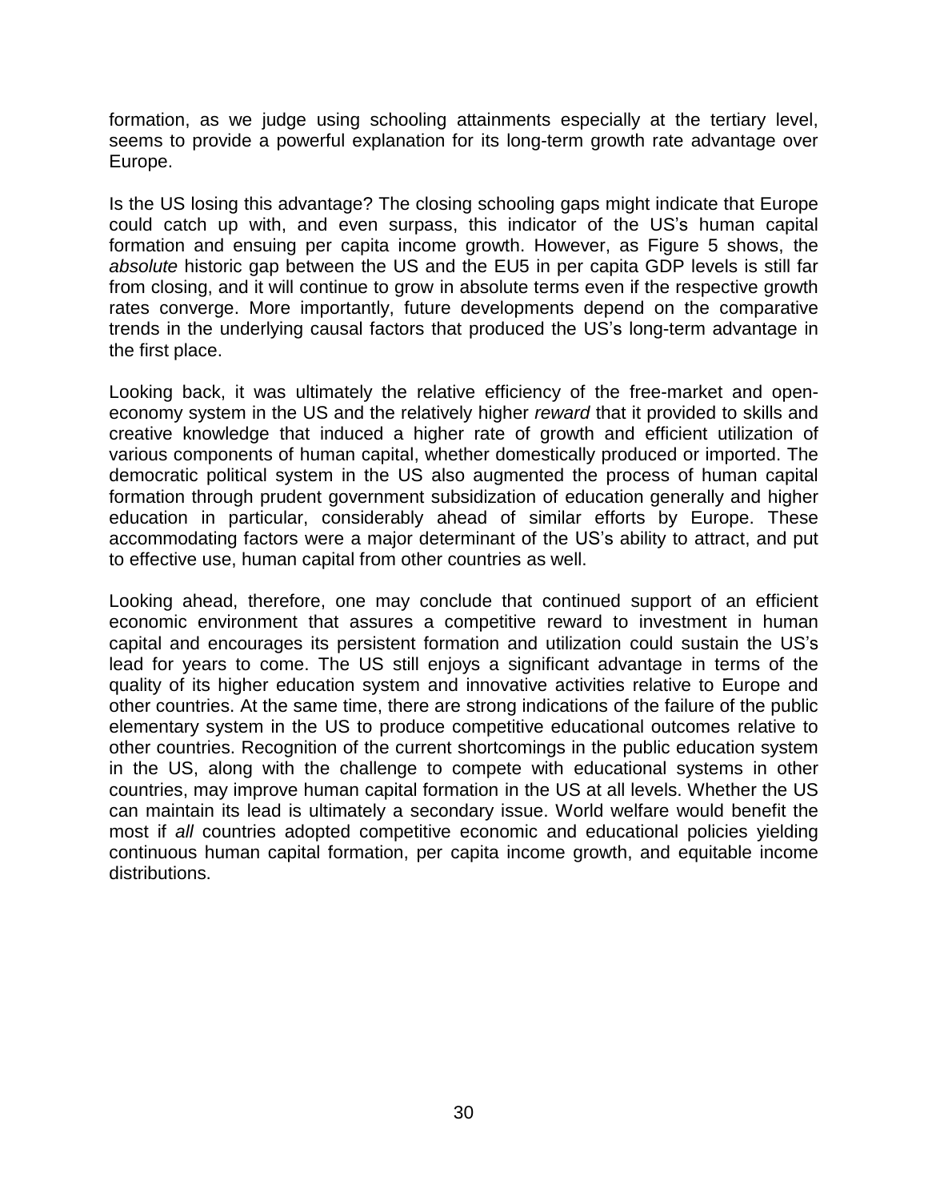formation, as we judge using schooling attainments especially at the tertiary level, seems to provide a powerful explanation for its long-term growth rate advantage over Europe.

Is the US losing this advantage? The closing schooling gaps might indicate that Europe could catch up with, and even surpass, this indicator of the US's human capital formation and ensuing per capita income growth. However, as Figure 5 shows, the *absolute* historic gap between the US and the EU5 in per capita GDP levels is still far from closing, and it will continue to grow in absolute terms even if the respective growth rates converge. More importantly, future developments depend on the comparative trends in the underlying causal factors that produced the US's long-term advantage in the first place.

Looking back, it was ultimately the relative efficiency of the free-market and open-economy system in the US and the relatively higher *reward* that it provided to skills and creative knowledge that induced a higher rate of growth and efficient utilization of various components of human capital, whether domestically produced or imported. The democratic political system in the US also augmented the process of human capital formation through prudent government subsidization of education generally and higher education in particular, considerably ahead of similar efforts by Europe. These accommodating factors were a major determinant of the US's ability to attract, and put to effective use, human capital from other countries as well.

Looking ahead, therefore, one may conclude that continued support of an efficient economic environment that assures a competitive reward to investment in human capital and encourages its persistent formation and utilization could sustain the US's lead for years to come. The US still enjoys a significant advantage in terms of the quality of its higher education system and innovative activities relative to Europe and other countries. At the same time, there are strong indications of the failure of the public elementary system in the US to produce competitive educational outcomes relative to other countries. Recognition of the current shortcomings in the public education system in the US, along with the challenge to compete with educational systems in other countries, may improve human capital formation in the US at all levels. Whether the US can maintain its lead is ultimately a secondary issue. World welfare would benefit the most if *all* countries adopted competitive economic and educational policies yielding continuous human capital formation, per capita income growth, and equitable income distributions.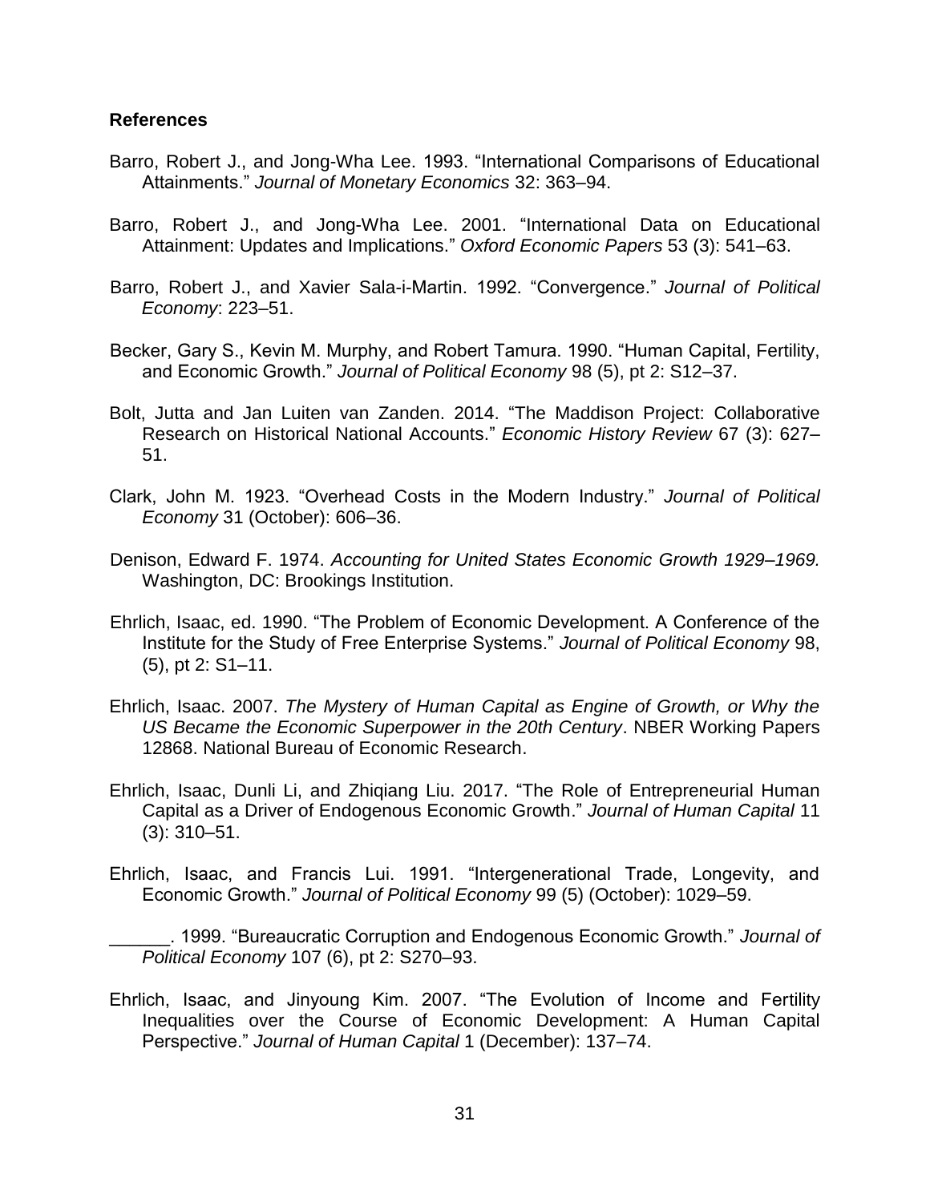## References

Barro, Robert J., and Jong-Wha Lee. 1993. "International Comparisons of Educational Attainments." *Journal of Monetary Economics* 32: 363–94.

Barro, Robert J., and Jong-Wha Lee. 2001. "International Data on Educational Attainment: Updates and Implications." *Oxford Economic Papers* 53 (3): 541–63.

Barro, Robert J., and Xavier Sala-i-Martin. 1992. "Convergence." *Journal of Political Economy*: 223–51.

Becker, Gary S., Kevin M. Murphy, and Robert Tamura. 1990. "Human Capital, Fertility, and Economic Growth." *Journal of Political Economy* 98 (5), pt 2: S12–37.

Bolt, Jutta and Jan Luiten van Zanden. 2014. "The Maddison Project: Collaborative Research on Historical National Accounts." *Economic History Review* 67 (3): 627–51.

Clark, John M. 1923. "Overhead Costs in the Modern Industry." *Journal of Political Economy* 31 (October): 606–36.

Denison, Edward F. 1974. *Accounting for United States Economic Growth 1929–1969.* Washington, DC: Brookings Institution.

Ehrlich, Isaac, ed. 1990. "The Problem of Economic Development. A Conference of the Institute for the Study of Free Enterprise Systems." *Journal of Political Economy* 98, (5), pt 2: S1–11.

Ehrlich, Isaac. 2007. *The Mystery of Human Capital as Engine of Growth, or Why the US Became the Economic Superpower in the 20th Century*. NBER Working Papers 12868. National Bureau of Economic Research.

Ehrlich, Isaac, Dunli Li, and Zhiqiang Liu. 2017. "The Role of Entrepreneurial Human Capital as a Driver of Endogenous Economic Growth." *Journal of Human Capital* 11 (3): 310–51.

Ehrlich, Isaac, and Francis Lui. 1991. "Intergenerational Trade, Longevity, and Economic Growth." *Journal of Political Economy* 99 (5) (October): 1029–59.

______. 1999. "Bureaucratic Corruption and Endogenous Economic Growth." *Journal of Political Economy* 107 (6), pt 2: S270–93.

Ehrlich, Isaac, and Jinyoung Kim. 2007. "The Evolution of Income and Fertility Inequalities over the Course of Economic Development: A Human Capital Perspective." *Journal of Human Capital* 1 (December): 137–74.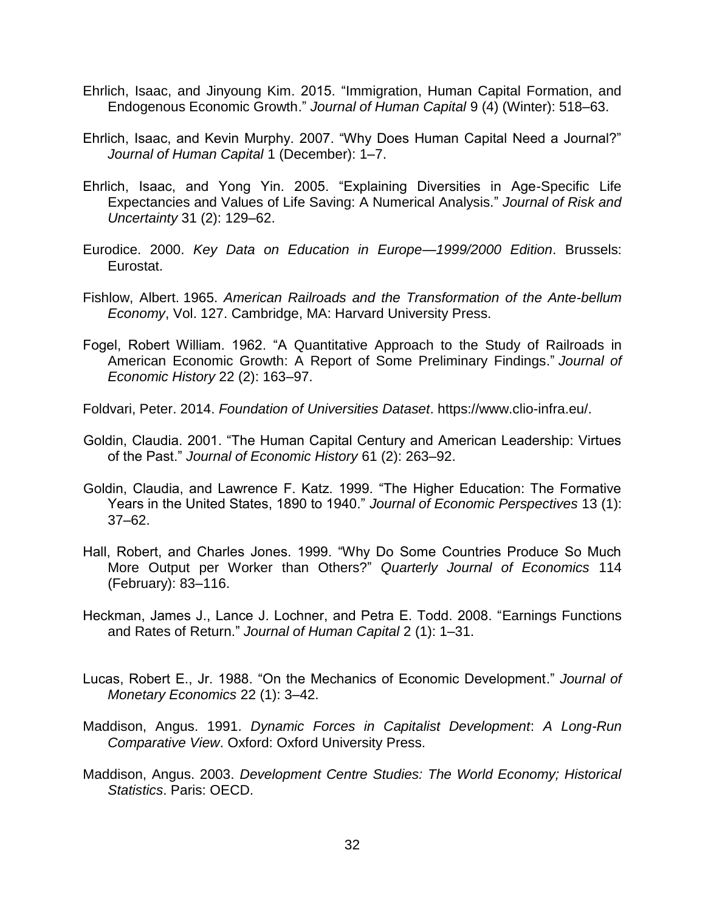Ehrlich, Isaac, and Jinyoung Kim. 2015. "Immigration, Human Capital Formation, and Endogenous Economic Growth." *Journal of Human Capital* 9 (4) (Winter): 518–63.

Ehrlich, Isaac, and Kevin Murphy. 2007. "Why Does Human Capital Need a Journal?" *Journal of Human Capital* 1 (December): 1–7.

Ehrlich, Isaac, and Yong Yin. 2005. "Explaining Diversities in Age-Specific Life Expectancies and Values of Life Saving: A Numerical Analysis." *Journal of Risk and Uncertainty* 31 (2): 129–62.

Eurodice. 2000. *Key Data on Education in Europe—1999/2000 Edition*. Brussels: Eurostat.

Fishlow, Albert. 1965. *American Railroads and the Transformation of the Ante-bellum Economy*, Vol. 127. Cambridge, MA: Harvard University Press.

Fogel, Robert William. 1962. "A Quantitative Approach to the Study of Railroads in American Economic Growth: A Report of Some Preliminary Findings." *Journal of Economic History* 22 (2): 163–97.

Foldvari, Peter. 2014. *Foundation of Universities Dataset*. https://www.clio-infra.eu/.

Goldin, Claudia. 2001. "The Human Capital Century and American Leadership: Virtues of the Past." *Journal of Economic History* 61 (2): 263–92.

Goldin, Claudia, and Lawrence F. Katz. 1999. "The Higher Education: The Formative Years in the United States, 1890 to 1940." *Journal of Economic Perspectives* 13 (1): 37–62.

Hall, Robert, and Charles Jones. 1999. "Why Do Some Countries Produce So Much More Output per Worker than Others?" *Quarterly Journal of Economics* 114 (February): 83–116.

Heckman, James J., Lance J. Lochner, and Petra E. Todd. 2008. "Earnings Functions and Rates of Return." *Journal of Human Capital* 2 (1): 1–31.

Lucas, Robert E., Jr. 1988. "On the Mechanics of Economic Development." *Journal of Monetary Economics* 22 (1): 3–42.

Maddison, Angus. 1991. *Dynamic Forces in Capitalist Development*: *A Long-Run Comparative View*. Oxford: Oxford University Press.

Maddison, Angus. 2003. *Development Centre Studies: The World Economy; Historical Statistics*. Paris: OECD.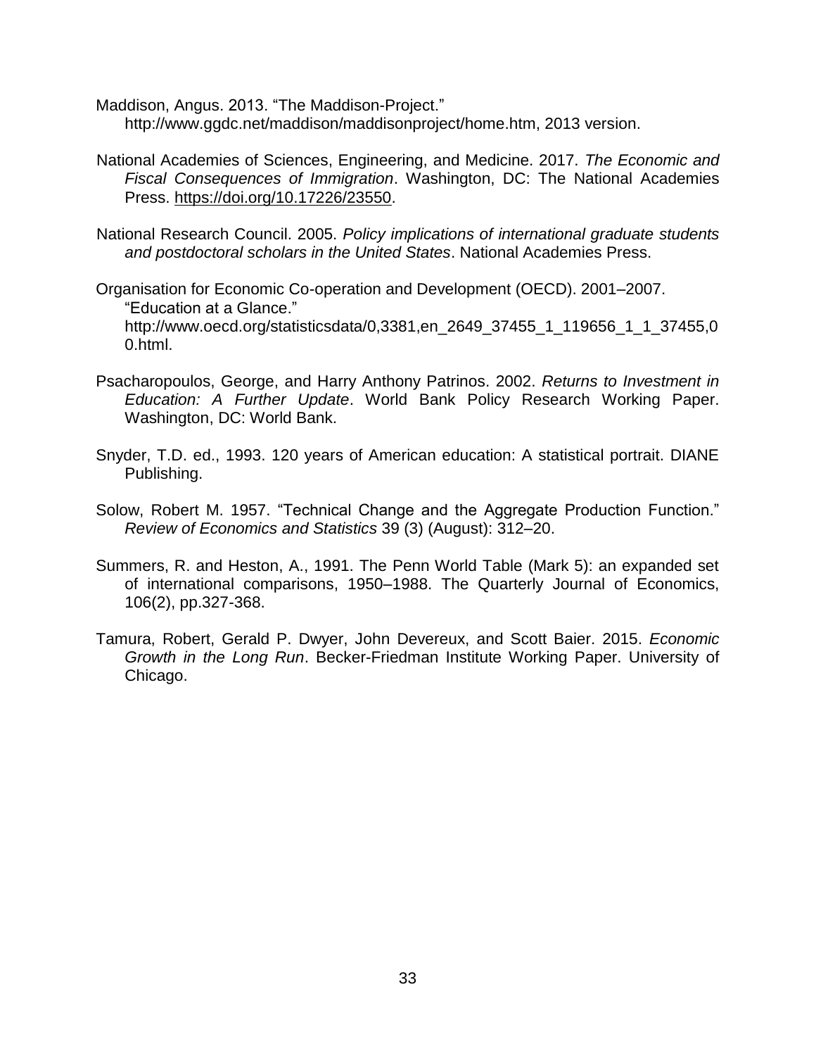Maddison, Angus. 2013. "The Maddison-Project." http://www.ggdc.net/maddison/maddisonproject/home.htm, 2013 version.

National Academies of Sciences, Engineering, and Medicine. 2017. *The Economic and Fiscal Consequences of Immigration*. Washington, DC: The National Academies Press. https://doi.org/10.17226/23550.

National Research Council. 2005. *Policy implications of international graduate students and postdoctoral scholars in the United States*. National Academies Press.

Organisation for Economic Co-operation and Development (OECD). 2001–2007. "Education at a Glance." http://www.oecd.org/statisticsdata/0,3381,en_2649_37455_1_119656_1_1_37455,00.html.

Psacharopoulos, George, and Harry Anthony Patrinos. 2002. *Returns to Investment in Education: A Further Update*. World Bank Policy Research Working Paper. Washington, DC: World Bank.

Snyder, T.D. ed., 1993. 120 years of American education: A statistical portrait. DIANE Publishing.

Solow, Robert M. 1957. "Technical Change and the Aggregate Production Function." *Review of Economics and Statistics* 39 (3) (August): 312–20.

Summers, R. and Heston, A., 1991. The Penn World Table (Mark 5): an expanded set of international comparisons, 1950–1988. The Quarterly Journal of Economics, 106(2), pp.327-368.

Tamura, Robert, Gerald P. Dwyer, John Devereux, and Scott Baier. 2015. *Economic Growth in the Long Run*. Becker-Friedman Institute Working Paper. University of Chicago.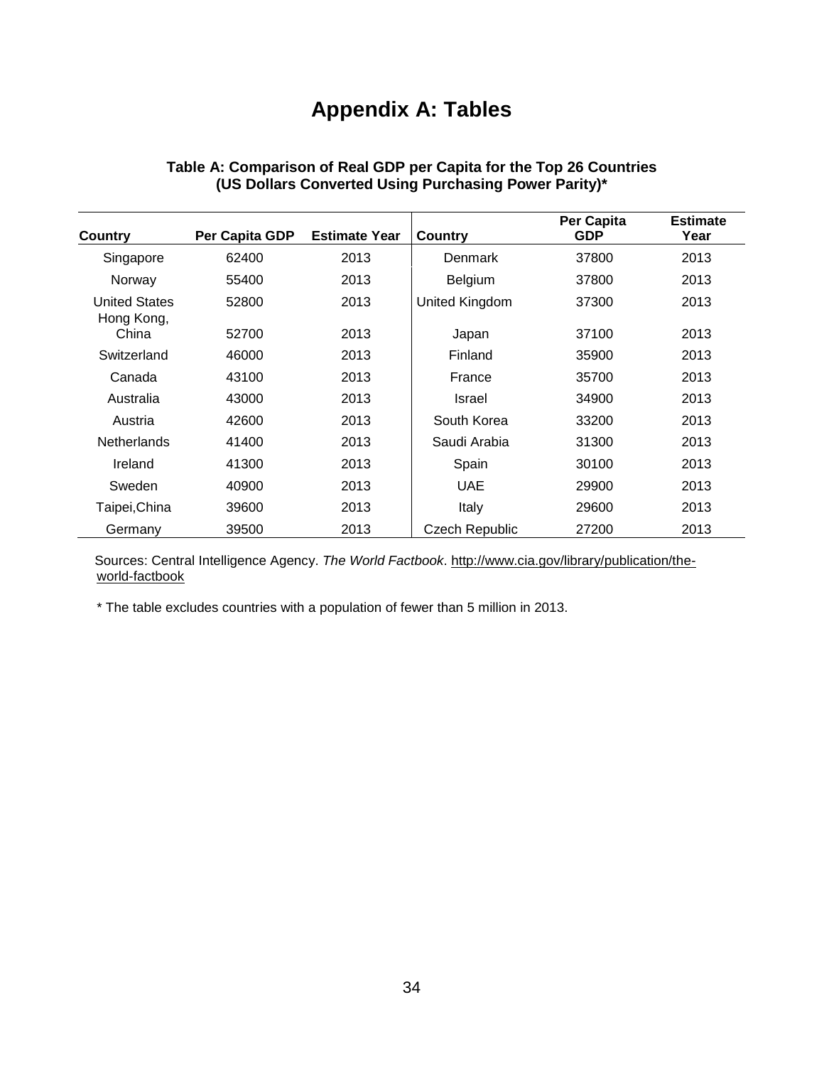# Appendix A: Tables

**Table A: Comparison of Real GDP per Capita for the Top 26 Countries (US Dollars Converted Using Purchasing Power Parity)***

| Country | Per Capita GDP | Estimate Year | Country | Per Capita GDP | Estimate Year |
|---|---|---|---|---|---|
| Singapore | 62400 | 2013 | Denmark | 37800 | 2013 |
| Norway | 55400 | 2013 | Belgium | 37800 | 2013 |
| United States | 52800 | 2013 | United Kingdom | 37300 | 2013 |
| Hong Kong, China | 52700 | 2013 | Japan | 37100 | 2013 |
| Switzerland | 46000 | 2013 | Finland | 35900 | 2013 |
| Canada | 43100 | 2013 | France | 35700 | 2013 |
| Australia | 43000 | 2013 | Israel | 34900 | 2013 |
| Austria | 42600 | 2013 | South Korea | 33200 | 2013 |
| Netherlands | 41400 | 2013 | Saudi Arabia | 31300 | 2013 |
| Ireland | 41300 | 2013 | Spain | 30100 | 2013 |
| Sweden | 40900 | 2013 | UAE | 29900 | 2013 |
| Taipei,China | 39600 | 2013 | Italy | 29600 | 2013 |
| Germany | 39500 | 2013 | Czech Republic | 27200 | 2013 |

Sources: Central Intelligence Agency. *The World Factbook*. http://www.cia.gov/library/publication/the-world-factbook

* The table excludes countries with a population of fewer than 5 million in 2013.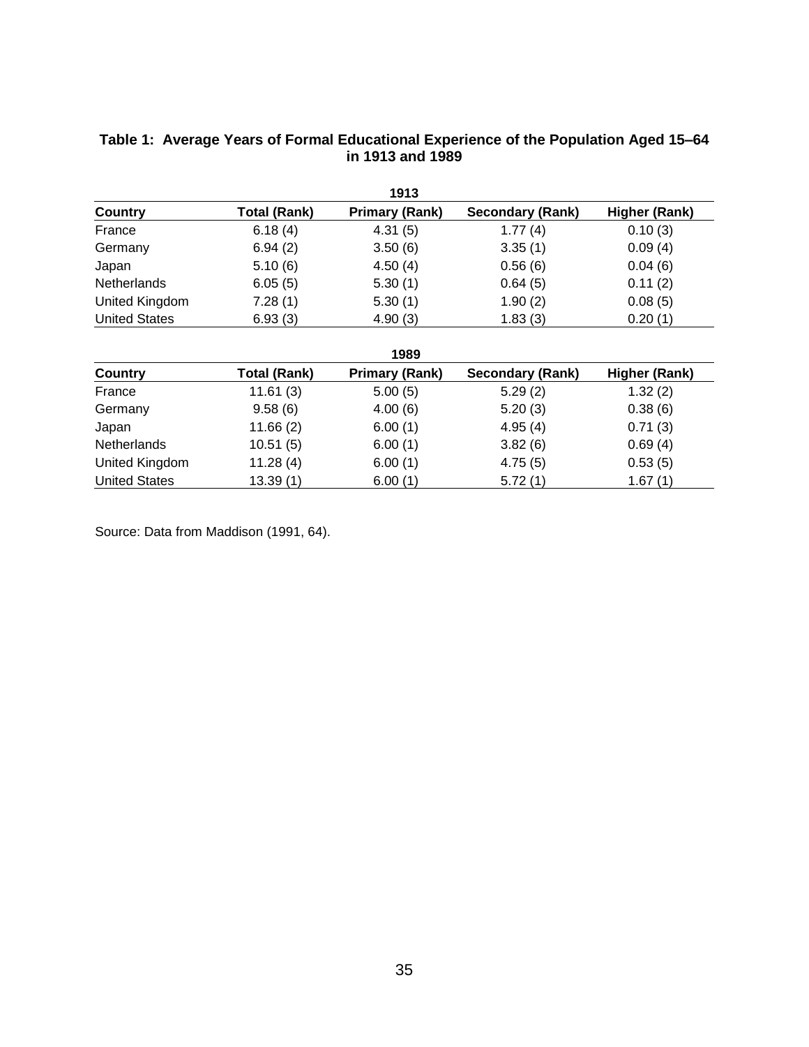**Table 1: Average Years of Formal Educational Experience of the Population Aged 15–64 in 1913 and 1989**

| | | 1913 | | |
|---|---|---|---|---|
| **Country** | **Total (Rank)** | **Primary (Rank)** | **Secondary (Rank)** | **Higher (Rank)** |
| France | 6.18 (4) | 4.31 (5) | 1.77 (4) | 0.10 (3) |
| Germany | 6.94 (2) | 3.50 (6) | 3.35 (1) | 0.09 (4) |
| Japan | 5.10 (6) | 4.50 (4) | 0.56 (6) | 0.04 (6) |
| Netherlands | 6.05 (5) | 5.30 (1) | 0.64 (5) | 0.11 (2) |
| United Kingdom | 7.28 (1) | 5.30 (1) | 1.90 (2) | 0.08 (5) |
| United States | 6.93 (3) | 4.90 (3) | 1.83 (3) | 0.20 (1) |

| | | 1989 | | |
|---|---|---|---|---|
| **Country** | **Total (Rank)** | **Primary (Rank)** | **Secondary (Rank)** | **Higher (Rank)** |
| France | 11.61 (3) | 5.00 (5) | 5.29 (2) | 1.32 (2) |
| Germany | 9.58 (6) | 4.00 (6) | 5.20 (3) | 0.38 (6) |
| Japan | 11.66 (2) | 6.00 (1) | 4.95 (4) | 0.71 (3) |
| Netherlands | 10.51 (5) | 6.00 (1) | 3.82 (6) | 0.69 (4) |
| United Kingdom | 11.28 (4) | 6.00 (1) | 4.75 (5) | 0.53 (5) |
| United States | 13.39 (1) | 6.00 (1) | 5.72 (1) | 1.67 (1) |

Source: Data from Maddison (1991, 64).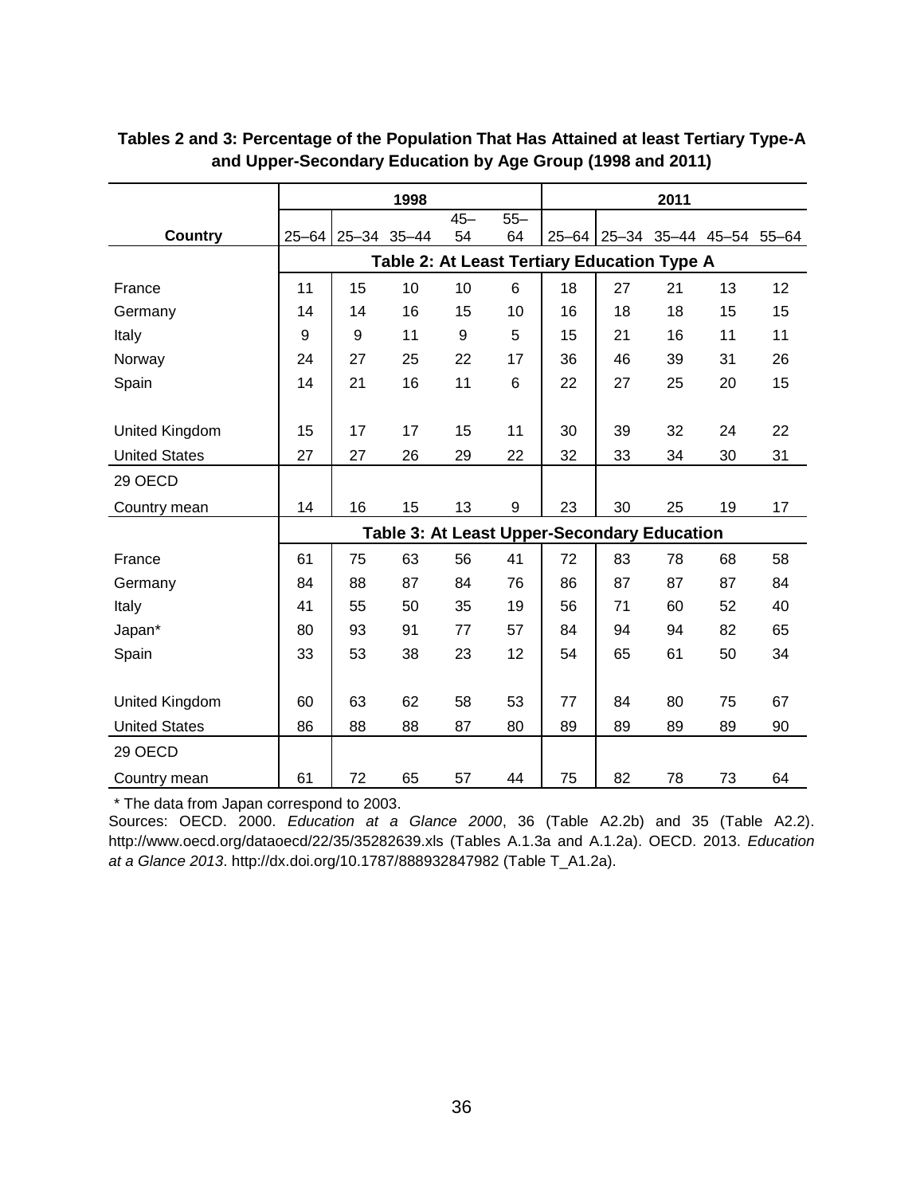**Tables 2 and 3: Percentage of the Population That Has Attained at least Tertiary Type-A and Upper-Secondary Education by Age Group (1998 and 2011)**

| Country | 1998 | | | | | 2011 | | | | |
|---|---|---|---|---|---|---|---|---|---|---|
| | 25–64 | 25–34 | 35–44 | 45–54 | 55–64 | 25–64 | 25–34 | 35–44 | 45–54 | 55–64 |
| | **Table 2: At Least Tertiary Education Type A** | | | | | | | | | |
| France | 11 | 15 | 10 | 10 | 6 | 18 | 27 | 21 | 13 | 12 |
| Germany | 14 | 14 | 16 | 15 | 10 | 16 | 18 | 18 | 15 | 15 |
| Italy | 9 | 9 | 11 | 9 | 5 | 15 | 21 | 16 | 11 | 11 |
| Norway | 24 | 27 | 25 | 22 | 17 | 36 | 46 | 39 | 31 | 26 |
| Spain | 14 | 21 | 16 | 11 | 6 | 22 | 27 | 25 | 20 | 15 |
| United Kingdom | 15 | 17 | 17 | 15 | 11 | 30 | 39 | 32 | 24 | 22 |
| United States | 27 | 27 | 26 | 29 | 22 | 32 | 33 | 34 | 30 | 31 |
| 29 OECD Country mean | 14 | 16 | 15 | 13 | 9 | 23 | 30 | 25 | 19 | 17 |
| | **Table 3: At Least Upper-Secondary Education** | | | | | | | | | |
| France | 61 | 75 | 63 | 56 | 41 | 72 | 83 | 78 | 68 | 58 |
| Germany | 84 | 88 | 87 | 84 | 76 | 86 | 87 | 87 | 87 | 84 |
| Italy | 41 | 55 | 50 | 35 | 19 | 56 | 71 | 60 | 52 | 40 |
| Japan* | 80 | 93 | 91 | 77 | 57 | 84 | 94 | 94 | 82 | 65 |
| Spain | 33 | 53 | 38 | 23 | 12 | 54 | 65 | 61 | 50 | 34 |
| United Kingdom | 60 | 63 | 62 | 58 | 53 | 77 | 84 | 80 | 75 | 67 |
| United States | 86 | 88 | 88 | 87 | 80 | 89 | 89 | 89 | 89 | 90 |
| 29 OECD Country mean | 61 | 72 | 65 | 57 | 44 | 75 | 82 | 78 | 73 | 64 |

\* The data from Japan correspond to 2003.

Sources: OECD. 2000. *Education at a Glance 2000*, 36 (Table A2.2b) and 35 (Table A2.2). http://www.oecd.org/dataoecd/22/35/35282639.xls (Tables A.1.3a and A.1.2a). OECD. 2013. *Education at a Glance 2013*. http://dx.doi.org/10.1787/888932847982 (Table T_A1.2a).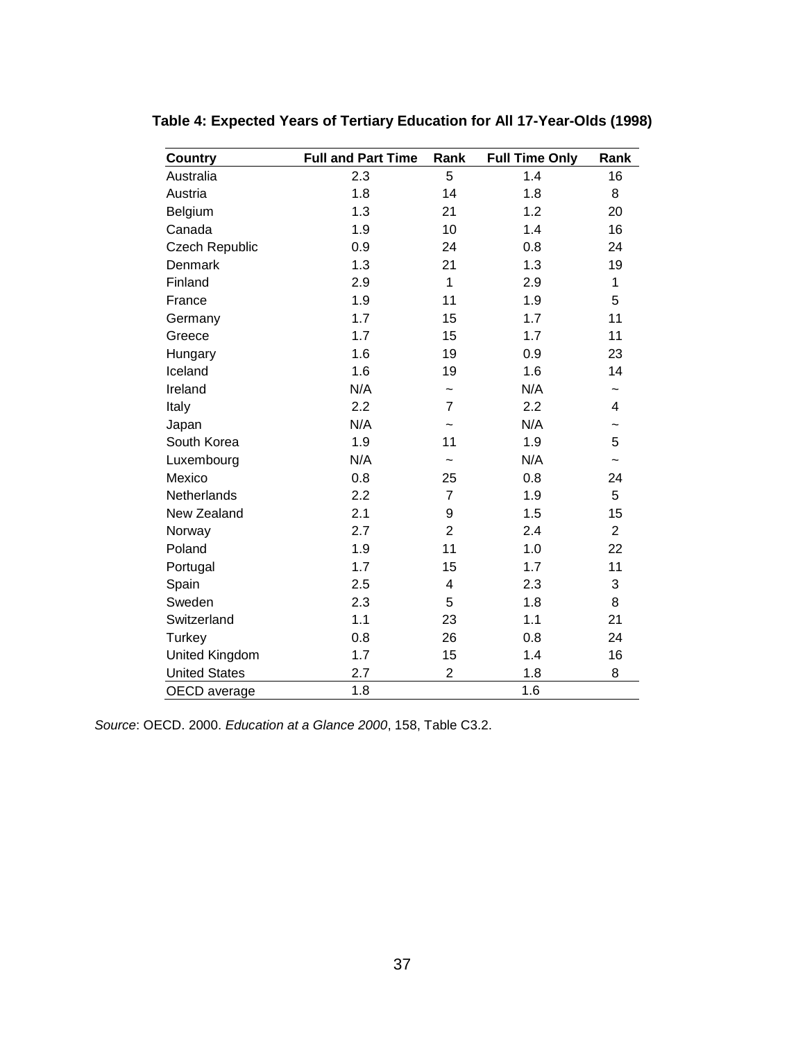**Table 4: Expected Years of Tertiary Education for All 17-Year-Olds (1998)**

| Country | Full and Part Time | Rank | Full Time Only | Rank |
|---|---|---|---|---|
| Australia | 2.3 | 5 | 1.4 | 16 |
| Austria | 1.8 | 14 | 1.8 | 8 |
| Belgium | 1.3 | 21 | 1.2 | 20 |
| Canada | 1.9 | 10 | 1.4 | 16 |
| Czech Republic | 0.9 | 24 | 0.8 | 24 |
| Denmark | 1.3 | 21 | 1.3 | 19 |
| Finland | 2.9 | 1 | 2.9 | 1 |
| France | 1.9 | 11 | 1.9 | 5 |
| Germany | 1.7 | 15 | 1.7 | 11 |
| Greece | 1.7 | 15 | 1.7 | 11 |
| Hungary | 1.6 | 19 | 0.9 | 23 |
| Iceland | 1.6 | 19 | 1.6 | 14 |
| Ireland | N/A | ~ | N/A | ~ |
| Italy | 2.2 | 7 | 2.2 | 4 |
| Japan | N/A | ~ | N/A | ~ |
| South Korea | 1.9 | 11 | 1.9 | 5 |
| Luxembourg | N/A | ~ | N/A | ~ |
| Mexico | 0.8 | 25 | 0.8 | 24 |
| Netherlands | 2.2 | 7 | 1.9 | 5 |
| New Zealand | 2.1 | 9 | 1.5 | 15 |
| Norway | 2.7 | 2 | 2.4 | 2 |
| Poland | 1.9 | 11 | 1.0 | 22 |
| Portugal | 1.7 | 15 | 1.7 | 11 |
| Spain | 2.5 | 4 | 2.3 | 3 |
| Sweden | 2.3 | 5 | 1.8 | 8 |
| Switzerland | 1.1 | 23 | 1.1 | 21 |
| Turkey | 0.8 | 26 | 0.8 | 24 |
| United Kingdom | 1.7 | 15 | 1.4 | 16 |
| United States | 2.7 | 2 | 1.8 | 8 |
| OECD average | 1.8 | | 1.6 | |

*Source*: OECD. 2000. *Education at a Glance 2000*, 158, Table C3.2.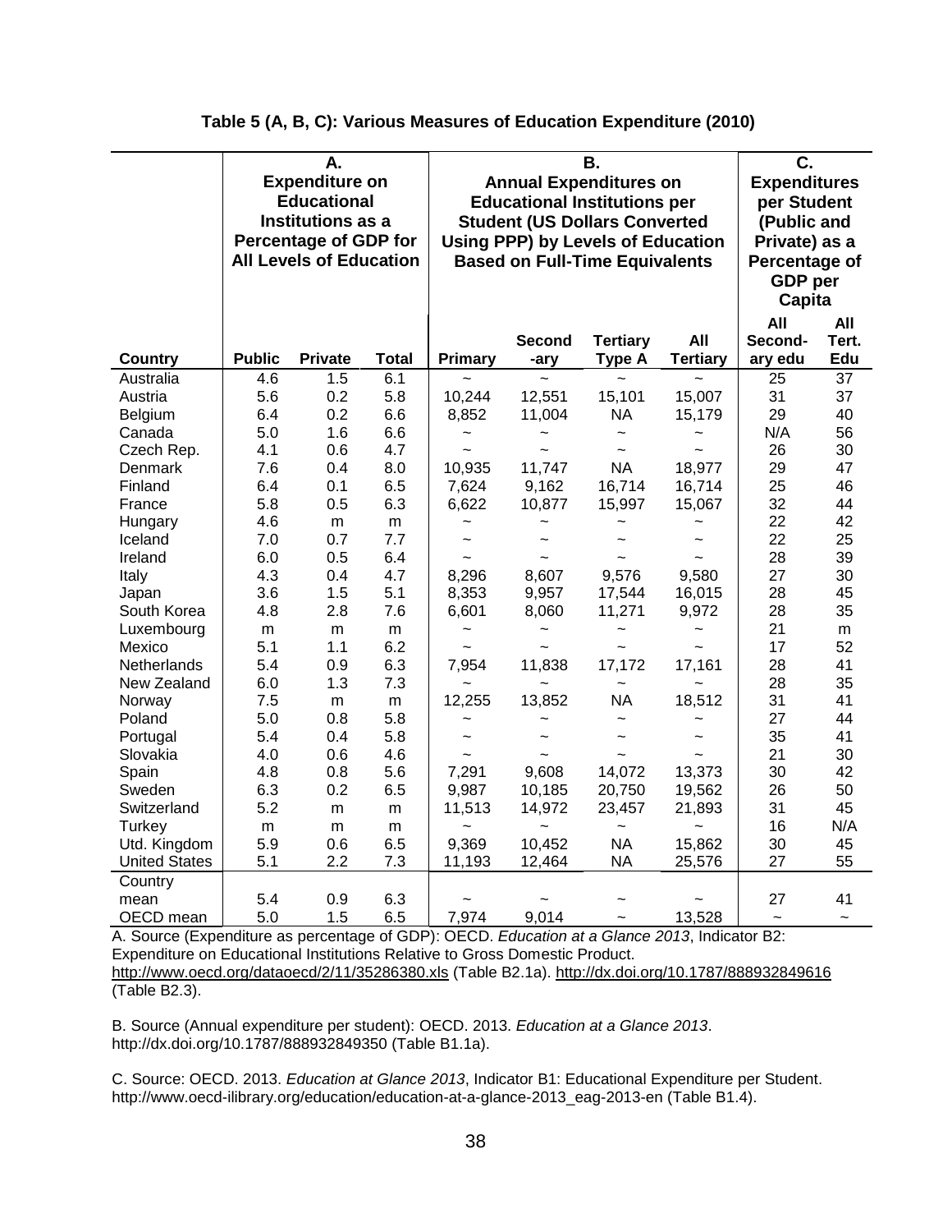**Table 5 (A, B, C): Various Measures of Education Expenditure (2010)**

| | A. Expenditure on Educational Institutions as a Percentage of GDP for All Levels of Education | | | B. Annual Expenditures on Educational Institutions per Student (US Dollars Converted Using PPP) by Levels of Education Based on Full-Time Equivalents | | | | C. Expenditures per Student (Public and Private) as a Percentage of GDP per Capita | |
|---|---|---|---|---|---|---|---|---|---|
| **Country** | **Public** | **Private** | **Total** | **Primary** | **Second-ary** | **Tertiary Type A** | **All Tertiary** | **All Second-ary edu** | **All Tert. Edu** |
| Australia | 4.6 | 1.5 | 6.1 | ~ | ~ | ~ | ~ | 25 | 37 |
| Austria | 5.6 | 0.2 | 5.8 | 10,244 | 12,551 | 15,101 | 15,007 | 31 | 37 |
| Belgium | 6.4 | 0.2 | 6.6 | 8,852 | 11,004 | NA | 15,179 | 29 | 40 |
| Canada | 5.0 | 1.6 | 6.6 | ~ | ~ | ~ | ~ | N/A | 56 |
| Czech Rep. | 4.1 | 0.6 | 4.7 | ~ | ~ | ~ | ~ | 26 | 30 |
| Denmark | 7.6 | 0.4 | 8.0 | 10,935 | 11,747 | NA | 18,977 | 29 | 47 |
| Finland | 6.4 | 0.1 | 6.5 | 7,624 | 9,162 | 16,714 | 16,714 | 25 | 46 |
| France | 5.8 | 0.5 | 6.3 | 6,622 | 10,877 | 15,997 | 15,067 | 32 | 44 |
| Hungary | 4.6 | m | m | ~ | ~ | ~ | ~ | 22 | 42 |
| Iceland | 7.0 | 0.7 | 7.7 | ~ | ~ | ~ | ~ | 22 | 25 |
| Ireland | 6.0 | 0.5 | 6.4 | ~ | ~ | ~ | ~ | 28 | 39 |
| Italy | 4.3 | 0.4 | 4.7 | 8,296 | 8,607 | 9,576 | 9,580 | 27 | 30 |
| Japan | 3.6 | 1.5 | 5.1 | 8,353 | 9,957 | 17,544 | 16,015 | 28 | 45 |
| South Korea | 4.8 | 2.8 | 7.6 | 6,601 | 8,060 | 11,271 | 9,972 | 28 | 35 |
| Luxembourg | m | m | m | ~ | ~ | ~ | ~ | 21 | m |
| Mexico | 5.1 | 1.1 | 6.2 | ~ | ~ | ~ | ~ | 17 | 52 |
| Netherlands | 5.4 | 0.9 | 6.3 | 7,954 | 11,838 | 17,172 | 17,161 | 28 | 41 |
| New Zealand | 6.0 | 1.3 | 7.3 | ~ | ~ | ~ | ~ | 28 | 35 |
| Norway | 7.5 | m | m | 12,255 | 13,852 | NA | 18,512 | 31 | 41 |
| Poland | 5.0 | 0.8 | 5.8 | ~ | ~ | ~ | ~ | 27 | 44 |
| Portugal | 5.4 | 0.4 | 5.8 | ~ | ~ | ~ | ~ | 35 | 41 |
| Slovakia | 4.0 | 0.6 | 4.6 | ~ | ~ | ~ | ~ | 21 | 30 |
| Spain | 4.8 | 0.8 | 5.6 | 7,291 | 9,608 | 14,072 | 13,373 | 30 | 42 |
| Sweden | 6.3 | 0.2 | 6.5 | 9,987 | 10,185 | 20,750 | 19,562 | 26 | 50 |
| Switzerland | 5.2 | m | m | 11,513 | 14,972 | 23,457 | 21,893 | 31 | 45 |
| Turkey | m | m | m | ~ | ~ | ~ | ~ | 16 | N/A |
| Utd. Kingdom | 5.9 | 0.6 | 6.5 | 9,369 | 10,452 | NA | 15,862 | 30 | 45 |
| United States | 5.1 | 2.2 | 7.3 | 11,193 | 12,464 | NA | 25,576 | 27 | 55 |
| Country mean | 5.4 | 0.9 | 6.3 | ~ | ~ | ~ | ~ | 27 | 41 |
| OECD mean | 5.0 | 1.5 | 6.5 | 7,974 | 9,014 | ~ | 13,528 | ~ | ~ |

A. Source (Expenditure as percentage of GDP): OECD. *Education at a Glance 2013*, Indicator B2: Expenditure on Educational Institutions Relative to Gross Domestic Product. http://www.oecd.org/dataoecd/2/11/35286380.xls (Table B2.1a). http://dx.doi.org/10.1787/888932849616 (Table B2.3).

B. Source (Annual expenditure per student): OECD. 2013. *Education at a Glance 2013*. http://dx.doi.org/10.1787/888932849350 (Table B1.1a).

C. Source: OECD. 2013. *Education at Glance 2013*, Indicator B1: Educational Expenditure per Student. http://www.oecd-ilibrary.org/education/education-at-a-glance-2013_eag-2013-en (Table B1.4).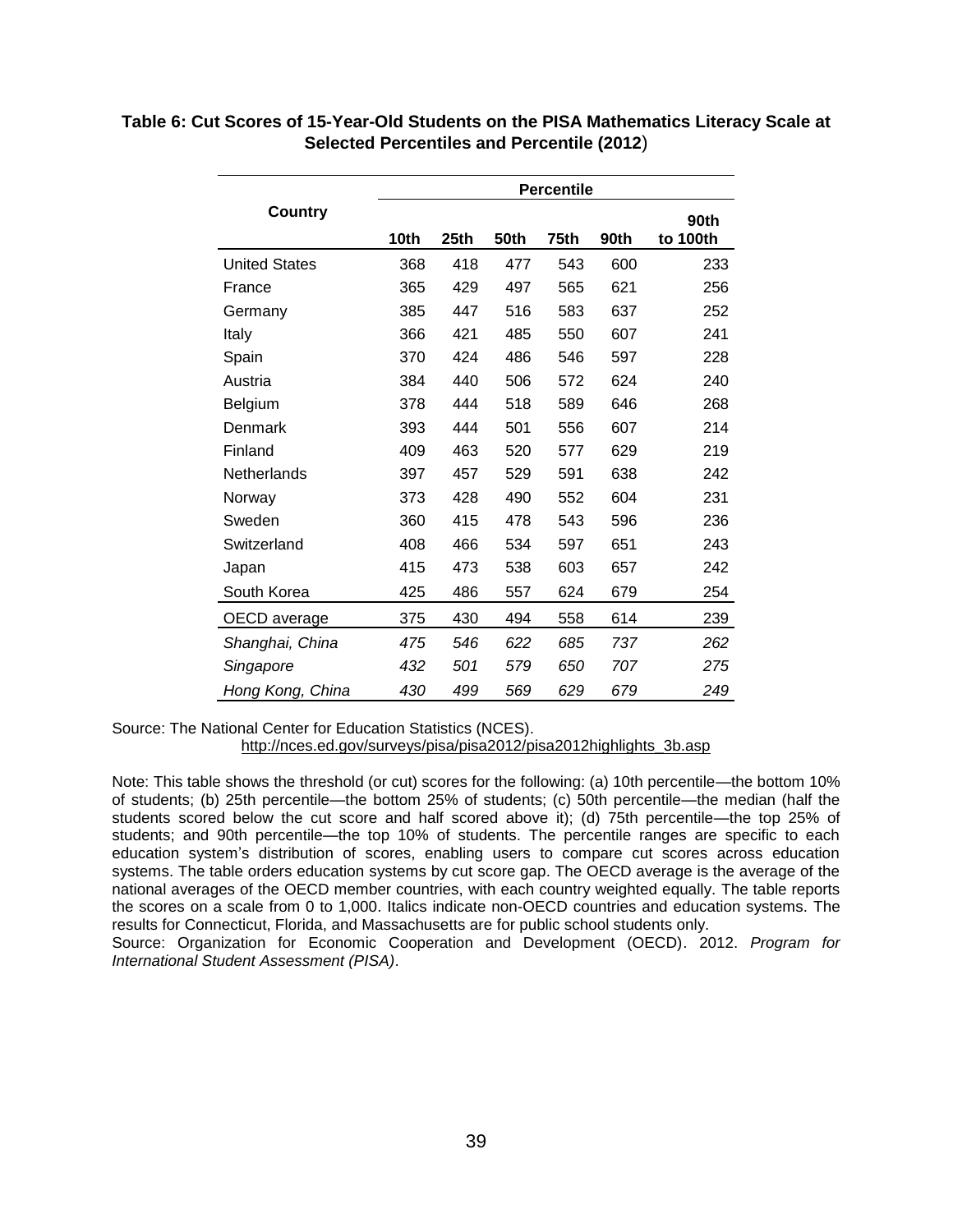**Table 6: Cut Scores of 15-Year-Old Students on the PISA Mathematics Literacy Scale at Selected Percentiles and Percentile (2012)**

| Country | Percentile | | | | | |
|---|---|---|---|---|---|---|
| | 10th | 25th | 50th | 75th | 90th | 90th to 100th |
| United States | 368 | 418 | 477 | 543 | 600 | 233 |
| France | 365 | 429 | 497 | 565 | 621 | 256 |
| Germany | 385 | 447 | 516 | 583 | 637 | 252 |
| Italy | 366 | 421 | 485 | 550 | 607 | 241 |
| Spain | 370 | 424 | 486 | 546 | 597 | 228 |
| Austria | 384 | 440 | 506 | 572 | 624 | 240 |
| Belgium | 378 | 444 | 518 | 589 | 646 | 268 |
| Denmark | 393 | 444 | 501 | 556 | 607 | 214 |
| Finland | 409 | 463 | 520 | 577 | 629 | 219 |
| Netherlands | 397 | 457 | 529 | 591 | 638 | 242 |
| Norway | 373 | 428 | 490 | 552 | 604 | 231 |
| Sweden | 360 | 415 | 478 | 543 | 596 | 236 |
| Switzerland | 408 | 466 | 534 | 597 | 651 | 243 |
| Japan | 415 | 473 | 538 | 603 | 657 | 242 |
| South Korea | 425 | 486 | 557 | 624 | 679 | 254 |
| OECD average | 375 | 430 | 494 | 558 | 614 | 239 |
| *Shanghai, China* | *475* | *546* | *622* | *685* | *737* | *262* |
| *Singapore* | *432* | *501* | *579* | *650* | *707* | *275* |
| *Hong Kong, China* | *430* | *499* | *569* | *629* | *679* | *249* |

Source: The National Center for Education Statistics (NCES).
http://nces.ed.gov/surveys/pisa/pisa2012/pisa2012highlights_3b.asp

Note: This table shows the threshold (or cut) scores for the following: (a) 10th percentile—the bottom 10% of students; (b) 25th percentile—the bottom 25% of students; (c) 50th percentile—the median (half the students scored below the cut score and half scored above it); (d) 75th percentile—the top 25% of students; and 90th percentile—the top 10% of students. The percentile ranges are specific to each education system's distribution of scores, enabling users to compare cut scores across education systems. The table orders education systems by cut score gap. The OECD average is the average of the national averages of the OECD member countries, with each country weighted equally. The table reports the scores on a scale from 0 to 1,000. Italics indicate non-OECD countries and education systems. The results for Connecticut, Florida, and Massachusetts are for public school students only.
Source: Organization for Economic Cooperation and Development (OECD). 2012. *Program for International Student Assessment (PISA)*.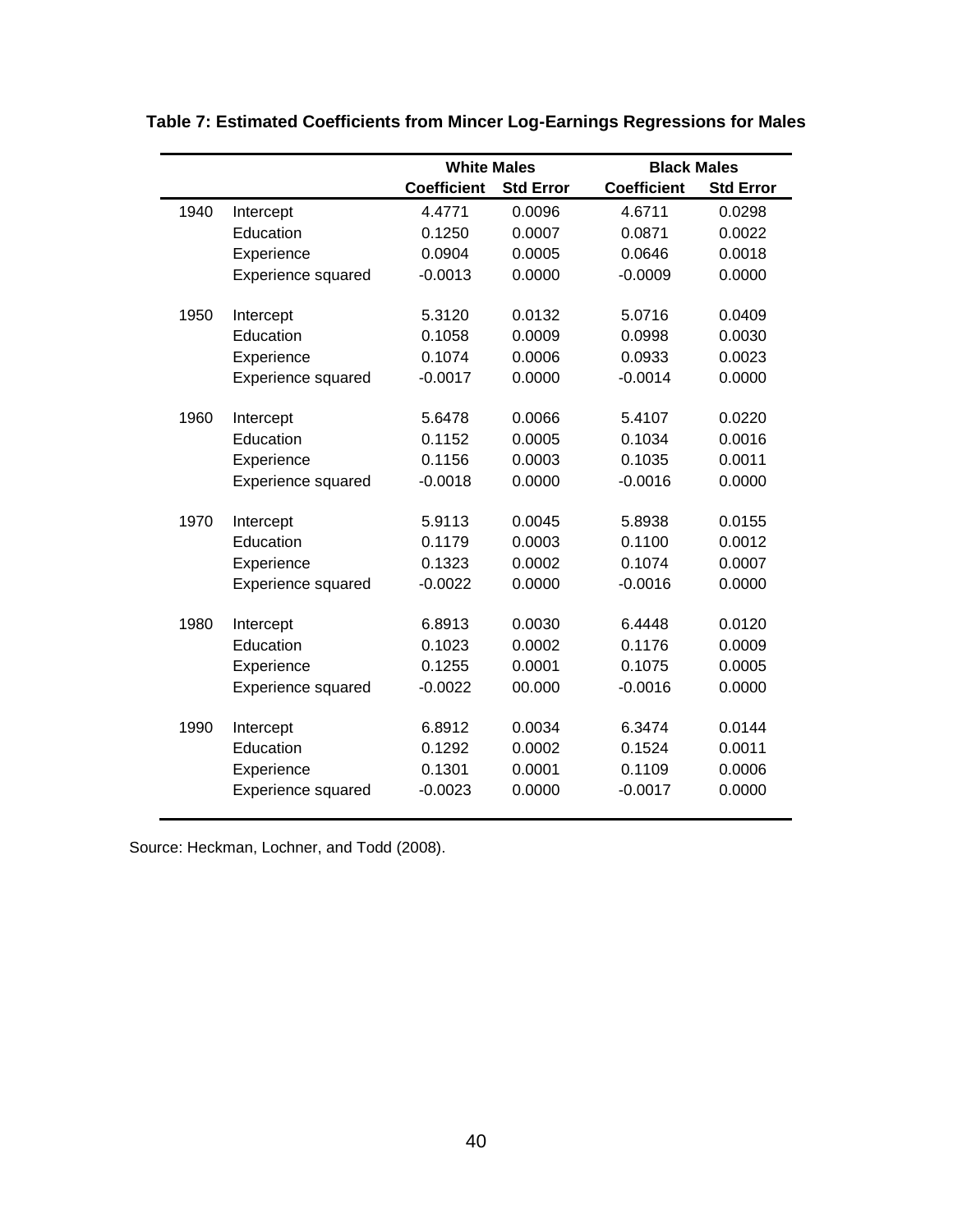**Table 7: Estimated Coefficients from Mincer Log-Earnings Regressions for Males**

| | | White Males | | Black Males | |
|---|---|---|---|---|---|
| | | Coefficient | Std Error | Coefficient | Std Error |
| 1940 | Intercept | 4.4771 | 0.0096 | 4.6711 | 0.0298 |
| | Education | 0.1250 | 0.0007 | 0.0871 | 0.0022 |
| | Experience | 0.0904 | 0.0005 | 0.0646 | 0.0018 |
| | Experience squared | -0.0013 | 0.0000 | -0.0009 | 0.0000 |
| 1950 | Intercept | 5.3120 | 0.0132 | 5.0716 | 0.0409 |
| | Education | 0.1058 | 0.0009 | 0.0998 | 0.0030 |
| | Experience | 0.1074 | 0.0006 | 0.0933 | 0.0023 |
| | Experience squared | -0.0017 | 0.0000 | -0.0014 | 0.0000 |
| 1960 | Intercept | 5.6478 | 0.0066 | 5.4107 | 0.0220 |
| | Education | 0.1152 | 0.0005 | 0.1034 | 0.0016 |
| | Experience | 0.1156 | 0.0003 | 0.1035 | 0.0011 |
| | Experience squared | -0.0018 | 0.0000 | -0.0016 | 0.0000 |
| 1970 | Intercept | 5.9113 | 0.0045 | 5.8938 | 0.0155 |
| | Education | 0.1179 | 0.0003 | 0.1100 | 0.0012 |
| | Experience | 0.1323 | 0.0002 | 0.1074 | 0.0007 |
| | Experience squared | -0.0022 | 0.0000 | -0.0016 | 0.0000 |
| 1980 | Intercept | 6.8913 | 0.0030 | 6.4448 | 0.0120 |
| | Education | 0.1023 | 0.0002 | 0.1176 | 0.0009 |
| | Experience | 0.1255 | 0.0001 | 0.1075 | 0.0005 |
| | Experience squared | -0.0022 | 00.000 | -0.0016 | 0.0000 |
| 1990 | Intercept | 6.8912 | 0.0034 | 6.3474 | 0.0144 |
| | Education | 0.1292 | 0.0002 | 0.1524 | 0.0011 |
| | Experience | 0.1301 | 0.0001 | 0.1109 | 0.0006 |
| | Experience squared | -0.0023 | 0.0000 | -0.0017 | 0.0000 |

Source: Heckman, Lochner, and Todd (2008).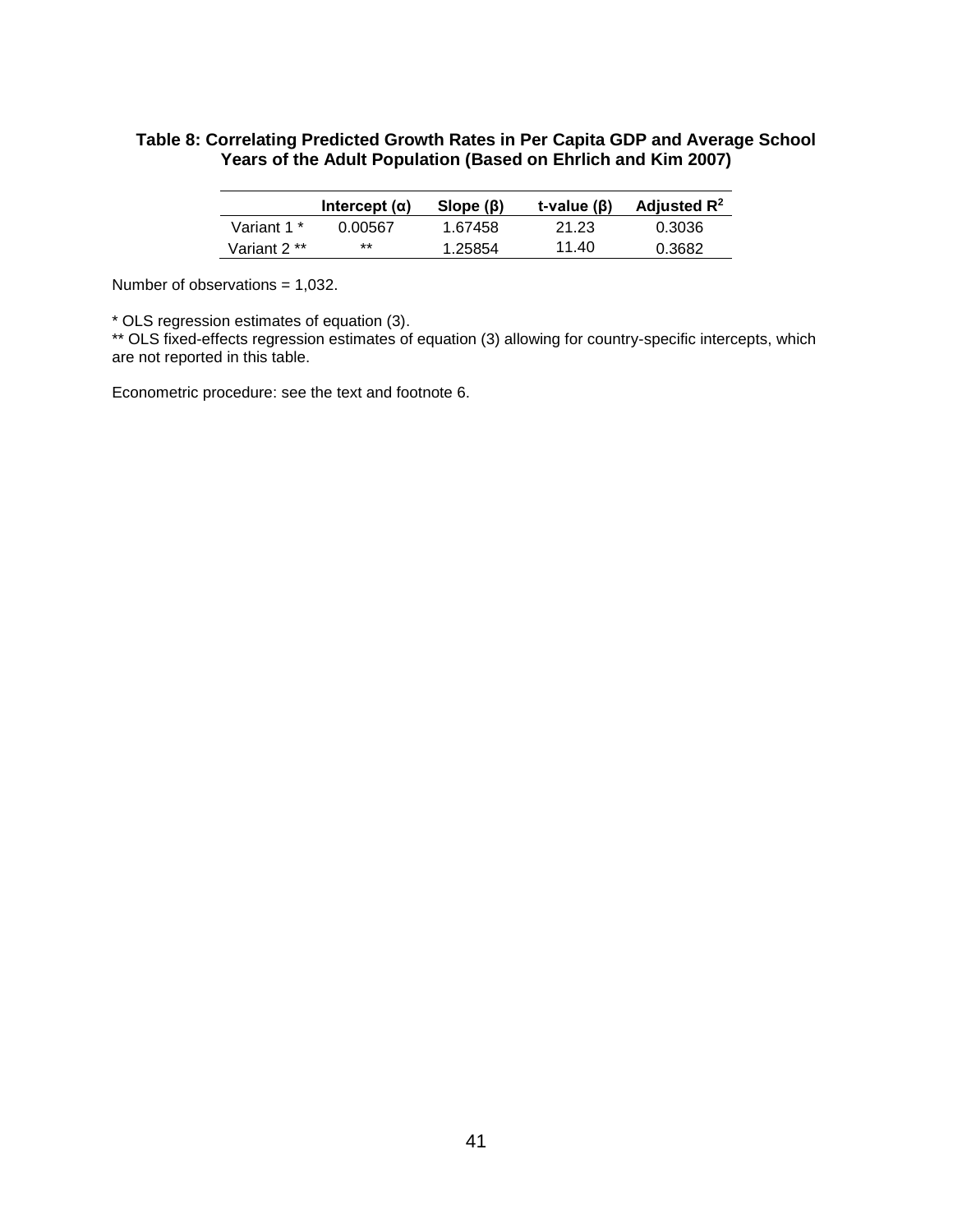**Table 8: Correlating Predicted Growth Rates in Per Capita GDP and Average School Years of the Adult Population (Based on Ehrlich and Kim 2007)**

| | Intercept (α) | Slope (β) | t-value (β) | Adjusted $R^2$ |
|---|---|---|---|---|
| Variant 1 * | 0.00567 | 1.67458 | 21.23 | 0.3036 |
| Variant 2 ** | ** | 1.25854 | 11.40 | 0.3682 |

Number of observations = 1,032.

* OLS regression estimates of equation (3).
** OLS fixed-effects regression estimates of equation (3) allowing for country-specific intercepts, which are not reported in this table.

Econometric procedure: see the text and footnote 6.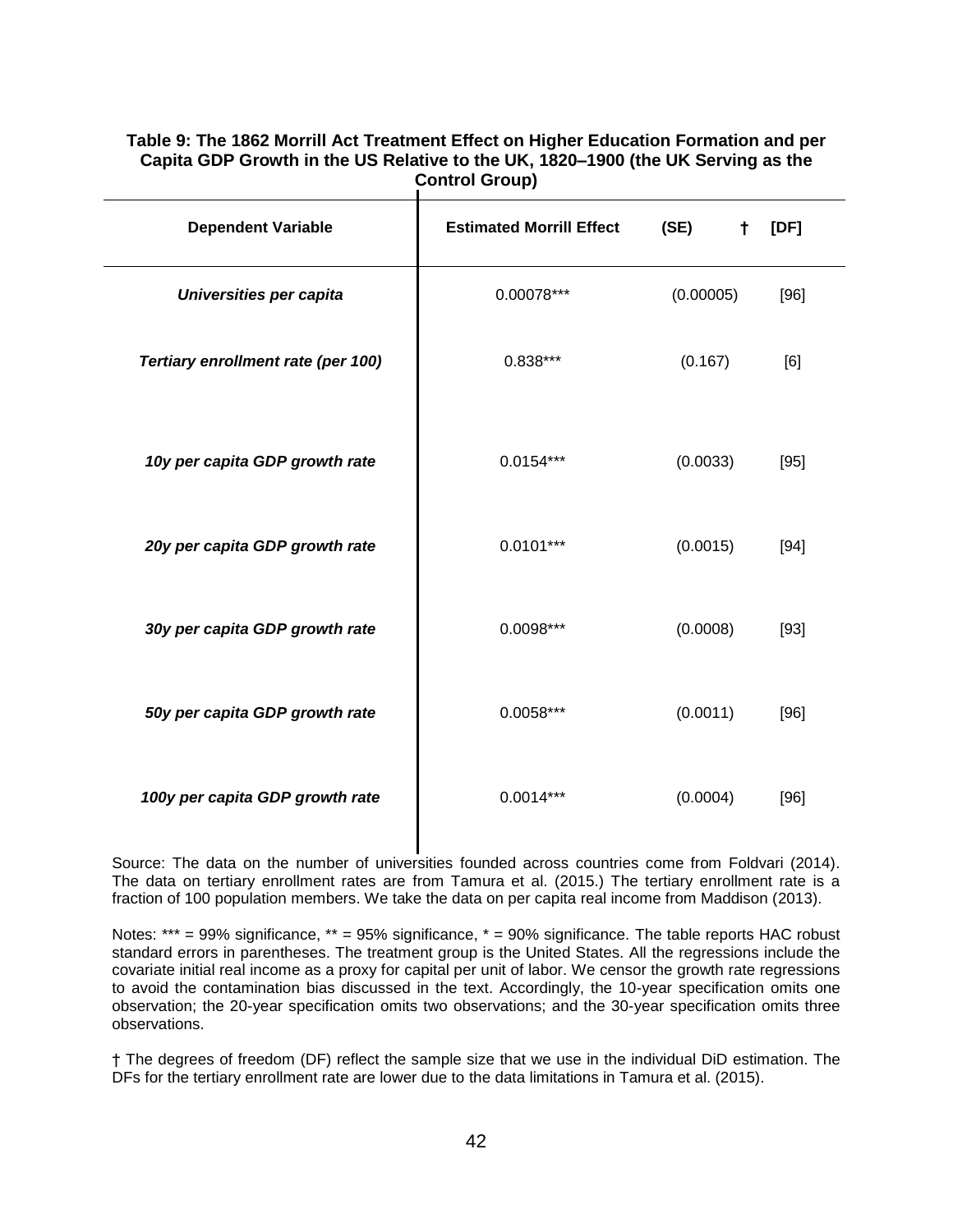**Table 9: The 1862 Morrill Act Treatment Effect on Higher Education Formation and per Capita GDP Growth in the US Relative to the UK, 1820–1900 (the UK Serving as the Control Group)**

| Dependent Variable | Estimated Morrill Effect | (SE) † | [DF] |
|---|---|---|---|
| *Universities per capita* | 0.00078*** | (0.00005) | [96] |
| *Tertiary enrollment rate (per 100)* | 0.838*** | (0.167) | [6] |
| *10y per capita GDP growth rate* | 0.0154*** | (0.0033) | [95] |
| *20y per capita GDP growth rate* | 0.0101*** | (0.0015) | [94] |
| *30y per capita GDP growth rate* | 0.0098*** | (0.0008) | [93] |
| *50y per capita GDP growth rate* | 0.0058*** | (0.0011) | [96] |
| *100y per capita GDP growth rate* | 0.0014*** | (0.0004) | [96] |

Source: The data on the number of universities founded across countries come from Foldvari (2014). The data on tertiary enrollment rates are from Tamura et al. (2015.) The tertiary enrollment rate is a fraction of 100 population members. We take the data on per capita real income from Maddison (2013).

Notes: *** = 99% significance, ** = 95% significance, * = 90% significance. The table reports HAC robust standard errors in parentheses. The treatment group is the United States. All the regressions include the covariate initial real income as a proxy for capital per unit of labor. We censor the growth rate regressions to avoid the contamination bias discussed in the text. Accordingly, the 10-year specification omits one observation; the 20-year specification omits two observations; and the 30-year specification omits three observations.

† The degrees of freedom (DF) reflect the sample size that we use in the individual DiD estimation. The DFs for the tertiary enrollment rate are lower due to the data limitations in Tamura et al. (2015).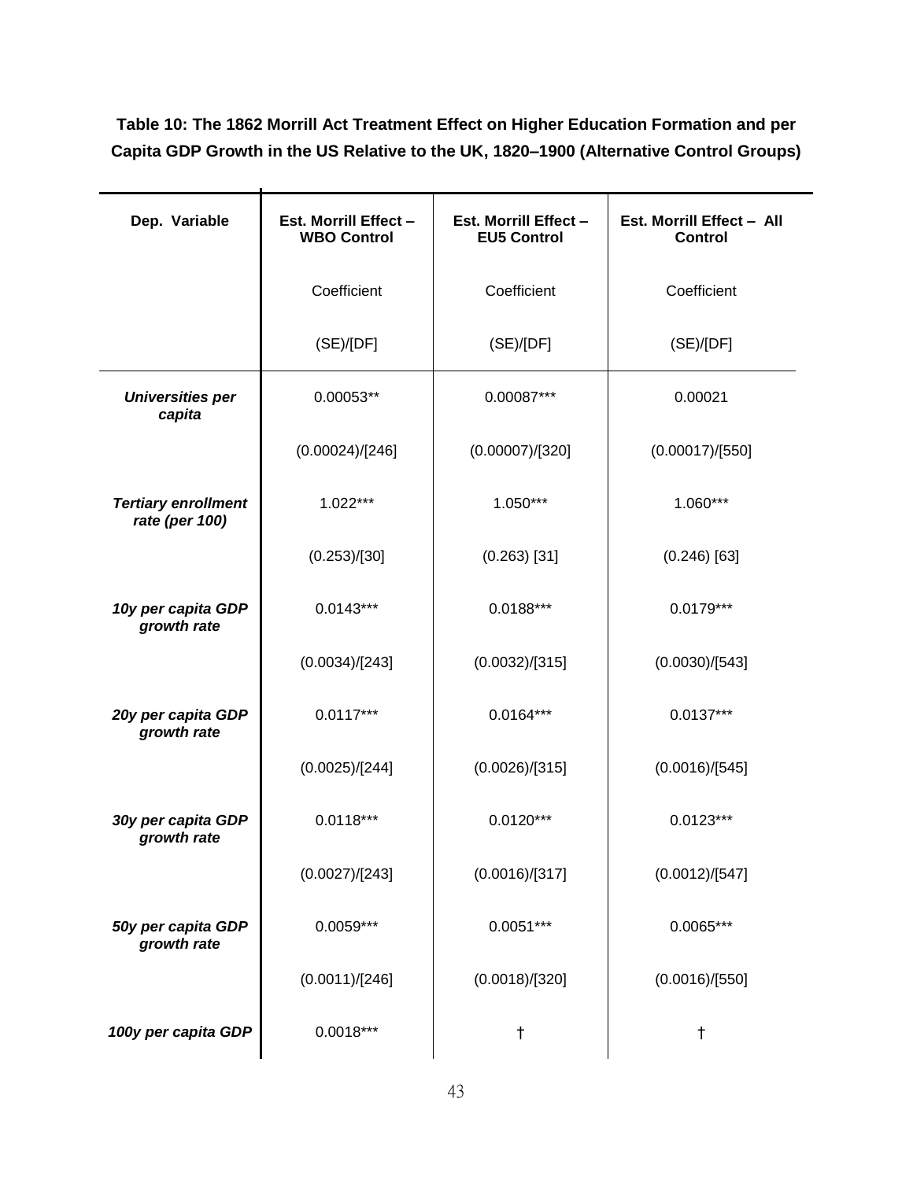**Table 10: The 1862 Morrill Act Treatment Effect on Higher Education Formation and per Capita GDP Growth in the US Relative to the UK, 1820–1900 (Alternative Control Groups)**

| Dep. Variable | Est. Morrill Effect – WBO Control | Est. Morrill Effect – EU5 Control | Est. Morrill Effect – All Control |
|---|---|---|---|
| | Coefficient | Coefficient | Coefficient |
| | (SE)/[DF] | (SE)/[DF] | (SE)/[DF] |
| ***Universities per capita*** | 0.00053** | 0.00087*** | 0.00021 |
| | (0.00024)/[246] | (0.00007)/[320] | (0.00017)/[550] |
| ***Tertiary enrollment rate (per 100)*** | 1.022*** | 1.050*** | 1.060*** |
| | (0.253)/[30] | (0.263) [31] | (0.246) [63] |
| ***10y per capita GDP growth rate*** | 0.0143*** | 0.0188*** | 0.0179*** |
| | (0.0034)/[243] | (0.0032)/[315] | (0.0030)/[543] |
| ***20y per capita GDP growth rate*** | 0.0117*** | 0.0164*** | 0.0137*** |
| | (0.0025)/[244] | (0.0026)/[315] | (0.0016)/[545] |
| ***30y per capita GDP growth rate*** | 0.0118*** | 0.0120*** | 0.0123*** |
| | (0.0027)/[243] | (0.0016)/[317] | (0.0012)/[547] |
| ***50y per capita GDP growth rate*** | 0.0059*** | 0.0051*** | 0.0065*** |
| | (0.0011)/[246] | (0.0018)/[320] | (0.0016)/[550] |
| ***100y per capita GDP*** | 0.0018*** | † | † |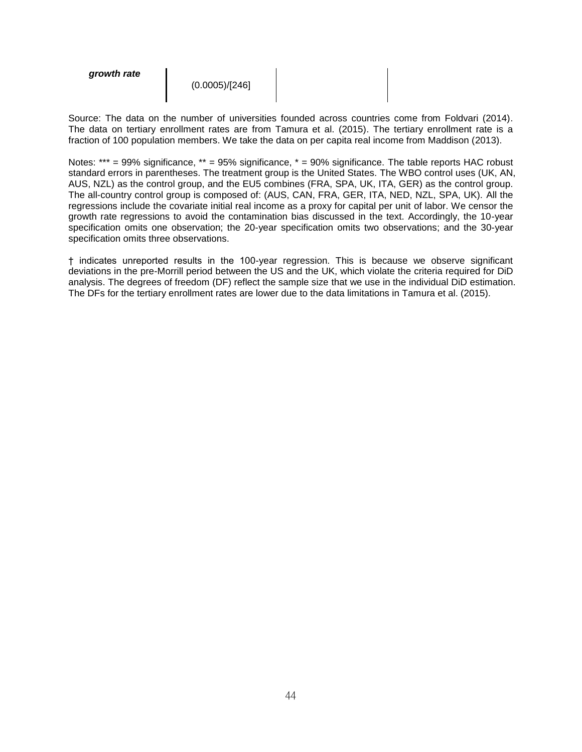| *growth rate* | (0.0005)/[246] | | |
|---|---|---|---|

Source: The data on the number of universities founded across countries come from Foldvari (2014). The data on tertiary enrollment rates are from Tamura et al. (2015). The tertiary enrollment rate is a fraction of 100 population members. We take the data on per capita real income from Maddison (2013).

Notes: *** = 99% significance, ** = 95% significance, * = 90% significance. The table reports HAC robust standard errors in parentheses. The treatment group is the United States. The WBO control uses (UK, AN, AUS, NZL) as the control group, and the EU5 combines (FRA, SPA, UK, ITA, GER) as the control group. The all-country control group is composed of: (AUS, CAN, FRA, GER, ITA, NED, NZL, SPA, UK). All the regressions include the covariate initial real income as a proxy for capital per unit of labor. We censor the growth rate regressions to avoid the contamination bias discussed in the text. Accordingly, the 10-year specification omits one observation; the 20-year specification omits two observations; and the 30-year specification omits three observations.

† indicates unreported results in the 100-year regression. This is because we observe significant deviations in the pre-Morrill period between the US and the UK, which violate the criteria required for DiD analysis. The degrees of freedom (DF) reflect the sample size that we use in the individual DiD estimation. The DFs for the tertiary enrollment rates are lower due to the data limitations in Tamura et al. (2015).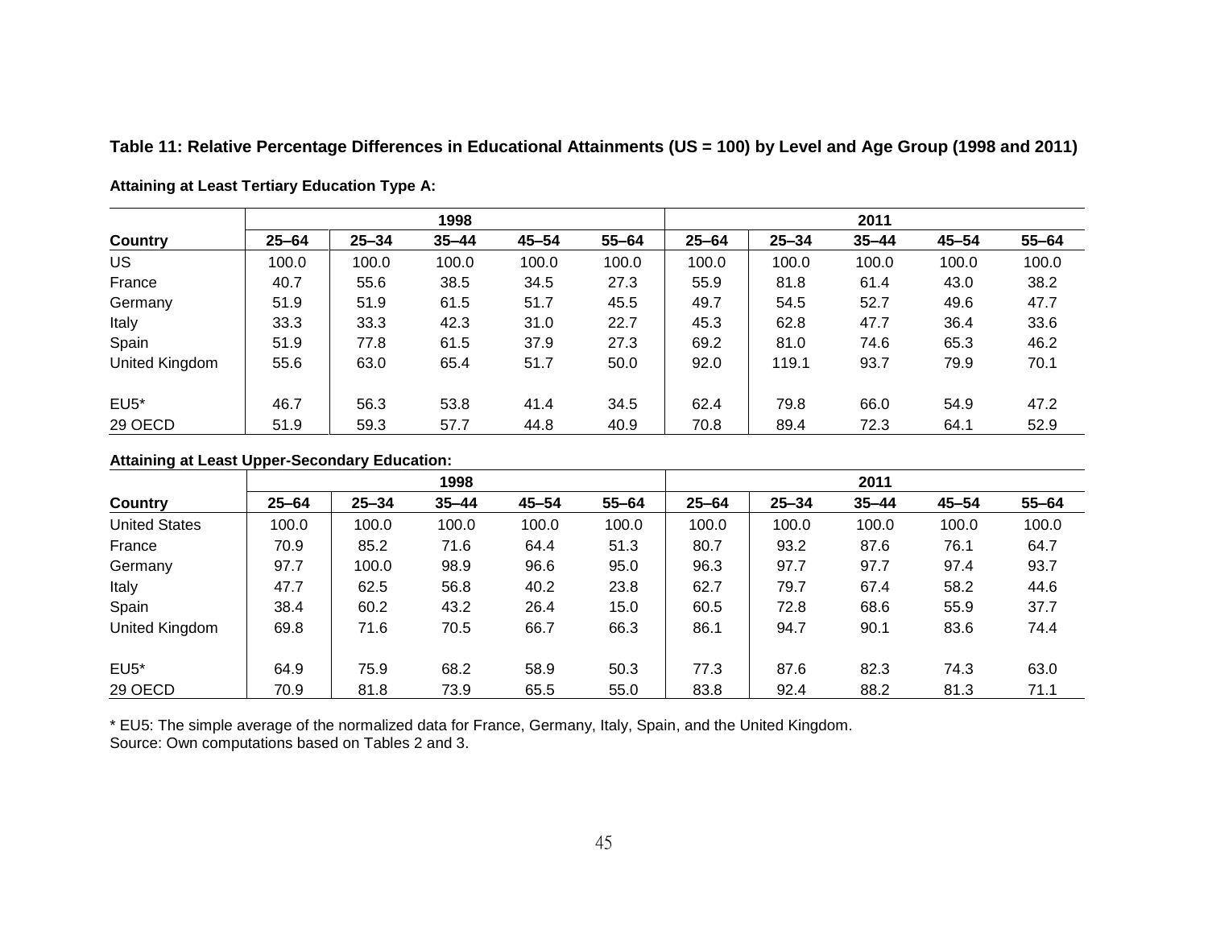**Table 11: Relative Percentage Differences in Educational Attainments (US = 100) by Level and Age Group (1998 and 2011)**

**Attaining at Least Tertiary Education Type A:**

| | 1998 | | | | | 2011 | | | | |
|---|---|---|---|---|---|---|---|---|---|---|
| **Country** | **25–64** | **25–34** | **35–44** | **45–54** | **55–64** | **25–64** | **25–34** | **35–44** | **45–54** | **55–64** |
| US | 100.0 | 100.0 | 100.0 | 100.0 | 100.0 | 100.0 | 100.0 | 100.0 | 100.0 | 100.0 |
| France | 40.7 | 55.6 | 38.5 | 34.5 | 27.3 | 55.9 | 81.8 | 61.4 | 43.0 | 38.2 |
| Germany | 51.9 | 51.9 | 61.5 | 51.7 | 45.5 | 49.7 | 54.5 | 52.7 | 49.6 | 47.7 |
| Italy | 33.3 | 33.3 | 42.3 | 31.0 | 22.7 | 45.3 | 62.8 | 47.7 | 36.4 | 33.6 |
| Spain | 51.9 | 77.8 | 61.5 | 37.9 | 27.3 | 69.2 | 81.0 | 74.6 | 65.3 | 46.2 |
| United Kingdom | 55.6 | 63.0 | 65.4 | 51.7 | 50.0 | 92.0 | 119.1 | 93.7 | 79.9 | 70.1 |
| EU5* | 46.7 | 56.3 | 53.8 | 41.4 | 34.5 | 62.4 | 79.8 | 66.0 | 54.9 | 47.2 |
| 29 OECD | 51.9 | 59.3 | 57.7 | 44.8 | 40.9 | 70.8 | 89.4 | 72.3 | 64.1 | 52.9 |

**Attaining at Least Upper-Secondary Education:**

| | 1998 | | | | | 2011 | | | | |
|---|---|---|---|---|---|---|---|---|---|---|
| **Country** | **25–64** | **25–34** | **35–44** | **45–54** | **55–64** | **25–64** | **25–34** | **35–44** | **45–54** | **55–64** |
| United States | 100.0 | 100.0 | 100.0 | 100.0 | 100.0 | 100.0 | 100.0 | 100.0 | 100.0 | 100.0 |
| France | 70.9 | 85.2 | 71.6 | 64.4 | 51.3 | 80.7 | 93.2 | 87.6 | 76.1 | 64.7 |
| Germany | 97.7 | 100.0 | 98.9 | 96.6 | 95.0 | 96.3 | 97.7 | 97.7 | 97.4 | 93.7 |
| Italy | 47.7 | 62.5 | 56.8 | 40.2 | 23.8 | 62.7 | 79.7 | 67.4 | 58.2 | 44.6 |
| Spain | 38.4 | 60.2 | 43.2 | 26.4 | 15.0 | 60.5 | 72.8 | 68.6 | 55.9 | 37.7 |
| United Kingdom | 69.8 | 71.6 | 70.5 | 66.7 | 66.3 | 86.1 | 94.7 | 90.1 | 83.6 | 74.4 |
| EU5* | 64.9 | 75.9 | 68.2 | 58.9 | 50.3 | 77.3 | 87.6 | 82.3 | 74.3 | 63.0 |
| 29 OECD | 70.9 | 81.8 | 73.9 | 65.5 | 55.0 | 83.8 | 92.4 | 88.2 | 81.3 | 71.1 |

* EU5: The simple average of the normalized data for France, Germany, Italy, Spain, and the United Kingdom.
Source: Own computations based on Tables 2 and 3.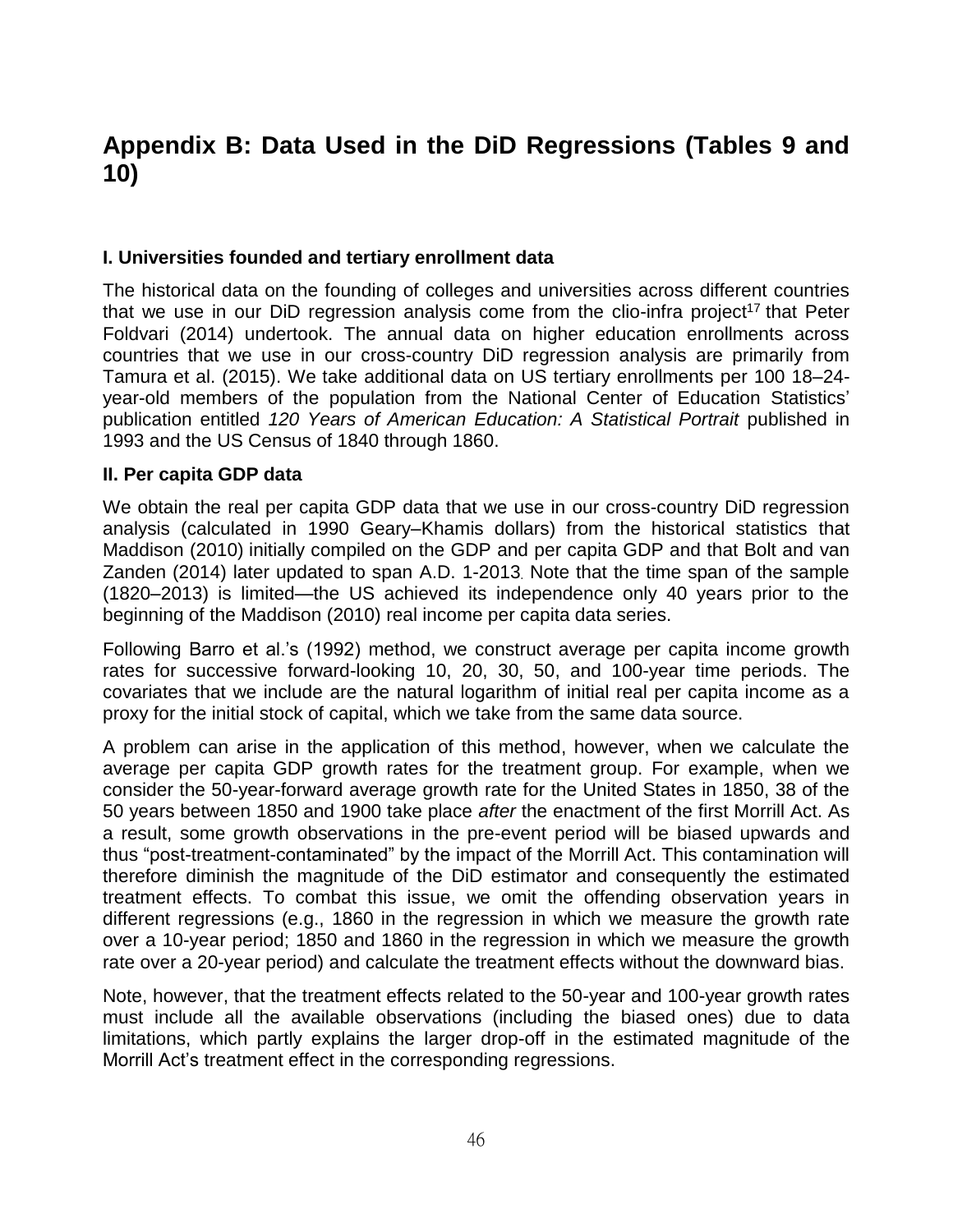# Appendix B: Data Used in the DiD Regressions (Tables 9 and 10)

### I. Universities founded and tertiary enrollment data

The historical data on the founding of colleges and universities across different countries that we use in our DiD regression analysis come from the clio-infra project[17] that Peter Foldvari (2014) undertook. The annual data on higher education enrollments across countries that we use in our cross-country DiD regression analysis are primarily from Tamura et al. (2015). We take additional data on US tertiary enrollments per 100 18–24-year-old members of the population from the National Center of Education Statistics' publication entitled *120 Years of American Education: A Statistical Portrait* published in 1993 and the US Census of 1840 through 1860.

### II. Per capita GDP data

We obtain the real per capita GDP data that we use in our cross-country DiD regression analysis (calculated in 1990 Geary–Khamis dollars) from the historical statistics that Maddison (2010) initially compiled on the GDP and per capita GDP and that Bolt and van Zanden (2014) later updated to span A.D. 1-2013. Note that the time span of the sample (1820–2013) is limited—the US achieved its independence only 40 years prior to the beginning of the Maddison (2010) real income per capita data series.

Following Barro et al.'s (1992) method, we construct average per capita income growth rates for successive forward-looking 10, 20, 30, 50, and 100-year time periods. The covariates that we include are the natural logarithm of initial real per capita income as a proxy for the initial stock of capital, which we take from the same data source.

A problem can arise in the application of this method, however, when we calculate the average per capita GDP growth rates for the treatment group. For example, when we consider the 50-year-forward average growth rate for the United States in 1850, 38 of the 50 years between 1850 and 1900 take place *after* the enactment of the first Morrill Act. As a result, some growth observations in the pre-event period will be biased upwards and thus "post-treatment-contaminated" by the impact of the Morrill Act. This contamination will therefore diminish the magnitude of the DiD estimator and consequently the estimated treatment effects. To combat this issue, we omit the offending observation years in different regressions (e.g., 1860 in the regression in which we measure the growth rate over a 10-year period; 1850 and 1860 in the regression in which we measure the growth rate over a 20-year period) and calculate the treatment effects without the downward bias.

Note, however, that the treatment effects related to the 50-year and 100-year growth rates must include all the available observations (including the biased ones) due to data limitations, which partly explains the larger drop-off in the estimated magnitude of the Morrill Act's treatment effect in the corresponding regressions.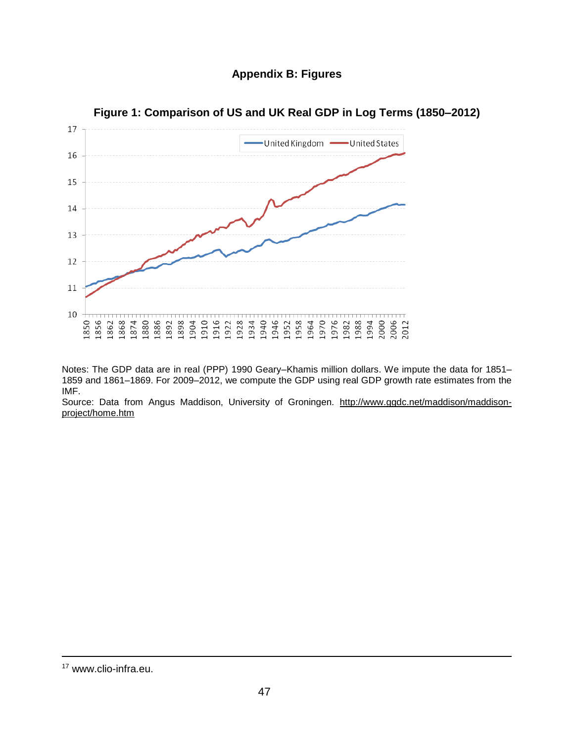## Appendix B: Figures

**Figure 1: Comparison of US and UK Real GDP in Log Terms (1850–2012)**

Notes: The GDP data are in real (PPP) 1990 Geary–Khamis million dollars. We impute the data for 1851–1859 and 1861–1869. For 2009–2012, we compute the GDP using real GDP growth rate estimates from the IMF.

Source: Data from Angus Maddison, University of Groningen. http://www.ggdc.net/maddison/maddison-project/home.htm

[17] www.clio-infra.eu.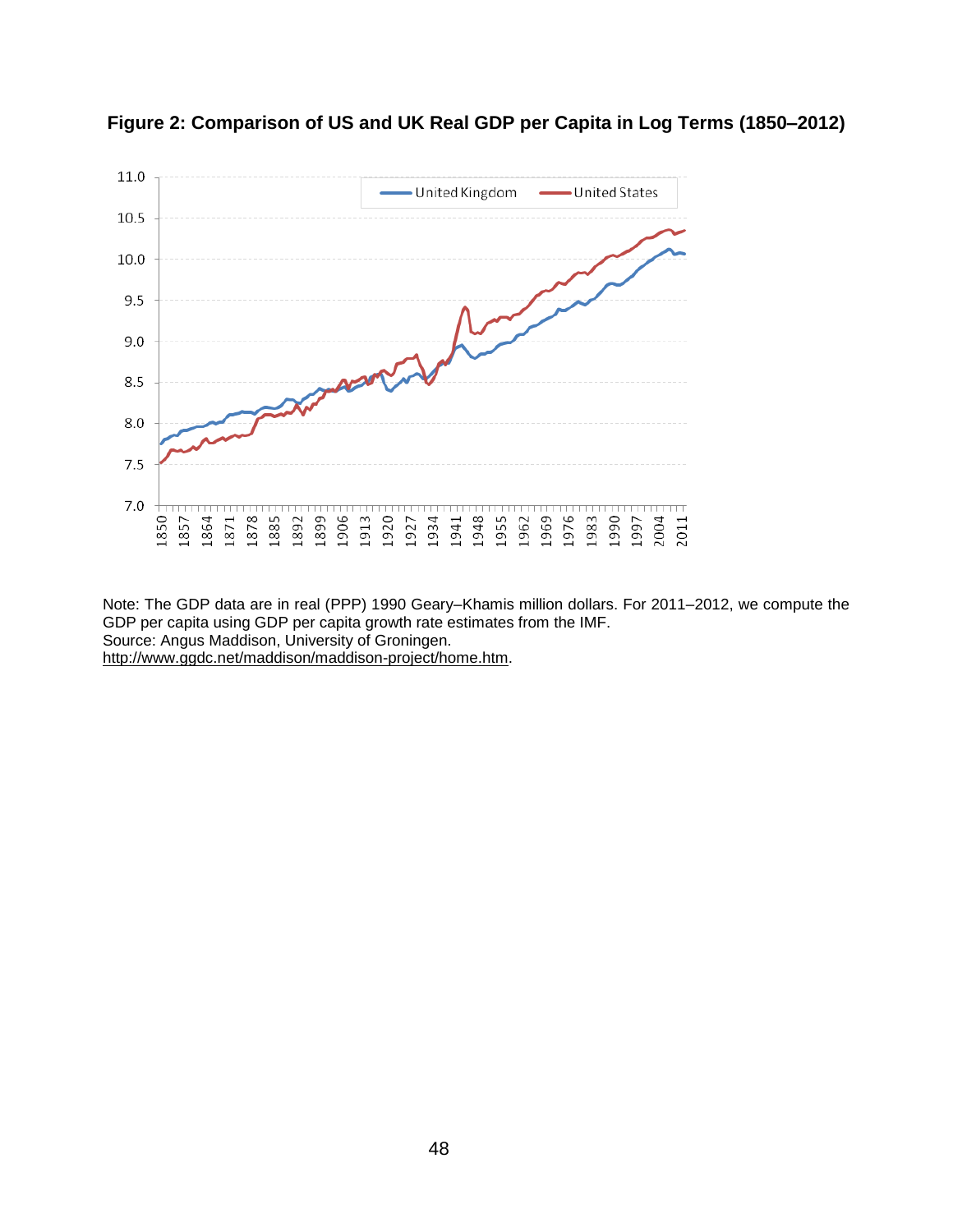**Figure 2: Comparison of US and UK Real GDP per Capita in Log Terms (1850–2012)**

Note: The GDP data are in real (PPP) 1990 Geary–Khamis million dollars. For 2011–2012, we compute the GDP per capita using GDP per capita growth rate estimates from the IMF.
Source: Angus Maddison, University of Groningen.
http://www.ggdc.net/maddison/maddison-project/home.htm.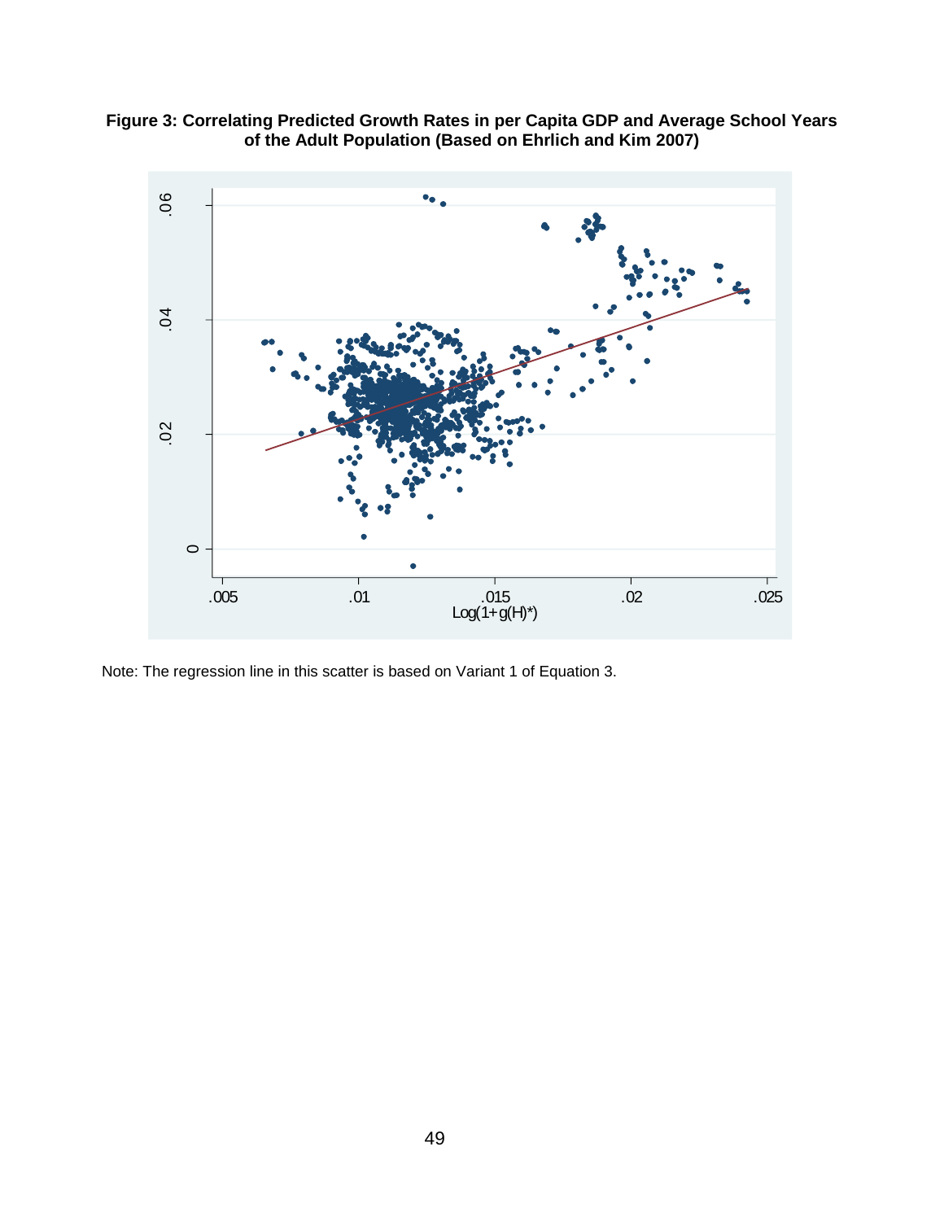**Figure 3: Correlating Predicted Growth Rates in per Capita GDP and Average School Years of the Adult Population (Based on Ehrlich and Kim 2007)**

Note: The regression line in this scatter is based on Variant 1 of Equation 3.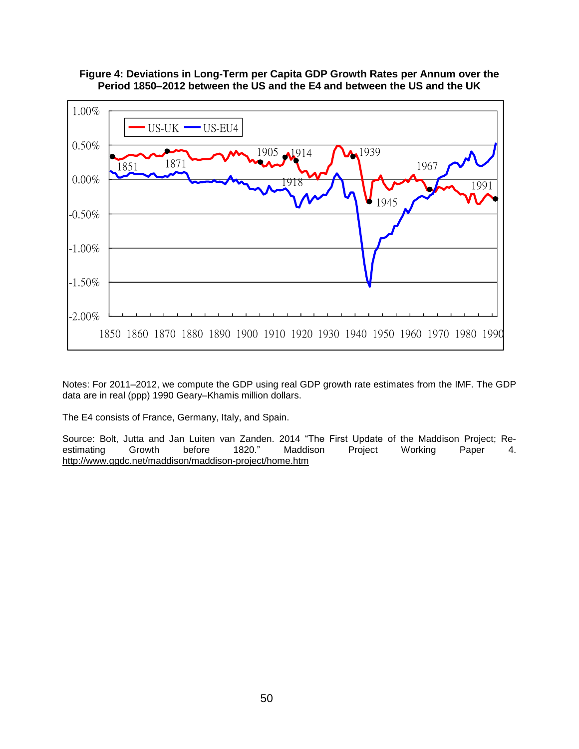**Figure 4: Deviations in Long-Term per Capita GDP Growth Rates per Annum over the Period 1850–2012 between the US and the E4 and between the US and the UK**

Notes: For 2011–2012, we compute the GDP using real GDP growth rate estimates from the IMF. The GDP data are in real (ppp) 1990 Geary–Khamis million dollars.

The E4 consists of France, Germany, Italy, and Spain.

Source: Bolt, Jutta and Jan Luiten van Zanden. 2014 "The First Update of the Maddison Project; Re-estimating Growth before 1820." Maddison Project Working Paper 4. http://www.ggdc.net/maddison/maddison-project/home.htm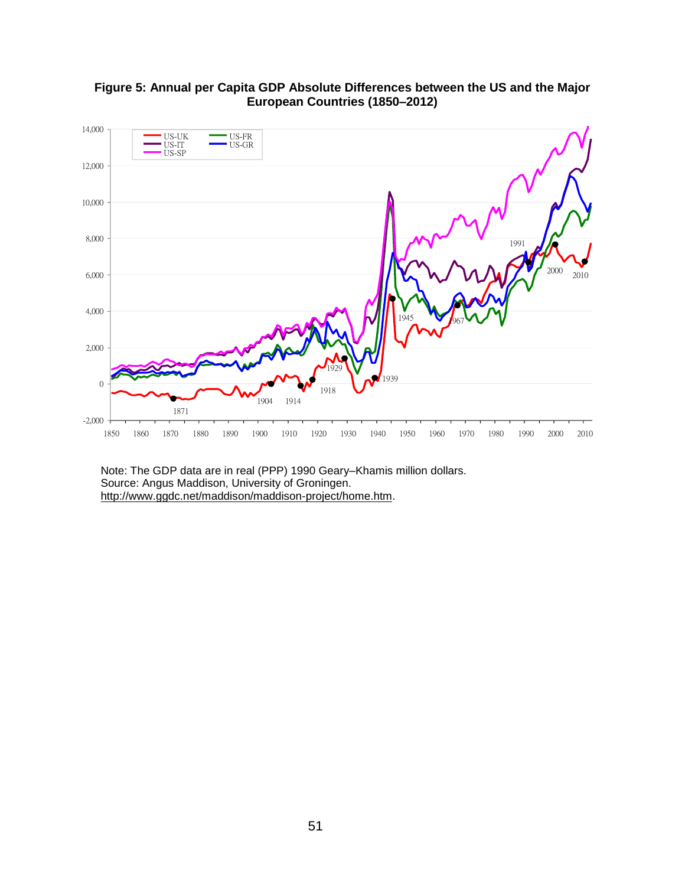**Figure 5: Annual per Capita GDP Absolute Differences between the US and the Major European Countries (1850–2012)**

US-UK
US-IT
US-SP
US-FR
US-GR

14,000
12,000
10,000
8,000
6,000
4,000
2,000
0
-2,000

1850 1860 1870 1880 1890 1900 1910 1920 1930 1940 1950 1960 1970 1980 1990 2000 2010

1871
1904
1914
1918
1929
1939
1945
1967
1991
2000
2010

Note: The GDP data are in real (PPP) 1990 Geary–Khamis million dollars.
Source: Angus Maddison, University of Groningen.
http://www.ggdc.net/maddison/maddison-project/home.htm.